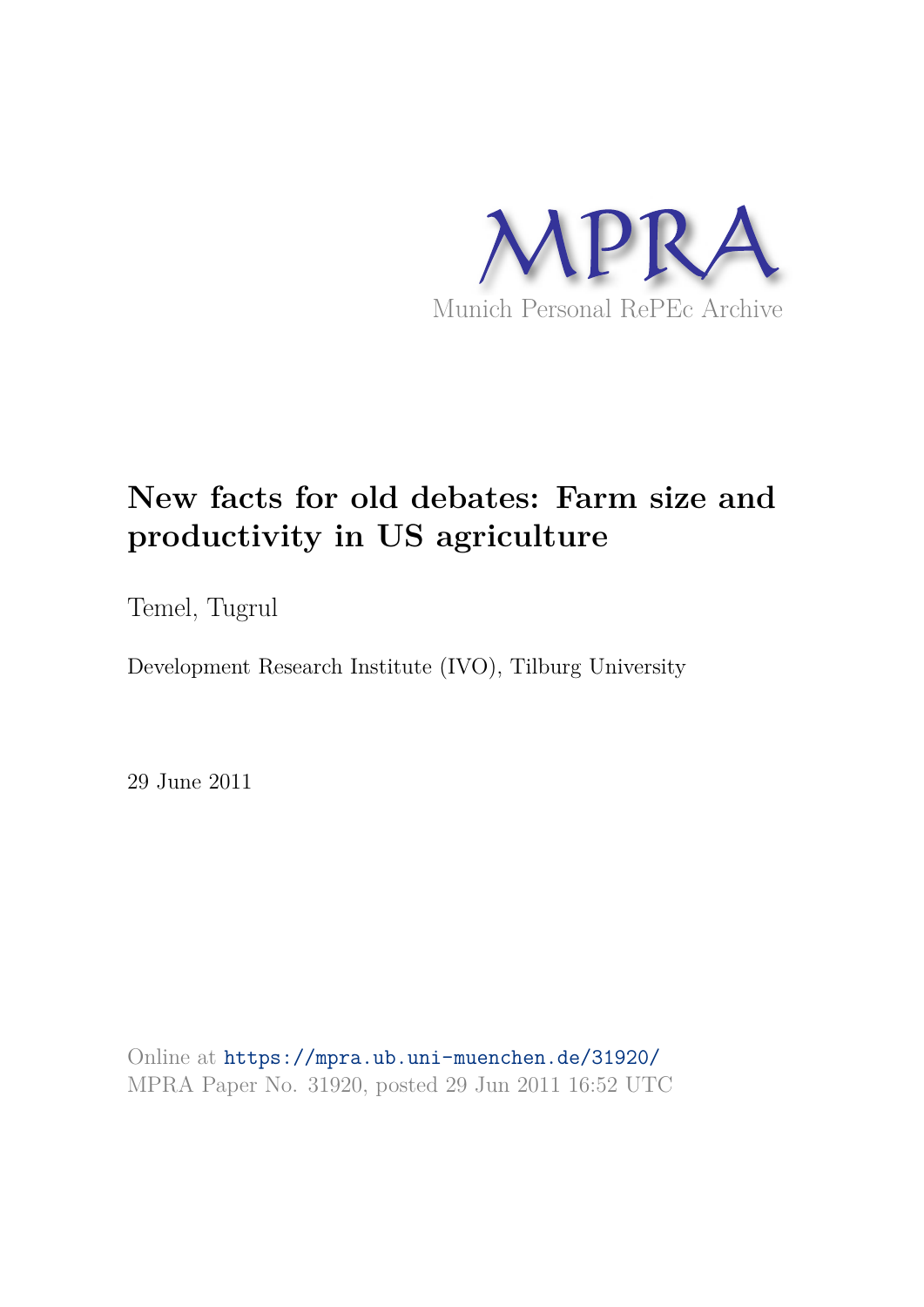MPRA

Munich Personal RePEc Archive

# New facts for old debates: Farm size and productivity in US agriculture

Temel, Tugrul

Development Research Institute (IVO), Tilburg University

29 June 2011

Online at https://mpra.ub.uni-muenchen.de/31920/
MPRA Paper No. 31920, posted 29 Jun 2011 16:52 UTC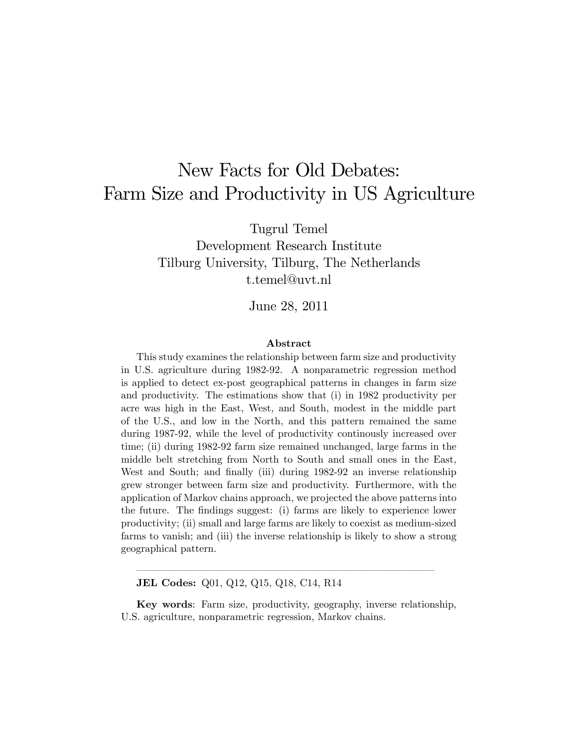# New Facts for Old Debates: Farm Size and Productivity in US Agriculture

Tugrul Temel
Development Research Institute
Tilburg University, Tilburg, The Netherlands
t.temel@uvt.nl

June 28, 2011

**Abstract**

This study examines the relationship between farm size and productivity in U.S. agriculture during 1982-92. A nonparametric regression method is applied to detect ex-post geographical patterns in changes in farm size and productivity. The estimations show that (i) in 1982 productivity per acre was high in the East, West, and South, modest in the middle part of the U.S., and low in the North, and this pattern remained the same during 1987-92, while the level of productivity continously increased over time; (ii) during 1982-92 farm size remained unchanged, large farms in the middle belt stretching from North to South and small ones in the East, West and South; and finally (iii) during 1982-92 an inverse relationship grew stronger between farm size and productivity. Furthermore, with the application of Markov chains approach, we projected the above patterns into the future. The findings suggest: (i) farms are likely to experience lower productivity; (ii) small and large farms are likely to coexist as medium-sized farms to vanish; and (iii) the inverse relationship is likely to show a strong geographical pattern.

---

**JEL Codes:** Q01, Q12, Q15, Q18, C14, R14

**Key words**: Farm size, productivity, geography, inverse relationship, U.S. agriculture, nonparametric regression, Markov chains.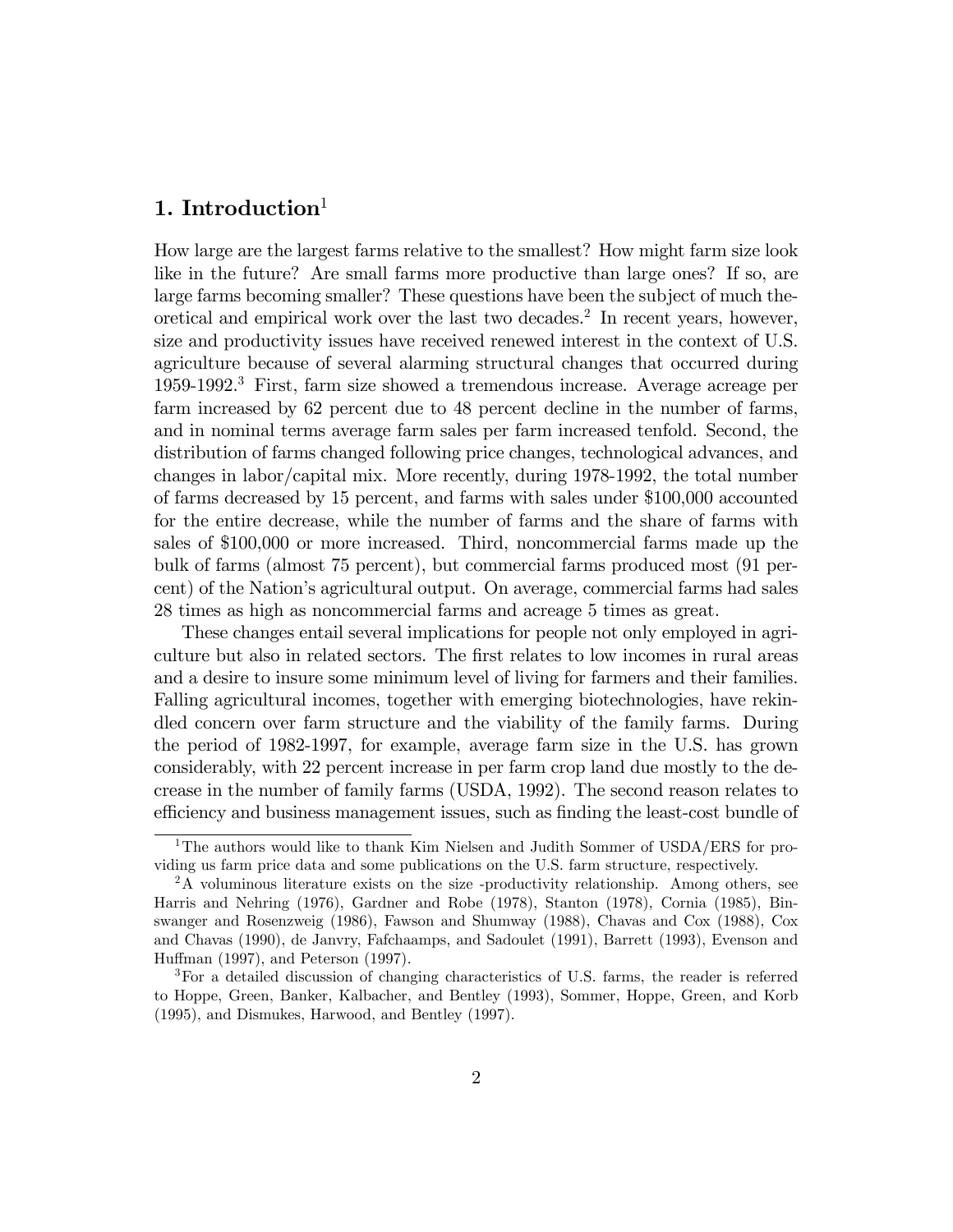## 1. Introduction[1]

How large are the largest farms relative to the smallest? How might farm size look like in the future? Are small farms more productive than large ones? If so, are large farms becoming smaller? These questions have been the subject of much theoretical and empirical work over the last two decades.[2] In recent years, however, size and productivity issues have received renewed interest in the context of U.S. agriculture because of several alarming structural changes that occurred during 1959-1992.[3] First, farm size showed a tremendous increase. Average acreage per farm increased by 62 percent due to 48 percent decline in the number of farms, and in nominal terms average farm sales per farm increased tenfold. Second, the distribution of farms changed following price changes, technological advances, and changes in labor/capital mix. More recently, during 1978-1992, the total number of farms decreased by 15 percent, and farms with sales under \$100,000 accounted for the entire decrease, while the number of farms and the share of farms with sales of \$100,000 or more increased. Third, noncommercial farms made up the bulk of farms (almost 75 percent), but commercial farms produced most (91 percent) of the Nation's agricultural output. On average, commercial farms had sales 28 times as high as noncommercial farms and acreage 5 times as great.

These changes entail several implications for people not only employed in agriculture but also in related sectors. The first relates to low incomes in rural areas and a desire to insure some minimum level of living for farmers and their families. Falling agricultural incomes, together with emerging biotechnologies, have rekindled concern over farm structure and the viability of the family farms. During the period of 1982-1997, for example, average farm size in the U.S. has grown considerably, with 22 percent increase in per farm crop land due mostly to the decrease in the number of family farms (USDA, 1992). The second reason relates to efficiency and business management issues, such as finding the least-cost bundle of

[1] The authors would like to thank Kim Nielsen and Judith Sommer of USDA/ERS for providing us farm price data and some publications on the U.S. farm structure, respectively.

[2] A voluminous literature exists on the size -productivity relationship. Among others, see Harris and Nehring (1976), Gardner and Robe (1978), Stanton (1978), Cornia (1985), Binswanger and Rosenzweig (1986), Fawson and Shumway (1988), Chavas and Cox (1988), Cox and Chavas (1990), de Janvry, Fafchaamps, and Sadoulet (1991), Barrett (1993), Evenson and Huffman (1997), and Peterson (1997).

[3] For a detailed discussion of changing characteristics of U.S. farms, the reader is referred to Hoppe, Green, Banker, Kalbacher, and Bentley (1993), Sommer, Hoppe, Green, and Korb (1995), and Dismukes, Harwood, and Bentley (1997).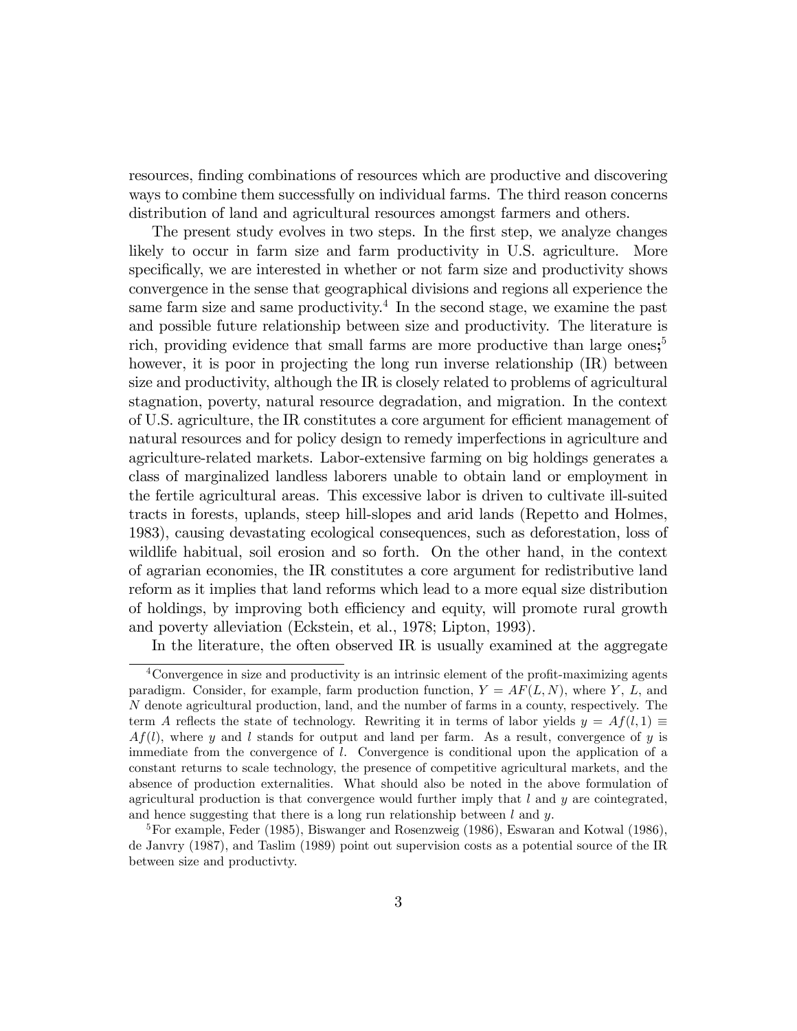resources, finding combinations of resources which are productive and discovering ways to combine them successfully on individual farms. The third reason concerns distribution of land and agricultural resources amongst farmers and others.

The present study evolves in two steps. In the first step, we analyze changes likely to occur in farm size and farm productivity in U.S. agriculture. More specifically, we are interested in whether or not farm size and productivity shows convergence in the sense that geographical divisions and regions all experience the same farm size and same productivity.[4] In the second stage, we examine the past and possible future relationship between size and productivity. The literature is rich, providing evidence that small farms are more productive than large ones;[5] however, it is poor in projecting the long run inverse relationship (IR) between size and productivity, although the IR is closely related to problems of agricultural stagnation, poverty, natural resource degradation, and migration. In the context of U.S. agriculture, the IR constitutes a core argument for efficient management of natural resources and for policy design to remedy imperfections in agriculture and agriculture-related markets. Labor-extensive farming on big holdings generates a class of marginalized landless laborers unable to obtain land or employment in the fertile agricultural areas. This excessive labor is driven to cultivate ill-suited tracts in forests, uplands, steep hill-slopes and arid lands (Repetto and Holmes, 1983), causing devastating ecological consequences, such as deforestation, loss of wildlife habitual, soil erosion and so forth. On the other hand, in the context of agrarian economies, the IR constitutes a core argument for redistributive land reform as it implies that land reforms which lead to a more equal size distribution of holdings, by improving both efficiency and equity, will promote rural growth and poverty alleviation (Eckstein, et al., 1978; Lipton, 1993).

In the literature, the often observed IR is usually examined at the aggregate

[4] Convergence in size and productivity is an intrinsic element of the profit-maximizing agents paradigm. Consider, for example, farm production function, $Y = AF(L, N)$, where $Y$, $L$, and $N$ denote agricultural production, land, and the number of farms in a county, respectively. The term $A$ reflects the state of technology. Rewriting it in terms of labor yields $y = Af(l, 1) \equiv Af(l)$, where $y$ and $l$ stands for output and land per farm. As a result, convergence of $y$ is immediate from the convergence of $l$. Convergence is conditional upon the application of a constant returns to scale technology, the presence of competitive agricultural markets, and the absence of production externalities. What should also be noted in the above formulation of agricultural production is that convergence would further imply that $l$ and $y$ are cointegrated, and hence suggesting that there is a long run relationship between $l$ and $y$.

[5] For example, Feder (1985), Biswanger and Rosenzweig (1986), Eswaran and Kotwal (1986), de Janvry (1987), and Taslim (1989) point out supervision costs as a potential source of the IR between size and productivty.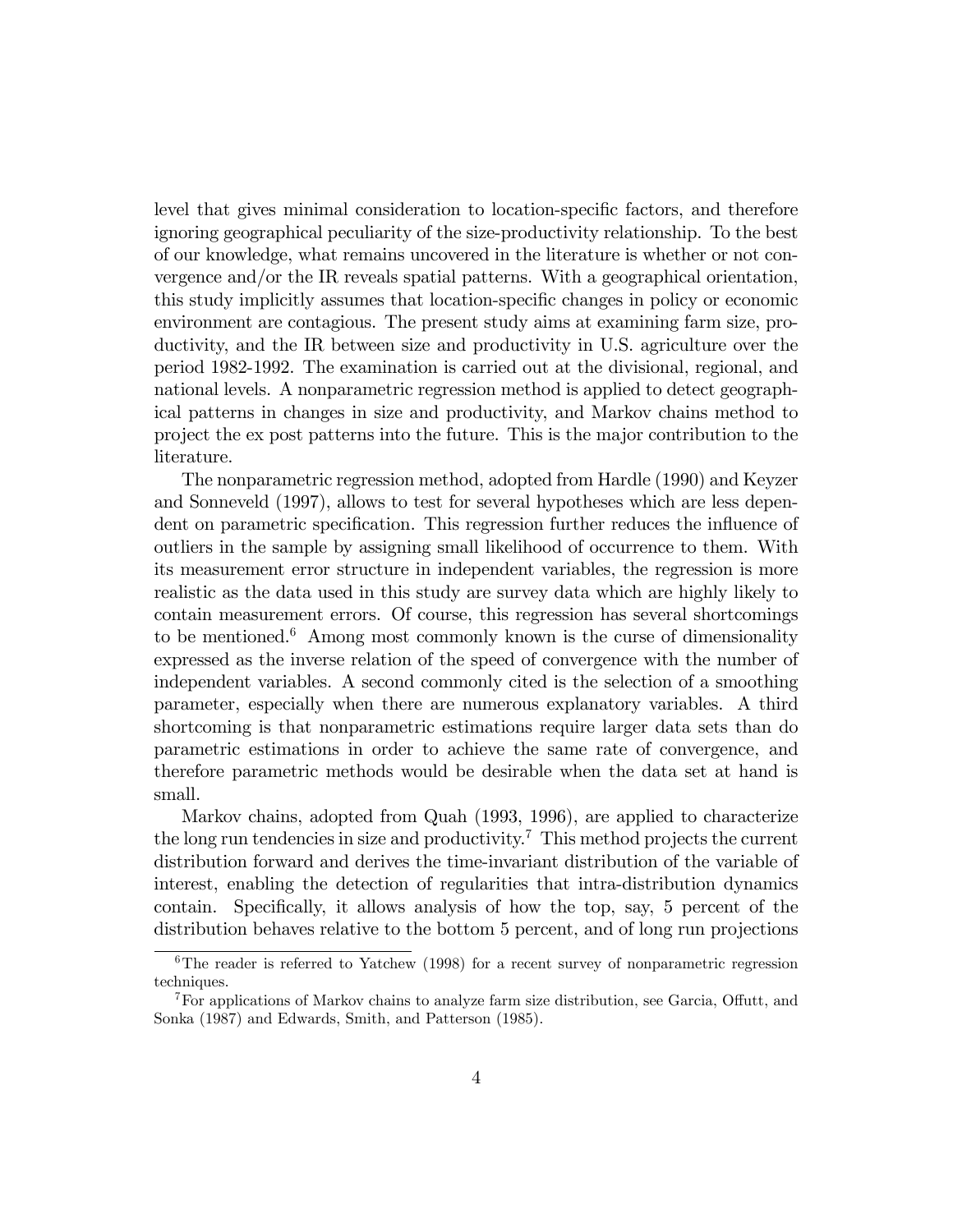level that gives minimal consideration to location-specific factors, and therefore ignoring geographical peculiarity of the size-productivity relationship. To the best of our knowledge, what remains uncovered in the literature is whether or not convergence and/or the IR reveals spatial patterns. With a geographical orientation, this study implicitly assumes that location-specific changes in policy or economic environment are contagious. The present study aims at examining farm size, productivity, and the IR between size and productivity in U.S. agriculture over the period 1982-1992. The examination is carried out at the divisional, regional, and national levels. A nonparametric regression method is applied to detect geographical patterns in changes in size and productivity, and Markov chains method to project the ex post patterns into the future. This is the major contribution to the literature.

The nonparametric regression method, adopted from Hardle (1990) and Keyzer and Sonneveld (1997), allows to test for several hypotheses which are less dependent on parametric specification. This regression further reduces the influence of outliers in the sample by assigning small likelihood of occurrence to them. With its measurement error structure in independent variables, the regression is more realistic as the data used in this study are survey data which are highly likely to contain measurement errors. Of course, this regression has several shortcomings to be mentioned.[6] Among most commonly known is the curse of dimensionality expressed as the inverse relation of the speed of convergence with the number of independent variables. A second commonly cited is the selection of a smoothing parameter, especially when there are numerous explanatory variables. A third shortcoming is that nonparametric estimations require larger data sets than do parametric estimations in order to achieve the same rate of convergence, and therefore parametric methods would be desirable when the data set at hand is small.

Markov chains, adopted from Quah (1993, 1996), are applied to characterize the long run tendencies in size and productivity.[7] This method projects the current distribution forward and derives the time-invariant distribution of the variable of interest, enabling the detection of regularities that intra-distribution dynamics contain. Specifically, it allows analysis of how the top, say, 5 percent of the distribution behaves relative to the bottom 5 percent, and of long run projections

[6] The reader is referred to Yatchew (1998) for a recent survey of nonparametric regression techniques.

[7] For applications of Markov chains to analyze farm size distribution, see Garcia, Offutt, and Sonka (1987) and Edwards, Smith, and Patterson (1985).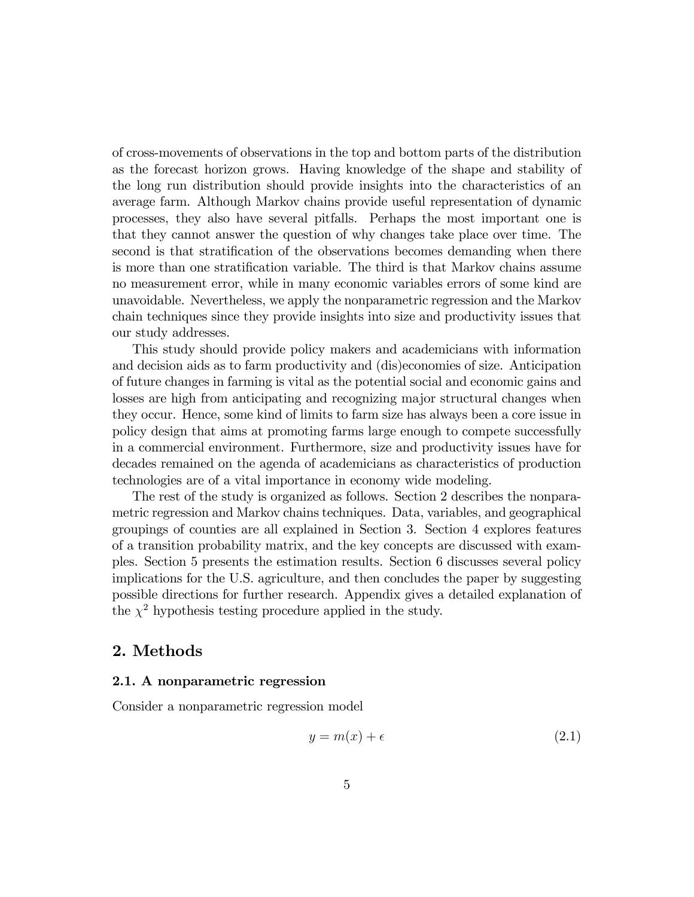of cross-movements of observations in the top and bottom parts of the distribution as the forecast horizon grows. Having knowledge of the shape and stability of the long run distribution should provide insights into the characteristics of an average farm. Although Markov chains provide useful representation of dynamic processes, they also have several pitfalls. Perhaps the most important one is that they cannot answer the question of why changes take place over time. The second is that stratification of the observations becomes demanding when there is more than one stratification variable. The third is that Markov chains assume no measurement error, while in many economic variables errors of some kind are unavoidable. Nevertheless, we apply the nonparametric regression and the Markov chain techniques since they provide insights into size and productivity issues that our study addresses.

This study should provide policy makers and academicians with information and decision aids as to farm productivity and (dis)economies of size. Anticipation of future changes in farming is vital as the potential social and economic gains and losses are high from anticipating and recognizing major structural changes when they occur. Hence, some kind of limits to farm size has always been a core issue in policy design that aims at promoting farms large enough to compete successfully in a commercial environment. Furthermore, size and productivity issues have for decades remained on the agenda of academicians as characteristics of production technologies are of a vital importance in economy wide modeling.

The rest of the study is organized as follows. Section 2 describes the nonparametric regression and Markov chains techniques. Data, variables, and geographical groupings of counties are all explained in Section 3. Section 4 explores features of a transition probability matrix, and the key concepts are discussed with examples. Section 5 presents the estimation results. Section 6 discusses several policy implications for the U.S. agriculture, and then concludes the paper by suggesting possible directions for further research. Appendix gives a detailed explanation of the $\chi^2$ hypothesis testing procedure applied in the study.

## 2. Methods

### 2.1. A nonparametric regression

Consider a nonparametric regression model

$$y = m(x) + \epsilon \tag{2.1}$$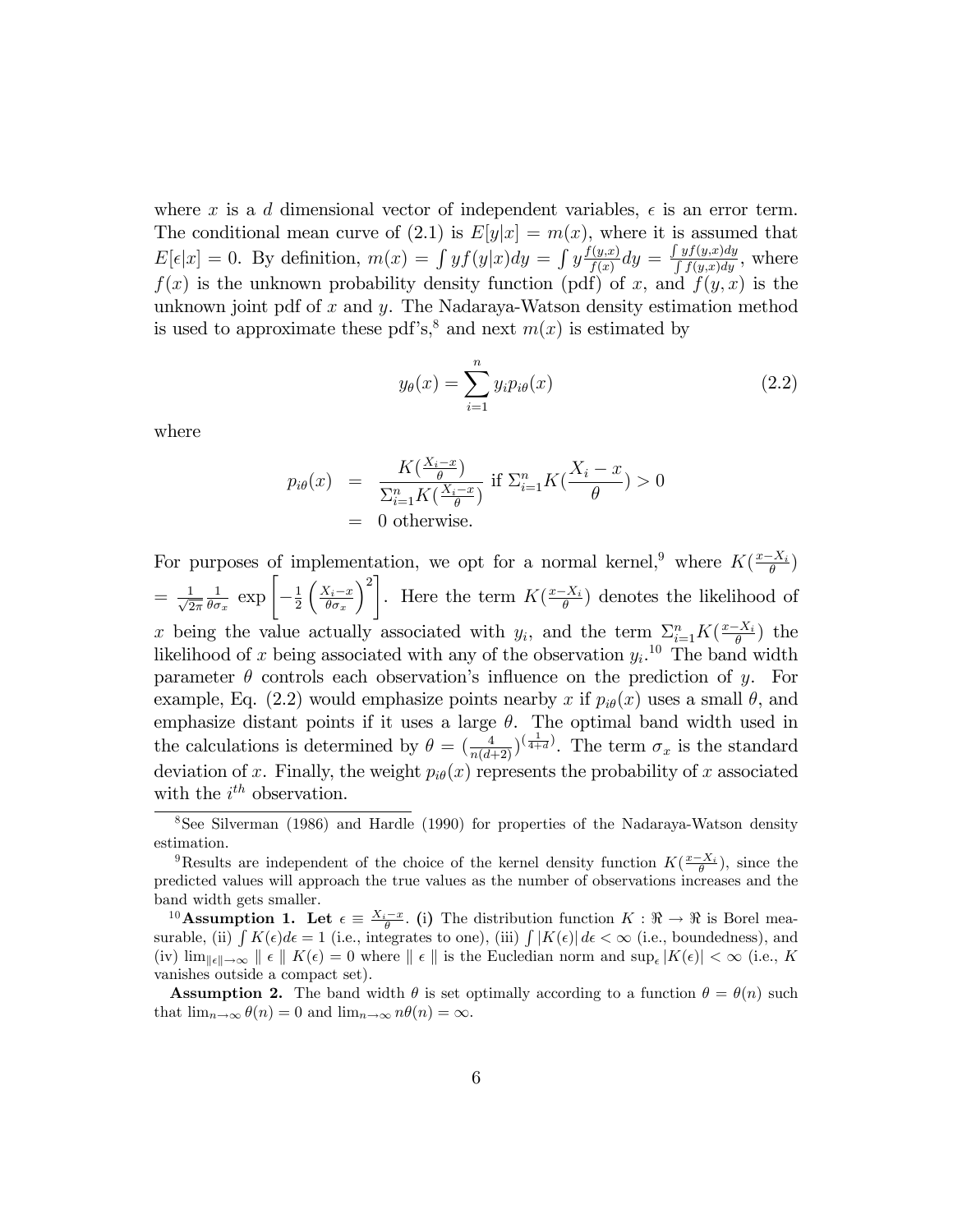where $x$ is a $d$ dimensional vector of independent variables, $\epsilon$ is an error term. The conditional mean curve of (2.1) is $E[y|x] = m(x)$, where it is assumed that $E[\epsilon|x] = 0$. By definition, $m(x) = \int yf(y|x)dy = \int y\frac{f(y,x)}{f(x)}dy = \frac{\int yf(y,x)dy}{\int f(y,x)dy}$, where $f(x)$ is the unknown probability density function (pdf) of $x$, and $f(y, x)$ is the unknown joint pdf of $x$ and $y$. The Nadaraya-Watson density estimation method is used to approximate these pdf's,[8] and next $m(x)$ is estimated by

$$y_\theta(x) = \sum_{i=1}^{n} y_i p_{i\theta}(x) \tag{2.2}$$

where

$$\begin{aligned} p_{i\theta}(x) &= \frac{K(\frac{X_i - x}{\theta})}{\Sigma_{i=1}^n K(\frac{X_i - x}{\theta})} \text{ if } \Sigma_{i=1}^n K(\frac{X_i - x}{\theta}) > 0 \\ &= 0 \text{ otherwise.} \end{aligned}$$

For purposes of implementation, we opt for a normal kernel,[9] where $K(\frac{x - X_i}{\theta})$ $= \frac{1}{\sqrt{2\pi}} \frac{1}{\theta\sigma_x} \exp\left[-\frac{1}{2}\left(\frac{X_i - x}{\theta\sigma_x}\right)^2\right]$. Here the term $K(\frac{x - X_i}{\theta})$ denotes the likelihood of $x$ being the value actually associated with $y_i$, and the term $\Sigma_{i=1}^n K(\frac{x - X_i}{\theta})$ the likelihood of $x$ being associated with any of the observation $y_i$.[10] The band width parameter $\theta$ controls each observation's influence on the prediction of $y$. For example, Eq. (2.2) would emphasize points nearby $x$ if $p_{i\theta}(x)$ uses a small $\theta$, and emphasize distant points if it uses a large $\theta$. The optimal band width used in the calculations is determined by $\theta = (\frac{4}{n(d+2)})^{(\frac{1}{4+d})}$. The term $\sigma_x$ is the standard deviation of $x$. Finally, the weight $p_{i\theta}(x)$ represents the probability of $x$ associated with the $i^{th}$ observation.

---

[8] See Silverman (1986) and Hardle (1990) for properties of the Nadaraya-Watson density estimation.

[9] Results are independent of the choice of the kernel density function $K(\frac{x - X_i}{\theta})$, since the predicted values will approach the true values as the number of observations increases and the band width gets smaller.

[10] **Assumption 1.** **Let** $\epsilon \equiv \frac{X_i - x}{\theta}$. (i) The distribution function $K : \Re \to \Re$ is Borel measurable, (ii) $\int K(\epsilon)d\epsilon = 1$ (i.e., integrates to one), (iii) $\int |K(\epsilon)|\, d\epsilon < \infty$ (i.e., boundedness), and (iv) $\lim_{\|\epsilon\| \to \infty} \| \epsilon \| \; K(\epsilon) = 0$ where $\| \epsilon \|$ is the Eucledian norm and $\sup_\epsilon |K(\epsilon)| < \infty$ (i.e., $K$ vanishes outside a compact set).

**Assumption 2.** The band width $\theta$ is set optimally according to a function $\theta = \theta(n)$ such that $\lim_{n\to\infty} \theta(n) = 0$ and $\lim_{n\to\infty} n\theta(n) = \infty$.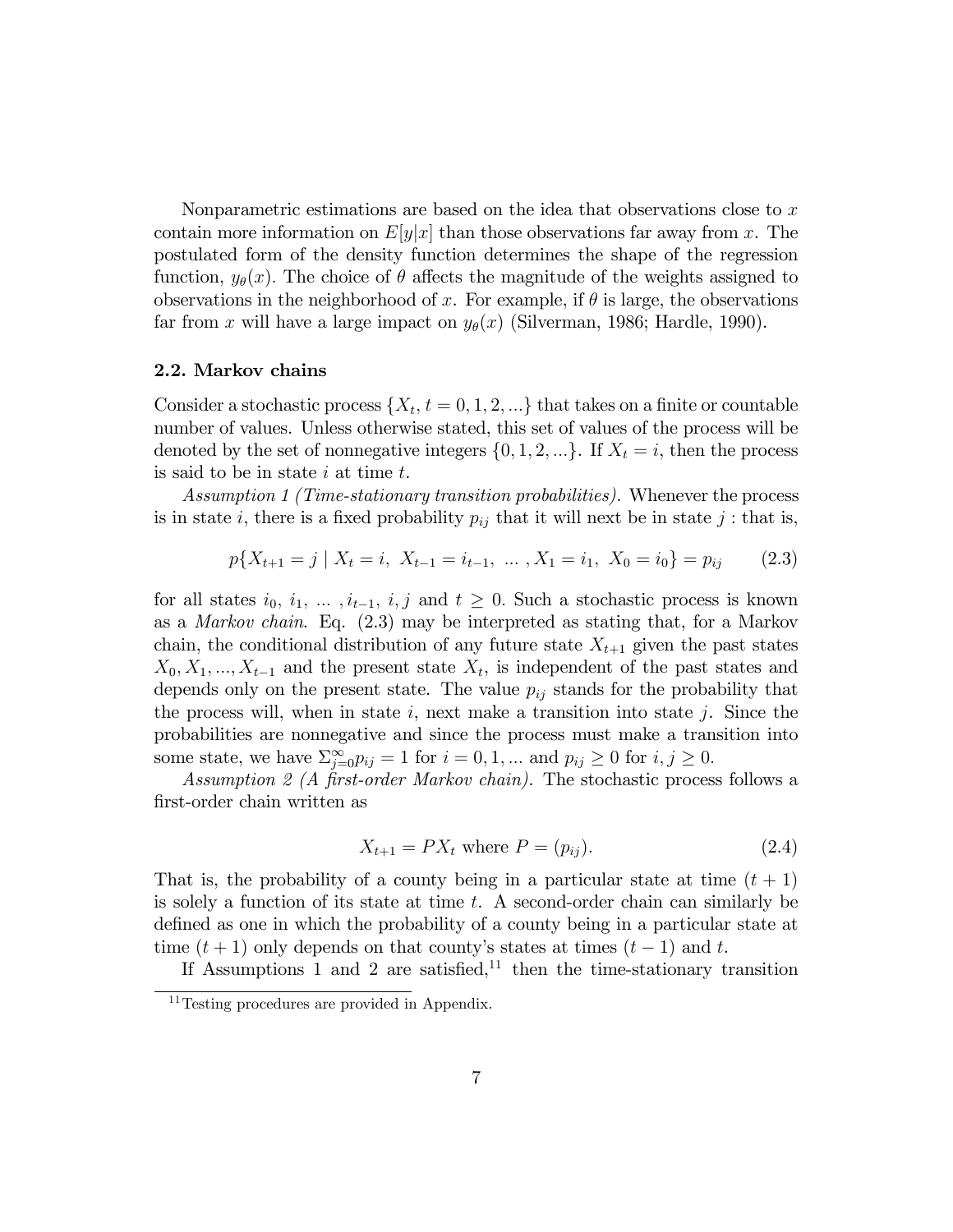Nonparametric estimations are based on the idea that observations close to $x$ contain more information on $E[y|x]$ than those observations far away from $x$. The postulated form of the density function determines the shape of the regression function, $y_\theta(x)$. The choice of $\theta$ affects the magnitude of the weights assigned to observations in the neighborhood of $x$. For example, if $\theta$ is large, the observations far from $x$ will have a large impact on $y_\theta(x)$ (Silverman, 1986; Hardle, 1990).

### 2.2. Markov chains

Consider a stochastic process $\{X_t, t = 0, 1, 2, ...\}$ that takes on a finite or countable number of values. Unless otherwise stated, this set of values of the process will be denoted by the set of nonnegative integers $\{0, 1, 2, ...\}$. If $X_t = i$, then the process is said to be in state $i$ at time $t$.

*Assumption 1 (Time-stationary transition probabilities).* Whenever the process is in state $i$, there is a fixed probability $p_{ij}$ that it will next be in state $j$ : that is,

$$p\{X_{t+1} = j \mid X_t = i,\ X_{t-1} = i_{t-1},\ \ldots, X_1 = i_1,\ X_0 = i_0\} = p_{ij} \tag{2.3}$$

for all states $i_0,\ i_1,\ \ldots,\ i_{t-1},\ i, j$ and $t \geq 0$. Such a stochastic process is known as a *Markov chain*. Eq. (2.3) may be interpreted as stating that, for a Markov chain, the conditional distribution of any future state $X_{t+1}$ given the past states $X_0, X_1, ..., X_{t-1}$ and the present state $X_t$, is independent of the past states and depends only on the present state. The value $p_{ij}$ stands for the probability that the process will, when in state $i$, next make a transition into state $j$. Since the probabilities are nonnegative and since the process must make a transition into some state, we have $\Sigma_{j=0}^{\infty} p_{ij} = 1$ for $i = 0, 1, ...$ and $p_{ij} \geq 0$ for $i, j \geq 0$.

*Assumption 2 (A first-order Markov chain).* The stochastic process follows a first-order chain written as

$$X_{t+1} = PX_t \text{ where } P = (p_{ij}). \tag{2.4}$$

That is, the probability of a county being in a particular state at time $(t + 1)$ is solely a function of its state at time $t$. A second-order chain can similarly be defined as one in which the probability of a county being in a particular state at time $(t + 1)$ only depends on that county's states at times $(t - 1)$ and $t$.

If Assumptions 1 and 2 are satisfied,[11] then the time-stationary transition

[11] Testing procedures are provided in Appendix.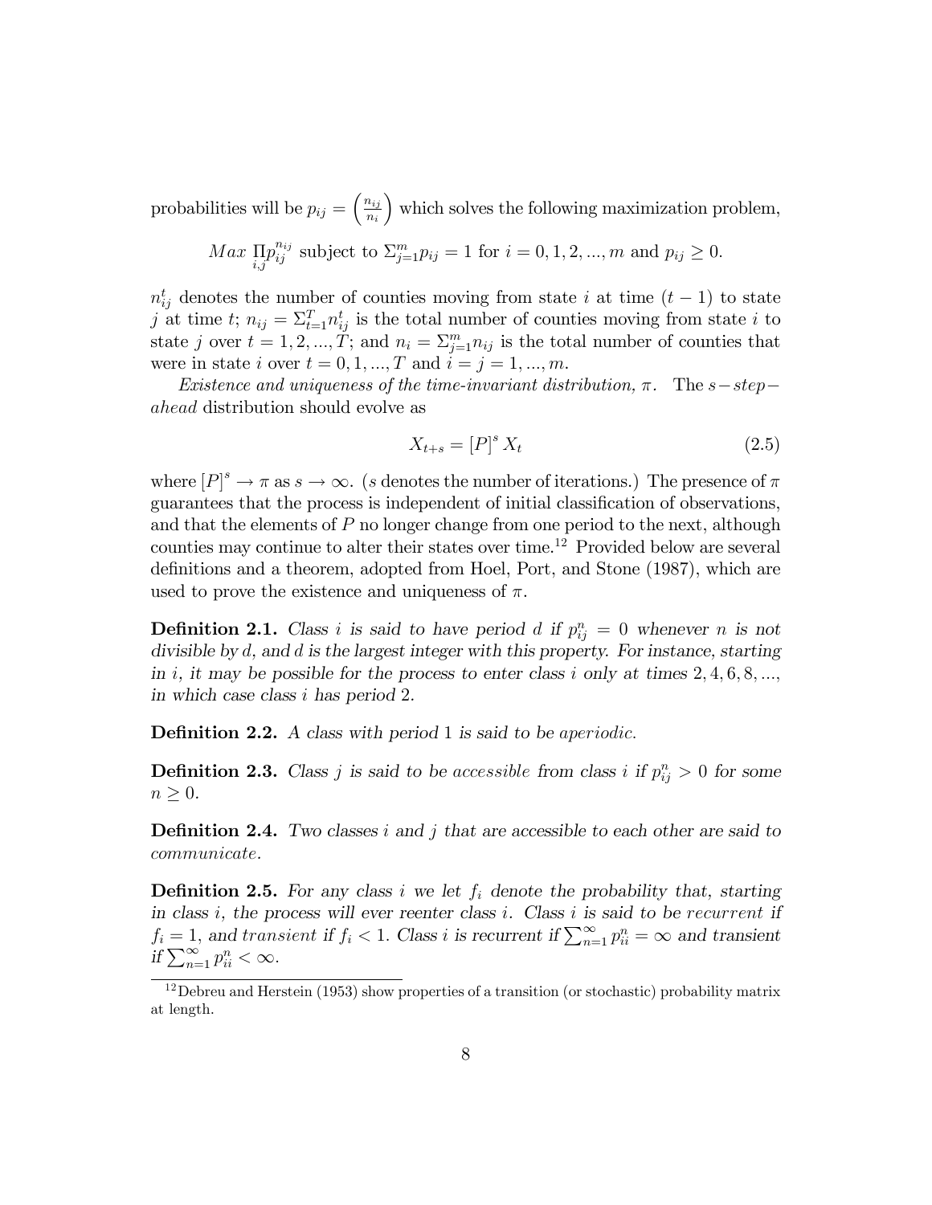probabilities will be $p_{ij} = \left(\frac{n_{ij}}{n_i}\right)$ which solves the following maximization problem,

$$Max \prod_{i,j} p_{ij}^{n_{ij}} \text{ subject to } \Sigma_{j=1}^{m} p_{ij} = 1 \text{ for } i = 0, 1, 2, ..., m \text{ and } p_{ij} \geq 0.$$

$n_{ij}^t$ denotes the number of counties moving from state $i$ at time $(t-1)$ to state $j$ at time $t$; $n_{ij} = \Sigma_{t=1}^{T} n_{ij}^t$ is the total number of counties moving from state $i$ to state $j$ over $t = 1, 2, ..., T$; and $n_i = \Sigma_{j=1}^{m} n_{ij}$ is the total number of counties that were in state $i$ over $t = 0, 1, ..., T$ and $i = j = 1, ..., m$.

*Existence and uniqueness of the time-invariant distribution, $\pi$.* The *$s-$step$-$ahead* distribution should evolve as

$$X_{t+s} = [P]^s X_t \tag{2.5}$$

where $[P]^s \to \pi$ as $s \to \infty$. ($s$ denotes the number of iterations.) The presence of $\pi$ guarantees that the process is independent of initial classification of observations, and that the elements of $P$ no longer change from one period to the next, although counties may continue to alter their states over time.[12] Provided below are several definitions and a theorem, adopted from Hoel, Port, and Stone (1987), which are used to prove the existence and uniqueness of $\pi$.

**Definition 2.1.** *Class $i$ is said to have period $d$ if $p_{ij}^n = 0$ whenever $n$ is not divisible by $d$, and $d$ is the largest integer with this property. For instance, starting in $i$, it may be possible for the process to enter class $i$ only at times $2, 4, 6, 8, ...$, in which case class $i$ has period 2.*

**Definition 2.2.** *A class with period 1 is said to be aperiodic.*

**Definition 2.3.** *Class $j$ is said to be accessible from class $i$ if $p_{ij}^n > 0$ for some $n \geq 0$.*

**Definition 2.4.** *Two classes $i$ and $j$ that are accessible to each other are said to communicate.*

**Definition 2.5.** *For any class $i$ we let $f_i$ denote the probability that, starting in class $i$, the process will ever reenter class $i$. Class $i$ is said to be recurrent if $f_i = 1$, and transient if $f_i < 1$. Class $i$ is recurrent if $\sum_{n=1}^{\infty} p_{ii}^n = \infty$ and transient if $\sum_{n=1}^{\infty} p_{ii}^n < \infty$.*

[12] Debreu and Herstein (1953) show properties of a transition (or stochastic) probability matrix at length.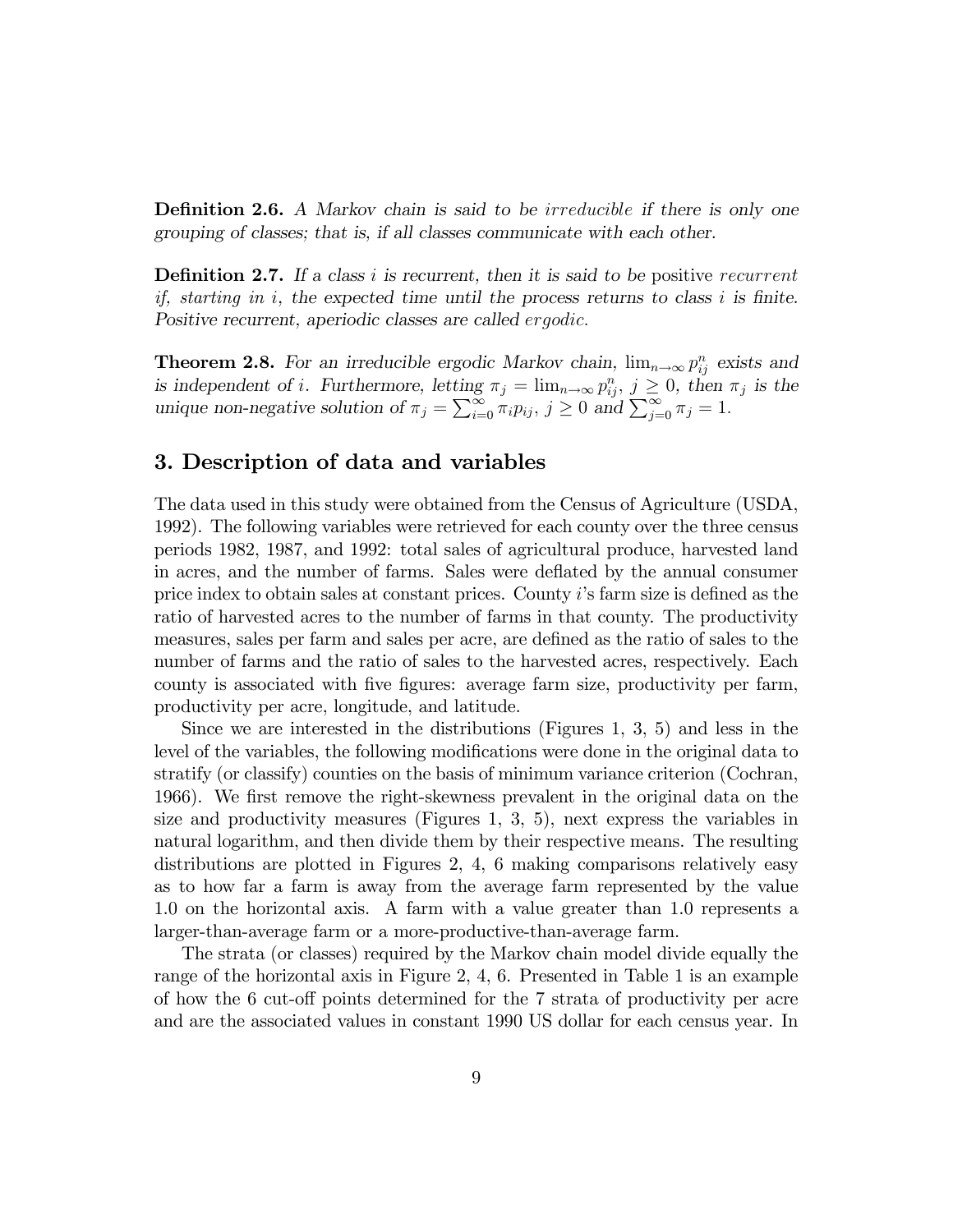**Definition 2.6.** *A Markov chain is said to be irreducible if there is only one grouping of classes; that is, if all classes communicate with each other.*

**Definition 2.7.** *If a class $i$ is recurrent, then it is said to be* positive *recurrent if, starting in $i$, the expected time until the process returns to class $i$ is finite. Positive recurrent, aperiodic classes are called ergodic.*

**Theorem 2.8.** *For an irreducible ergodic Markov chain, $\lim_{n\to\infty} p_{ij}^n$ exists and is independent of $i$. Furthermore, letting $\pi_j = \lim_{n\to\infty} p_{ij}^n$, $j \geq 0$, then $\pi_j$ is the unique non-negative solution of $\pi_j = \sum_{i=0}^{\infty} \pi_i p_{ij}$, $j \geq 0$ and $\sum_{j=0}^{\infty} \pi_j = 1$.*

## 3. Description of data and variables

The data used in this study were obtained from the Census of Agriculture (USDA, 1992). The following variables were retrieved for each county over the three census periods 1982, 1987, and 1992: total sales of agricultural produce, harvested land in acres, and the number of farms. Sales were deflated by the annual consumer price index to obtain sales at constant prices. County $i$'s farm size is defined as the ratio of harvested acres to the number of farms in that county. The productivity measures, sales per farm and sales per acre, are defined as the ratio of sales to the number of farms and the ratio of sales to the harvested acres, respectively. Each county is associated with five figures: average farm size, productivity per farm, productivity per acre, longitude, and latitude.

Since we are interested in the distributions (Figures 1, 3, 5) and less in the level of the variables, the following modifications were done in the original data to stratify (or classify) counties on the basis of minimum variance criterion (Cochran, 1966). We first remove the right-skewness prevalent in the original data on the size and productivity measures (Figures 1, 3, 5), next express the variables in natural logarithm, and then divide them by their respective means. The resulting distributions are plotted in Figures 2, 4, 6 making comparisons relatively easy as to how far a farm is away from the average farm represented by the value 1.0 on the horizontal axis. A farm with a value greater than 1.0 represents a larger-than-average farm or a more-productive-than-average farm.

The strata (or classes) required by the Markov chain model divide equally the range of the horizontal axis in Figure 2, 4, 6. Presented in Table 1 is an example of how the 6 cut-off points determined for the 7 strata of productivity per acre and are the associated values in constant 1990 US dollar for each census year. In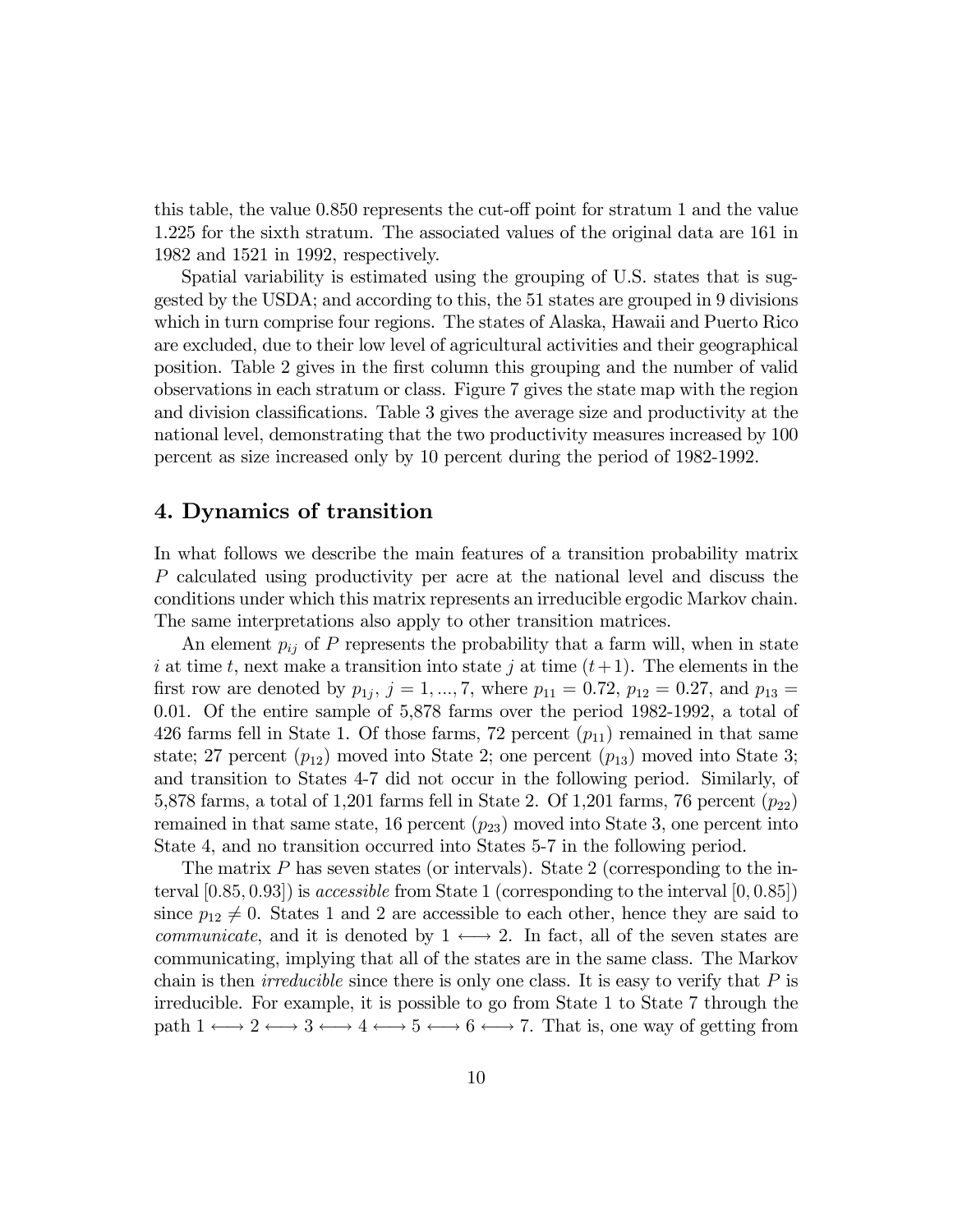this table, the value 0.850 represents the cut-off point for stratum 1 and the value 1.225 for the sixth stratum. The associated values of the original data are 161 in 1982 and 1521 in 1992, respectively.

Spatial variability is estimated using the grouping of U.S. states that is suggested by the USDA; and according to this, the 51 states are grouped in 9 divisions which in turn comprise four regions. The states of Alaska, Hawaii and Puerto Rico are excluded, due to their low level of agricultural activities and their geographical position. Table 2 gives in the first column this grouping and the number of valid observations in each stratum or class. Figure 7 gives the state map with the region and division classifications. Table 3 gives the average size and productivity at the national level, demonstrating that the two productivity measures increased by 100 percent as size increased only by 10 percent during the period of 1982-1992.

## 4. Dynamics of transition

In what follows we describe the main features of a transition probability matrix $P$ calculated using productivity per acre at the national level and discuss the conditions under which this matrix represents an irreducible ergodic Markov chain. The same interpretations also apply to other transition matrices.

An element $p_{ij}$ of $P$ represents the probability that a farm will, when in state $i$ at time $t$, next make a transition into state $j$ at time $(t+1)$. The elements in the first row are denoted by $p_{1j}$, $j = 1, ..., 7$, where $p_{11} = 0.72$, $p_{12} = 0.27$, and $p_{13} = 0.01$. Of the entire sample of 5,878 farms over the period 1982-1992, a total of 426 farms fell in State 1. Of those farms, 72 percent ($p_{11}$) remained in that same state; 27 percent ($p_{12}$) moved into State 2; one percent ($p_{13}$) moved into State 3; and transition to States 4-7 did not occur in the following period. Similarly, of 5,878 farms, a total of 1,201 farms fell in State 2. Of 1,201 farms, 76 percent ($p_{22}$) remained in that same state, 16 percent ($p_{23}$) moved into State 3, one percent into State 4, and no transition occurred into States 5-7 in the following period.

The matrix $P$ has seven states (or intervals). State 2 (corresponding to the interval $[0.85, 0.93]$) is *accessible* from State 1 (corresponding to the interval $[0, 0.85]$) since $p_{12} \neq 0$. States 1 and 2 are accessible to each other, hence they are said to *communicate*, and it is denoted by $1 \longleftrightarrow 2$. In fact, all of the seven states are communicating, implying that all of the states are in the same class. The Markov chain is then *irreducible* since there is only one class. It is easy to verify that $P$ is irreducible. For example, it is possible to go from State 1 to State 7 through the path $1 \longleftrightarrow 2 \longleftrightarrow 3 \longleftrightarrow 4 \longleftrightarrow 5 \longleftrightarrow 6 \longleftrightarrow 7$. That is, one way of getting from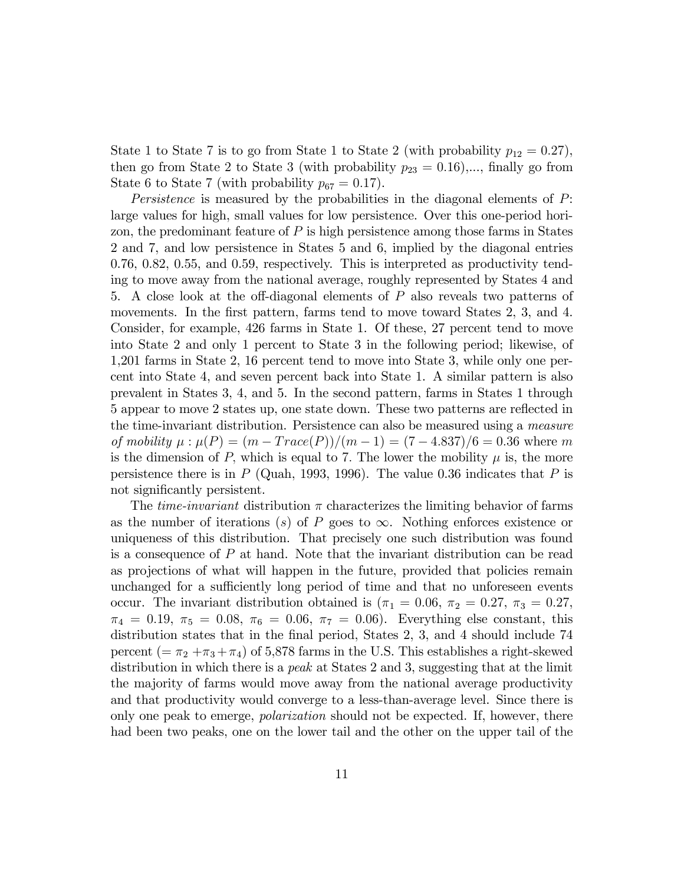State 1 to State 7 is to go from State 1 to State 2 (with probability $p_{12} = 0.27$), then go from State 2 to State 3 (with probability $p_{23} = 0.16$),..., finally go from State 6 to State 7 (with probability $p_{67} = 0.17$).

*Persistence* is measured by the probabilities in the diagonal elements of $P$: large values for high, small values for low persistence. Over this one-period horizon, the predominant feature of $P$ is high persistence among those farms in States 2 and 7, and low persistence in States 5 and 6, implied by the diagonal entries 0.76, 0.82, 0.55, and 0.59, respectively. This is interpreted as productivity tending to move away from the national average, roughly represented by States 4 and 5. A close look at the off-diagonal elements of $P$ also reveals two patterns of movements. In the first pattern, farms tend to move toward States 2, 3, and 4. Consider, for example, 426 farms in State 1. Of these, 27 percent tend to move into State 2 and only 1 percent to State 3 in the following period; likewise, of 1,201 farms in State 2, 16 percent tend to move into State 3, while only one percent into State 4, and seven percent back into State 1. A similar pattern is also prevalent in States 3, 4, and 5. In the second pattern, farms in States 1 through 5 appear to move 2 states up, one state down. These two patterns are reflected in the time-invariant distribution. Persistence can also be measured using a *measure of mobility* $\mu : \mu(P) = (m - Trace(P))/(m-1) = (7 - 4.837)/6 = 0.36$ where $m$ is the dimension of $P$, which is equal to 7. The lower the mobility $\mu$ is, the more persistence there is in $P$ (Quah, 1993, 1996). The value 0.36 indicates that $P$ is not significantly persistent.

The *time-invariant* distribution $\pi$ characterizes the limiting behavior of farms as the number of iterations ($s$) of $P$ goes to $\infty$. Nothing enforces existence or uniqueness of this distribution. That precisely one such distribution was found is a consequence of $P$ at hand. Note that the invariant distribution can be read as projections of what will happen in the future, provided that policies remain unchanged for a sufficiently long period of time and that no unforeseen events occur. The invariant distribution obtained is ($\pi_1 = 0.06$, $\pi_2 = 0.27$, $\pi_3 = 0.27$, $\pi_4 = 0.19$, $\pi_5 = 0.08$, $\pi_6 = 0.06$, $\pi_7 = 0.06$). Everything else constant, this distribution states that in the final period, States 2, 3, and 4 should include 74 percent ($= \pi_2 + \pi_3 + \pi_4$) of 5,878 farms in the U.S. This establishes a right-skewed distribution in which there is a *peak* at States 2 and 3, suggesting that at the limit the majority of farms would move away from the national average productivity and that productivity would converge to a less-than-average level. Since there is only one peak to emerge, *polarization* should not be expected. If, however, there had been two peaks, one on the lower tail and the other on the upper tail of the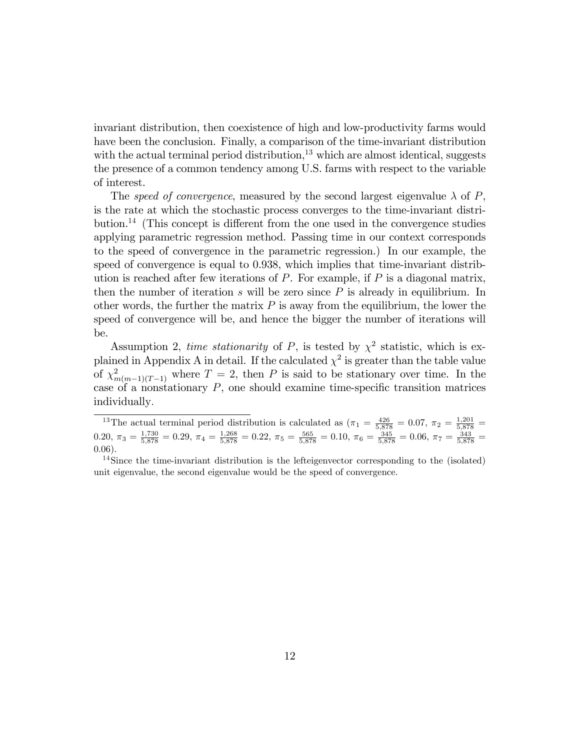invariant distribution, then coexistence of high and low-productivity farms would have been the conclusion. Finally, a comparison of the time-invariant distribution with the actual terminal period distribution,[13] which are almost identical, suggests the presence of a common tendency among U.S. farms with respect to the variable of interest.

The *speed of convergence*, measured by the second largest eigenvalue $\lambda$ of $P$, is the rate at which the stochastic process converges to the time-invariant distribution.[14] (This concept is different from the one used in the convergence studies applying parametric regression method. Passing time in our context corresponds to the speed of convergence in the parametric regression.) In our example, the speed of convergence is equal to 0.938, which implies that time-invariant distribution is reached after few iterations of $P$. For example, if $P$ is a diagonal matrix, then the number of iteration $s$ will be zero since $P$ is already in equilibrium. In other words, the further the matrix $P$ is away from the equilibrium, the lower the speed of convergence will be, and hence the bigger the number of iterations will be.

Assumption 2, *time stationarity* of $P$, is tested by $\chi^2$ statistic, which is explained in Appendix A in detail. If the calculated $\chi^2$ is greater than the table value of $\chi^2_{m(m-1)(T-1)}$ where $T = 2$, then $P$ is said to be stationary over time. In the case of a nonstationary $P$, one should examine time-specific transition matrices individually.

[13] The actual terminal period distribution is calculated as ($\pi_1 = \frac{426}{5,878} = 0.07$, $\pi_2 = \frac{1,201}{5,878} = 0.20$, $\pi_3 = \frac{1,730}{5,878} = 0.29$, $\pi_4 = \frac{1,268}{5,878} = 0.22$, $\pi_5 = \frac{565}{5,878} = 0.10$, $\pi_6 = \frac{345}{5,878} = 0.06$, $\pi_7 = \frac{343}{5,878} = 0.06$).

[14] Since the time-invariant distribution is the lefteigenvector corresponding to the (isolated) unit eigenvalue, the second eigenvalue would be the speed of convergence.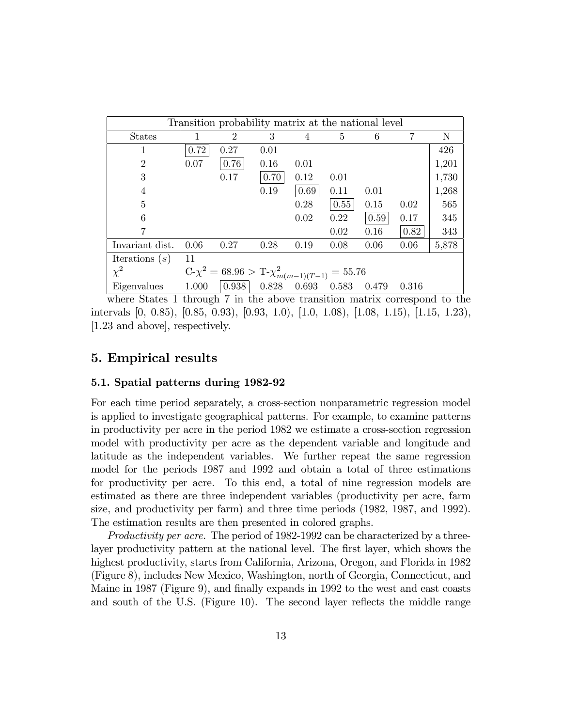| Transition probability matrix at the national level | | | | | | | | |
|---|---|---|---|---|---|---|---|---|
| States | 1 | 2 | 3 | 4 | 5 | 6 | 7 | N |
| 1 | 0.72 | 0.27 | 0.01 | | | | | 426 |
| 2 | 0.07 | 0.76 | 0.16 | 0.01 | | | | 1,201 |
| 3 | | 0.17 | 0.70 | 0.12 | 0.01 | | | 1,730 |
| 4 | | | 0.19 | 0.69 | 0.11 | 0.01 | | 1,268 |
| 5 | | | | 0.28 | 0.55 | 0.15 | 0.02 | 565 |
| 6 | | | | 0.02 | 0.22 | 0.59 | 0.17 | 345 |
| 7 | | | | | 0.02 | 0.16 | 0.82 | 343 |
| Invariant dist. | 0.06 | 0.27 | 0.28 | 0.19 | 0.08 | 0.06 | 0.06 | 5,878 |
| Iterations ($s$) | 11 | | | | | | | |
| $\chi^2$ | C-$\chi^2 = 68.96 >$ T-$\chi^2_{m(m-1)(T-1)} = 55.76$ | | | | | | | |
| Eigenvalues | 1.000 | 0.938 | 0.828 | 0.693 | 0.583 | 0.479 | 0.316 | |

where States 1 through 7 in the above transition matrix correspond to the intervals [0, 0.85), [0.85, 0.93), [0.93, 1.0), [1.0, 1.08), [1.08, 1.15), [1.15, 1.23), [1.23 and above], respectively.

## 5. Empirical results

### 5.1. Spatial patterns during 1982-92

For each time period separately, a cross-section nonparametric regression model is applied to investigate geographical patterns. For example, to examine patterns in productivity per acre in the period 1982 we estimate a cross-section regression model with productivity per acre as the dependent variable and longitude and latitude as the independent variables. We further repeat the same regression model for the periods 1987 and 1992 and obtain a total of three estimations for productivity per acre. To this end, a total of nine regression models are estimated as there are three independent variables (productivity per acre, farm size, and productivity per farm) and three time periods (1982, 1987, and 1992). The estimation results are then presented in colored graphs.

*Productivity per acre.* The period of 1982-1992 can be characterized by a three-layer productivity pattern at the national level. The first layer, which shows the highest productivity, starts from California, Arizona, Oregon, and Florida in 1982 (Figure 8), includes New Mexico, Washington, north of Georgia, Connecticut, and Maine in 1987 (Figure 9), and finally expands in 1992 to the west and east coasts and south of the U.S. (Figure 10). The second layer reflects the middle range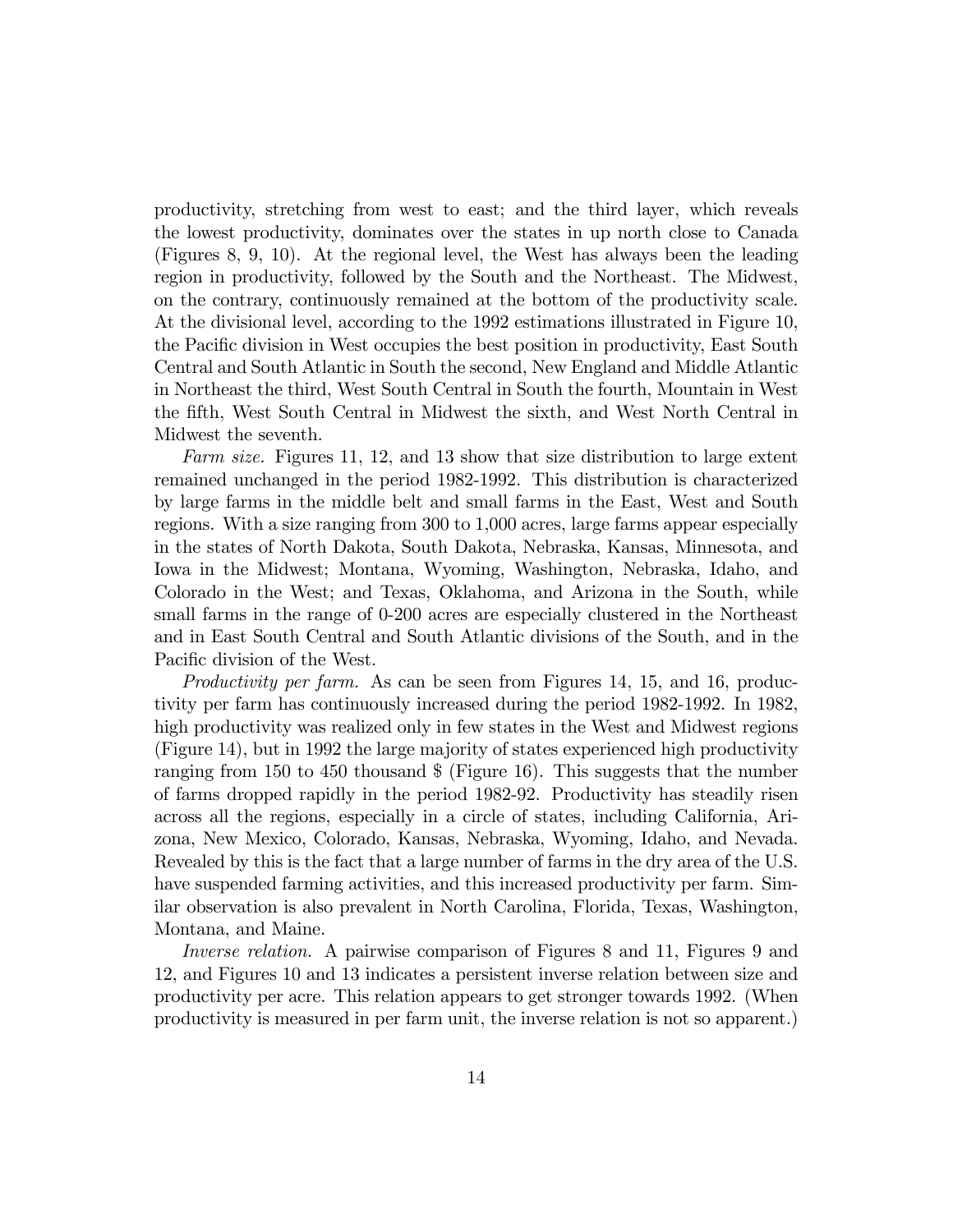productivity, stretching from west to east; and the third layer, which reveals the lowest productivity, dominates over the states in up north close to Canada (Figures 8, 9, 10). At the regional level, the West has always been the leading region in productivity, followed by the South and the Northeast. The Midwest, on the contrary, continuously remained at the bottom of the productivity scale. At the divisional level, according to the 1992 estimations illustrated in Figure 10, the Pacific division in West occupies the best position in productivity, East South Central and South Atlantic in South the second, New England and Middle Atlantic in Northeast the third, West South Central in South the fourth, Mountain in West the fifth, West South Central in Midwest the sixth, and West North Central in Midwest the seventh.

*Farm size.* Figures 11, 12, and 13 show that size distribution to large extent remained unchanged in the period 1982-1992. This distribution is characterized by large farms in the middle belt and small farms in the East, West and South regions. With a size ranging from 300 to 1,000 acres, large farms appear especially in the states of North Dakota, South Dakota, Nebraska, Kansas, Minnesota, and Iowa in the Midwest; Montana, Wyoming, Washington, Nebraska, Idaho, and Colorado in the West; and Texas, Oklahoma, and Arizona in the South, while small farms in the range of 0-200 acres are especially clustered in the Northeast and in East South Central and South Atlantic divisions of the South, and in the Pacific division of the West.

*Productivity per farm.* As can be seen from Figures 14, 15, and 16, productivity per farm has continuously increased during the period 1982-1992. In 1982, high productivity was realized only in few states in the West and Midwest regions (Figure 14), but in 1992 the large majority of states experienced high productivity ranging from 150 to 450 thousand $ (Figure 16). This suggests that the number of farms dropped rapidly in the period 1982-92. Productivity has steadily risen across all the regions, especially in a circle of states, including California, Arizona, New Mexico, Colorado, Kansas, Nebraska, Wyoming, Idaho, and Nevada. Revealed by this is the fact that a large number of farms in the dry area of the U.S. have suspended farming activities, and this increased productivity per farm. Similar observation is also prevalent in North Carolina, Florida, Texas, Washington, Montana, and Maine.

*Inverse relation.* A pairwise comparison of Figures 8 and 11, Figures 9 and 12, and Figures 10 and 13 indicates a persistent inverse relation between size and productivity per acre. This relation appears to get stronger towards 1992. (When productivity is measured in per farm unit, the inverse relation is not so apparent.)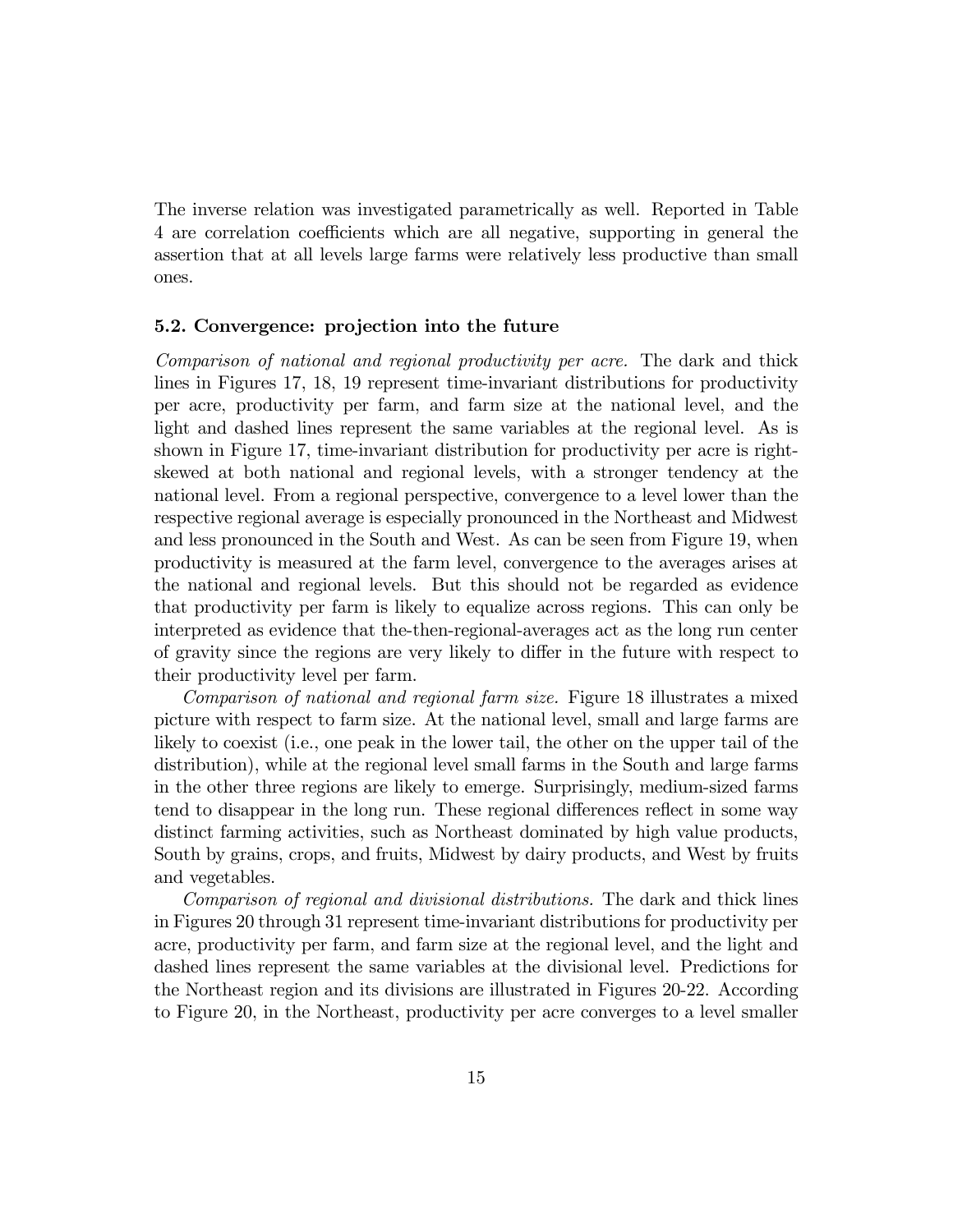The inverse relation was investigated parametrically as well. Reported in Table 4 are correlation coefficients which are all negative, supporting in general the assertion that at all levels large farms were relatively less productive than small ones.

### 5.2. Convergence: projection into the future

*Comparison of national and regional productivity per acre.* The dark and thick lines in Figures 17, 18, 19 represent time-invariant distributions for productivity per acre, productivity per farm, and farm size at the national level, and the light and dashed lines represent the same variables at the regional level. As is shown in Figure 17, time-invariant distribution for productivity per acre is right-skewed at both national and regional levels, with a stronger tendency at the national level. From a regional perspective, convergence to a level lower than the respective regional average is especially pronounced in the Northeast and Midwest and less pronounced in the South and West. As can be seen from Figure 19, when productivity is measured at the farm level, convergence to the averages arises at the national and regional levels. But this should not be regarded as evidence that productivity per farm is likely to equalize across regions. This can only be interpreted as evidence that the-then-regional-averages act as the long run center of gravity since the regions are very likely to differ in the future with respect to their productivity level per farm.

*Comparison of national and regional farm size.* Figure 18 illustrates a mixed picture with respect to farm size. At the national level, small and large farms are likely to coexist (i.e., one peak in the lower tail, the other on the upper tail of the distribution), while at the regional level small farms in the South and large farms in the other three regions are likely to emerge. Surprisingly, medium-sized farms tend to disappear in the long run. These regional differences reflect in some way distinct farming activities, such as Northeast dominated by high value products, South by grains, crops, and fruits, Midwest by dairy products, and West by fruits and vegetables.

*Comparison of regional and divisional distributions.* The dark and thick lines in Figures 20 through 31 represent time-invariant distributions for productivity per acre, productivity per farm, and farm size at the regional level, and the light and dashed lines represent the same variables at the divisional level. Predictions for the Northeast region and its divisions are illustrated in Figures 20-22. According to Figure 20, in the Northeast, productivity per acre converges to a level smaller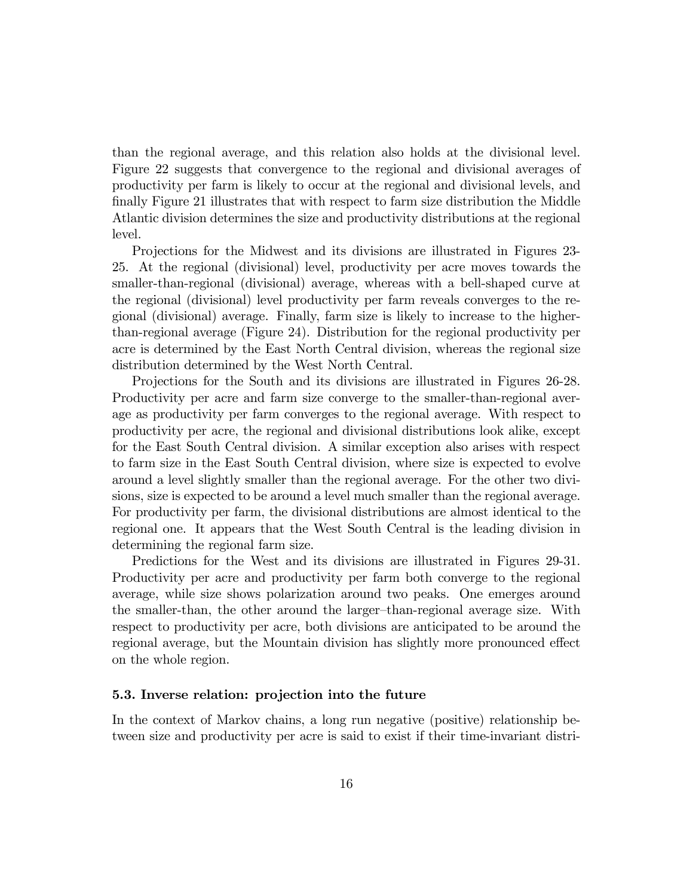than the regional average, and this relation also holds at the divisional level. Figure 22 suggests that convergence to the regional and divisional averages of productivity per farm is likely to occur at the regional and divisional levels, and finally Figure 21 illustrates that with respect to farm size distribution the Middle Atlantic division determines the size and productivity distributions at the regional level.

Projections for the Midwest and its divisions are illustrated in Figures 23-25. At the regional (divisional) level, productivity per acre moves towards the smaller-than-regional (divisional) average, whereas with a bell-shaped curve at the regional (divisional) level productivity per farm reveals converges to the regional (divisional) average. Finally, farm size is likely to increase to the higher-than-regional average (Figure 24). Distribution for the regional productivity per acre is determined by the East North Central division, whereas the regional size distribution determined by the West North Central.

Projections for the South and its divisions are illustrated in Figures 26-28. Productivity per acre and farm size converge to the smaller-than-regional average as productivity per farm converges to the regional average. With respect to productivity per acre, the regional and divisional distributions look alike, except for the East South Central division. A similar exception also arises with respect to farm size in the East South Central division, where size is expected to evolve around a level slightly smaller than the regional average. For the other two divisions, size is expected to be around a level much smaller than the regional average. For productivity per farm, the divisional distributions are almost identical to the regional one. It appears that the West South Central is the leading division in determining the regional farm size.

Predictions for the West and its divisions are illustrated in Figures 29-31. Productivity per acre and productivity per farm both converge to the regional average, while size shows polarization around two peaks. One emerges around the smaller-than, the other around the larger–than-regional average size. With respect to productivity per acre, both divisions are anticipated to be around the regional average, but the Mountain division has slightly more pronounced effect on the whole region.

### 5.3. Inverse relation: projection into the future

In the context of Markov chains, a long run negative (positive) relationship between size and productivity per acre is said to exist if their time-invariant distri-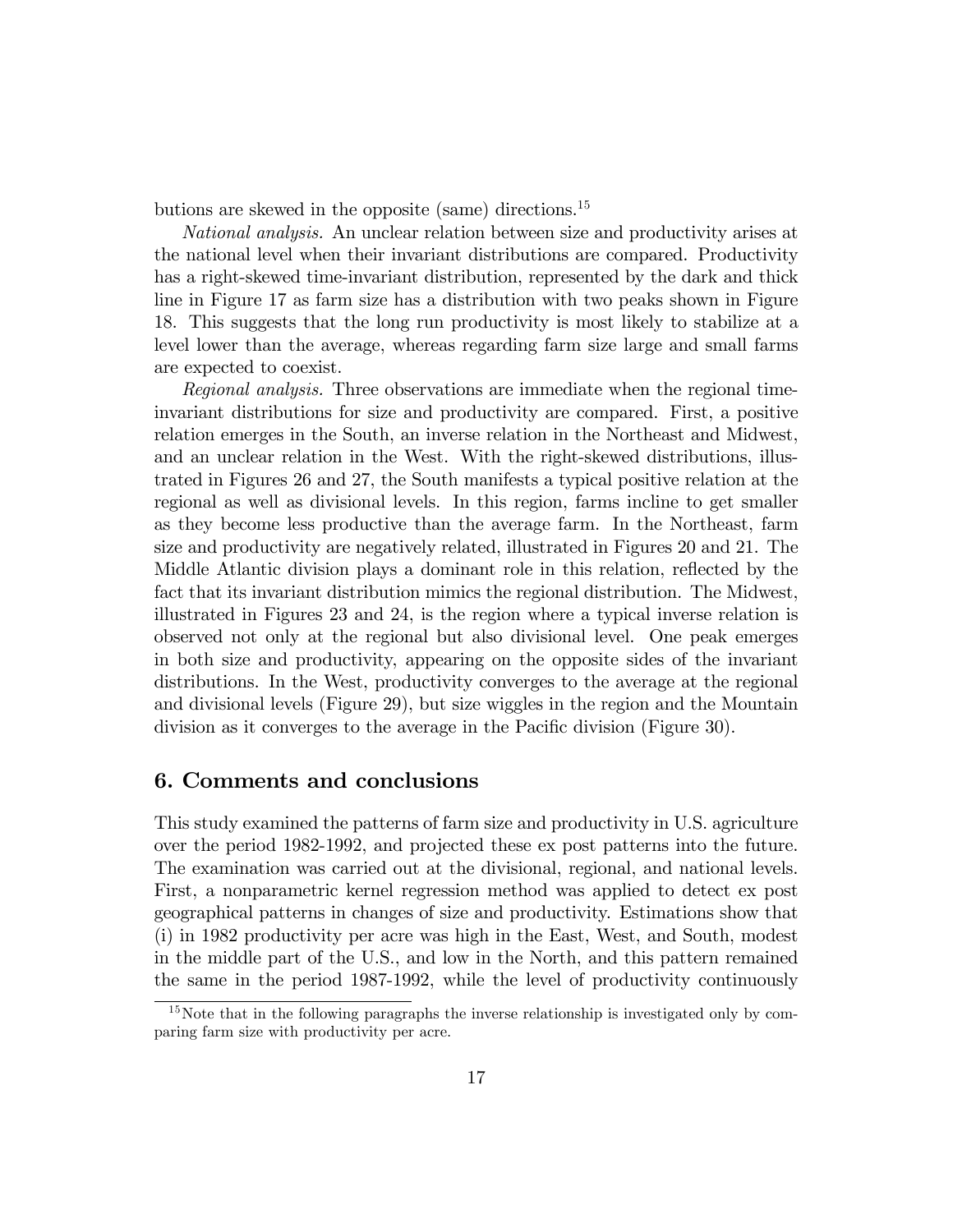butions are skewed in the opposite (same) directions.[15]

*National analysis.* An unclear relation between size and productivity arises at the national level when their invariant distributions are compared. Productivity has a right-skewed time-invariant distribution, represented by the dark and thick line in Figure 17 as farm size has a distribution with two peaks shown in Figure 18. This suggests that the long run productivity is most likely to stabilize at a level lower than the average, whereas regarding farm size large and small farms are expected to coexist.

*Regional analysis.* Three observations are immediate when the regional time-invariant distributions for size and productivity are compared. First, a positive relation emerges in the South, an inverse relation in the Northeast and Midwest, and an unclear relation in the West. With the right-skewed distributions, illustrated in Figures 26 and 27, the South manifests a typical positive relation at the regional as well as divisional levels. In this region, farms incline to get smaller as they become less productive than the average farm. In the Northeast, farm size and productivity are negatively related, illustrated in Figures 20 and 21. The Middle Atlantic division plays a dominant role in this relation, reflected by the fact that its invariant distribution mimics the regional distribution. The Midwest, illustrated in Figures 23 and 24, is the region where a typical inverse relation is observed not only at the regional but also divisional level. One peak emerges in both size and productivity, appearing on the opposite sides of the invariant distributions. In the West, productivity converges to the average at the regional and divisional levels (Figure 29), but size wiggles in the region and the Mountain division as it converges to the average in the Pacific division (Figure 30).

## 6. Comments and conclusions

This study examined the patterns of farm size and productivity in U.S. agriculture over the period 1982-1992, and projected these ex post patterns into the future. The examination was carried out at the divisional, regional, and national levels. First, a nonparametric kernel regression method was applied to detect ex post geographical patterns in changes of size and productivity. Estimations show that (i) in 1982 productivity per acre was high in the East, West, and South, modest in the middle part of the U.S., and low in the North, and this pattern remained the same in the period 1987-1992, while the level of productivity continuously

[15] Note that in the following paragraphs the inverse relationship is investigated only by comparing farm size with productivity per acre.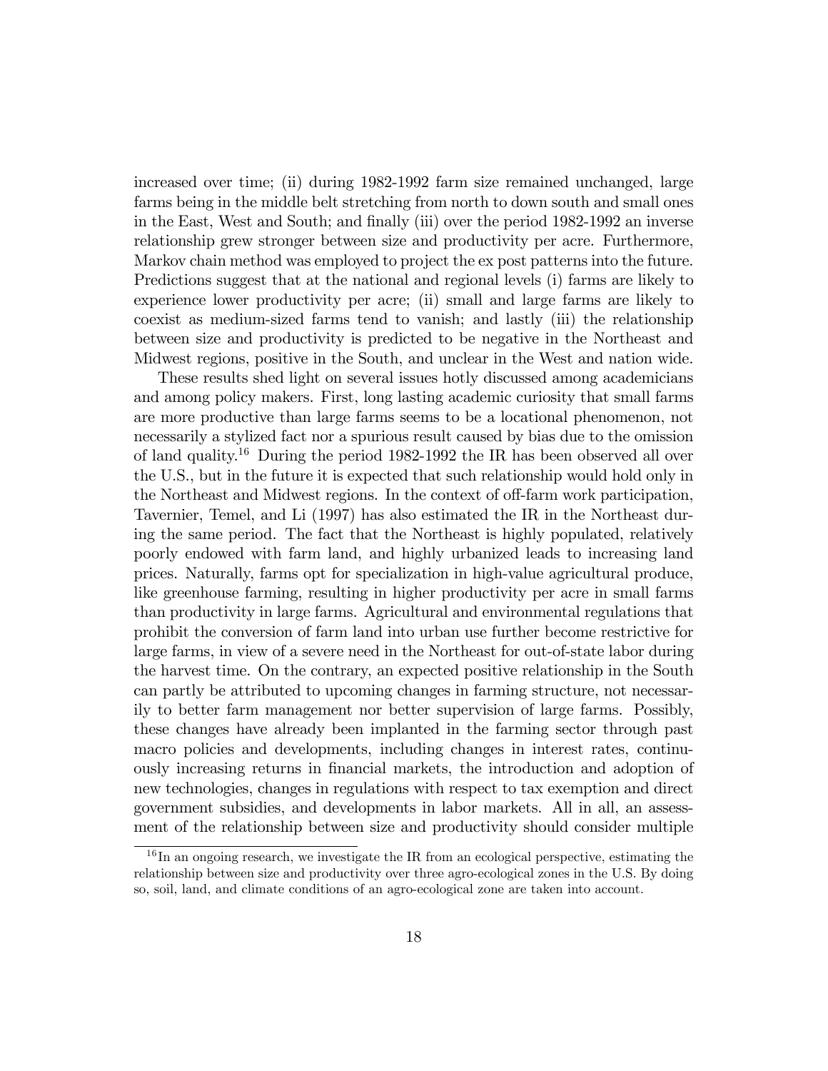increased over time; (ii) during 1982-1992 farm size remained unchanged, large farms being in the middle belt stretching from north to down south and small ones in the East, West and South; and finally (iii) over the period 1982-1992 an inverse relationship grew stronger between size and productivity per acre. Furthermore, Markov chain method was employed to project the ex post patterns into the future. Predictions suggest that at the national and regional levels (i) farms are likely to experience lower productivity per acre; (ii) small and large farms are likely to coexist as medium-sized farms tend to vanish; and lastly (iii) the relationship between size and productivity is predicted to be negative in the Northeast and Midwest regions, positive in the South, and unclear in the West and nation wide.

These results shed light on several issues hotly discussed among academicians and among policy makers. First, long lasting academic curiosity that small farms are more productive than large farms seems to be a locational phenomenon, not necessarily a stylized fact nor a spurious result caused by bias due to the omission of land quality.[16] During the period 1982-1992 the IR has been observed all over the U.S., but in the future it is expected that such relationship would hold only in the Northeast and Midwest regions. In the context of off-farm work participation, Tavernier, Temel, and Li (1997) has also estimated the IR in the Northeast during the same period. The fact that the Northeast is highly populated, relatively poorly endowed with farm land, and highly urbanized leads to increasing land prices. Naturally, farms opt for specialization in high-value agricultural produce, like greenhouse farming, resulting in higher productivity per acre in small farms than productivity in large farms. Agricultural and environmental regulations that prohibit the conversion of farm land into urban use further become restrictive for large farms, in view of a severe need in the Northeast for out-of-state labor during the harvest time. On the contrary, an expected positive relationship in the South can partly be attributed to upcoming changes in farming structure, not necessarily to better farm management nor better supervision of large farms. Possibly, these changes have already been implanted in the farming sector through past macro policies and developments, including changes in interest rates, continuously increasing returns in financial markets, the introduction and adoption of new technologies, changes in regulations with respect to tax exemption and direct government subsidies, and developments in labor markets. All in all, an assessment of the relationship between size and productivity should consider multiple

[16] In an ongoing research, we investigate the IR from an ecological perspective, estimating the relationship between size and productivity over three agro-ecological zones in the U.S. By doing so, soil, land, and climate conditions of an agro-ecological zone are taken into account.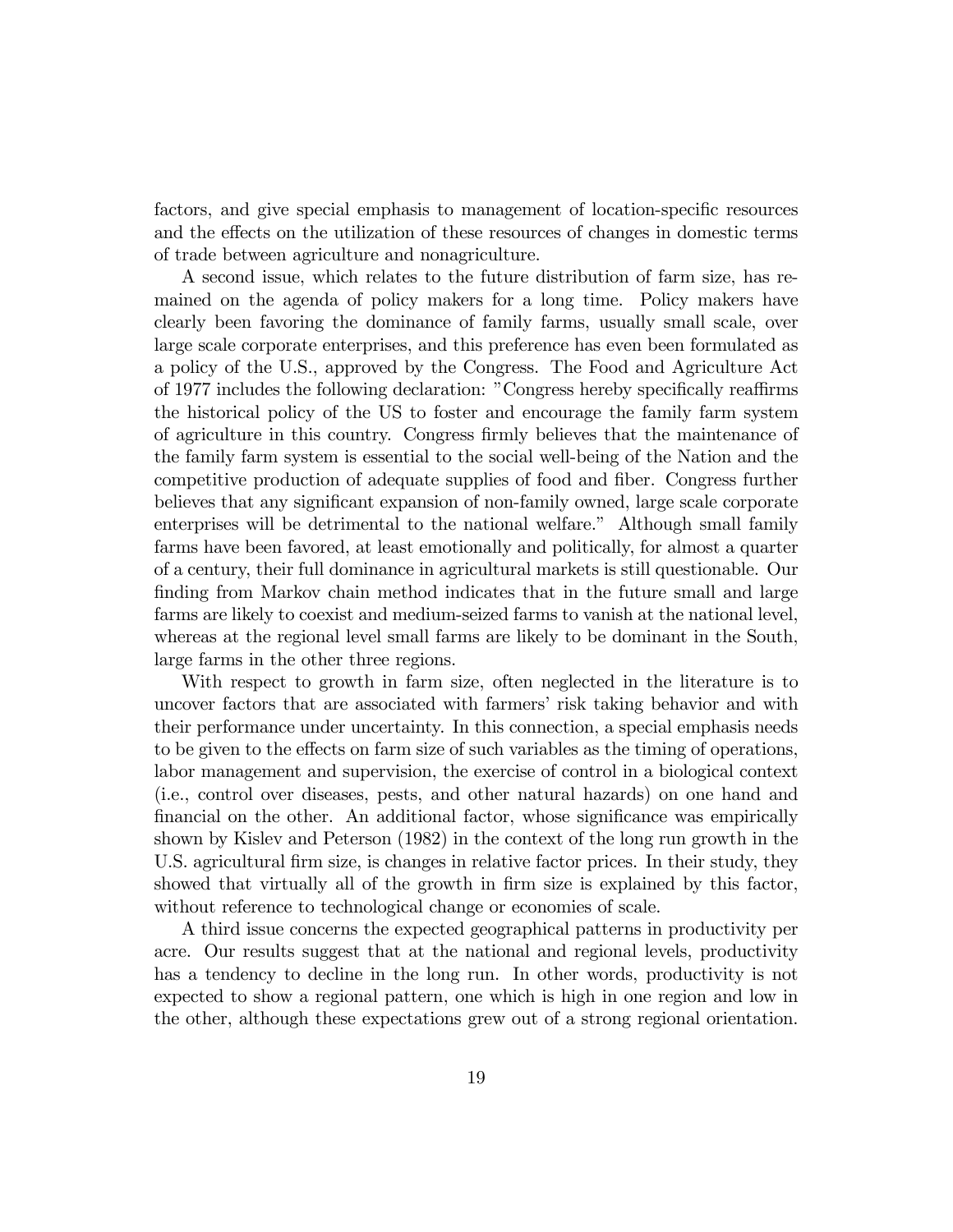factors, and give special emphasis to management of location-specific resources and the effects on the utilization of these resources of changes in domestic terms of trade between agriculture and nonagriculture.

A second issue, which relates to the future distribution of farm size, has remained on the agenda of policy makers for a long time. Policy makers have clearly been favoring the dominance of family farms, usually small scale, over large scale corporate enterprises, and this preference has even been formulated as a policy of the U.S., approved by the Congress. The Food and Agriculture Act of 1977 includes the following declaration: "Congress hereby specifically reaffirms the historical policy of the US to foster and encourage the family farm system of agriculture in this country. Congress firmly believes that the maintenance of the family farm system is essential to the social well-being of the Nation and the competitive production of adequate supplies of food and fiber. Congress further believes that any significant expansion of non-family owned, large scale corporate enterprises will be detrimental to the national welfare." Although small family farms have been favored, at least emotionally and politically, for almost a quarter of a century, their full dominance in agricultural markets is still questionable. Our finding from Markov chain method indicates that in the future small and large farms are likely to coexist and medium-seized farms to vanish at the national level, whereas at the regional level small farms are likely to be dominant in the South, large farms in the other three regions.

With respect to growth in farm size, often neglected in the literature is to uncover factors that are associated with farmers' risk taking behavior and with their performance under uncertainty. In this connection, a special emphasis needs to be given to the effects on farm size of such variables as the timing of operations, labor management and supervision, the exercise of control in a biological context (i.e., control over diseases, pests, and other natural hazards) on one hand and financial on the other. An additional factor, whose significance was empirically shown by Kislev and Peterson (1982) in the context of the long run growth in the U.S. agricultural firm size, is changes in relative factor prices. In their study, they showed that virtually all of the growth in firm size is explained by this factor, without reference to technological change or economies of scale.

A third issue concerns the expected geographical patterns in productivity per acre. Our results suggest that at the national and regional levels, productivity has a tendency to decline in the long run. In other words, productivity is not expected to show a regional pattern, one which is high in one region and low in the other, although these expectations grew out of a strong regional orientation.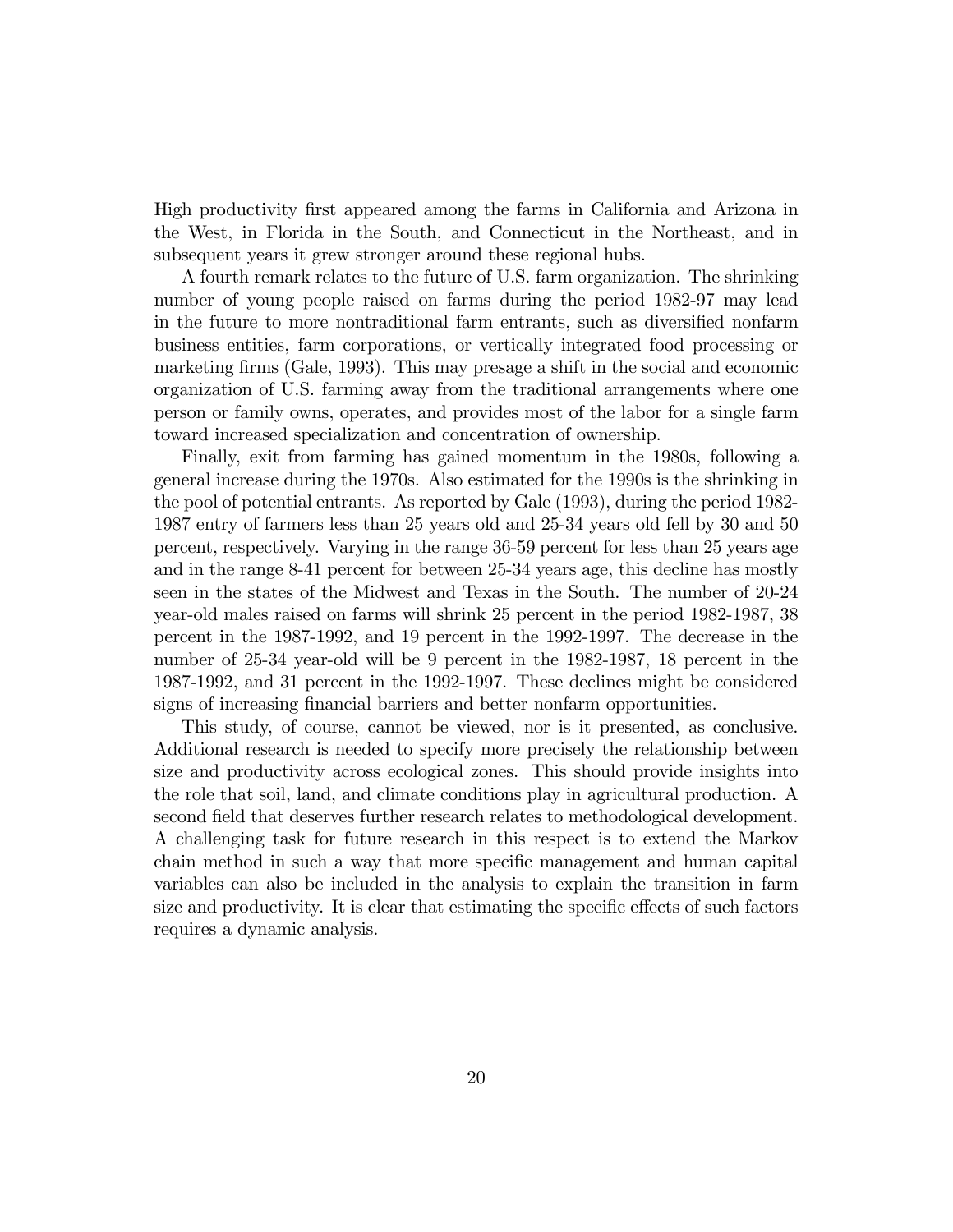High productivity first appeared among the farms in California and Arizona in the West, in Florida in the South, and Connecticut in the Northeast, and in subsequent years it grew stronger around these regional hubs.

A fourth remark relates to the future of U.S. farm organization. The shrinking number of young people raised on farms during the period 1982-97 may lead in the future to more nontraditional farm entrants, such as diversified nonfarm business entities, farm corporations, or vertically integrated food processing or marketing firms (Gale, 1993). This may presage a shift in the social and economic organization of U.S. farming away from the traditional arrangements where one person or family owns, operates, and provides most of the labor for a single farm toward increased specialization and concentration of ownership.

Finally, exit from farming has gained momentum in the 1980s, following a general increase during the 1970s. Also estimated for the 1990s is the shrinking in the pool of potential entrants. As reported by Gale (1993), during the period 1982-1987 entry of farmers less than 25 years old and 25-34 years old fell by 30 and 50 percent, respectively. Varying in the range 36-59 percent for less than 25 years age and in the range 8-41 percent for between 25-34 years age, this decline has mostly seen in the states of the Midwest and Texas in the South. The number of 20-24 year-old males raised on farms will shrink 25 percent in the period 1982-1987, 38 percent in the 1987-1992, and 19 percent in the 1992-1997. The decrease in the number of 25-34 year-old will be 9 percent in the 1982-1987, 18 percent in the 1987-1992, and 31 percent in the 1992-1997. These declines might be considered signs of increasing financial barriers and better nonfarm opportunities.

This study, of course, cannot be viewed, nor is it presented, as conclusive. Additional research is needed to specify more precisely the relationship between size and productivity across ecological zones. This should provide insights into the role that soil, land, and climate conditions play in agricultural production. A second field that deserves further research relates to methodological development. A challenging task for future research in this respect is to extend the Markov chain method in such a way that more specific management and human capital variables can also be included in the analysis to explain the transition in farm size and productivity. It is clear that estimating the specific effects of such factors requires a dynamic analysis.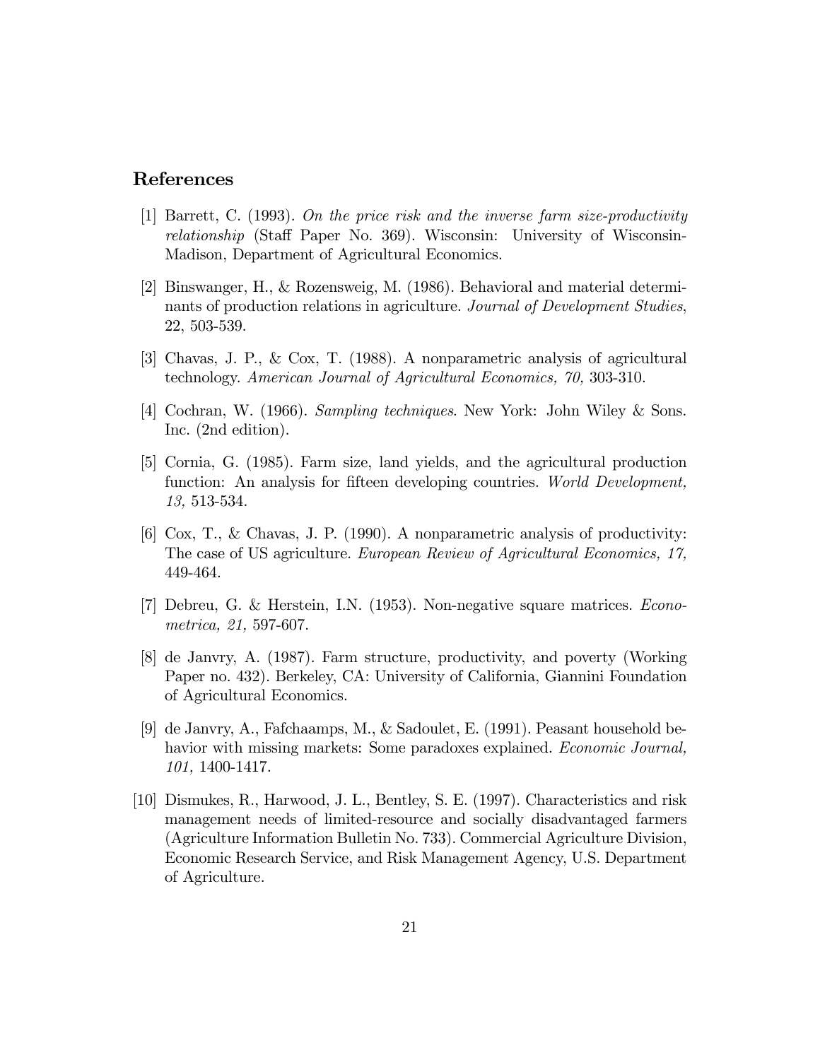## References

[1] Barrett, C. (1993). *On the price risk and the inverse farm size-productivity relationship* (Staff Paper No. 369). Wisconsin: University of Wisconsin-Madison, Department of Agricultural Economics.

[2] Binswanger, H., & Rozensweig, M. (1986). Behavioral and material determinants of production relations in agriculture. *Journal of Development Studies*, 22, 503-539.

[3] Chavas, J. P., & Cox, T. (1988). A nonparametric analysis of agricultural technology. *American Journal of Agricultural Economics, 70,* 303-310.

[4] Cochran, W. (1966). *Sampling techniques*. New York: John Wiley & Sons. Inc. (2nd edition).

[5] Cornia, G. (1985). Farm size, land yields, and the agricultural production function: An analysis for fifteen developing countries. *World Development, 13,* 513-534.

[6] Cox, T., & Chavas, J. P. (1990). A nonparametric analysis of productivity: The case of US agriculture. *European Review of Agricultural Economics, 17,* 449-464.

[7] Debreu, G. & Herstein, I.N. (1953). Non-negative square matrices. *Econometrica, 21,* 597-607.

[8] de Janvry, A. (1987). Farm structure, productivity, and poverty (Working Paper no. 432). Berkeley, CA: University of California, Giannini Foundation of Agricultural Economics.

[9] de Janvry, A., Fafchaamps, M., & Sadoulet, E. (1991). Peasant household behavior with missing markets: Some paradoxes explained. *Economic Journal, 101,* 1400-1417.

[10] Dismukes, R., Harwood, J. L., Bentley, S. E. (1997). Characteristics and risk management needs of limited-resource and socially disadvantaged farmers (Agriculture Information Bulletin No. 733). Commercial Agriculture Division, Economic Research Service, and Risk Management Agency, U.S. Department of Agriculture.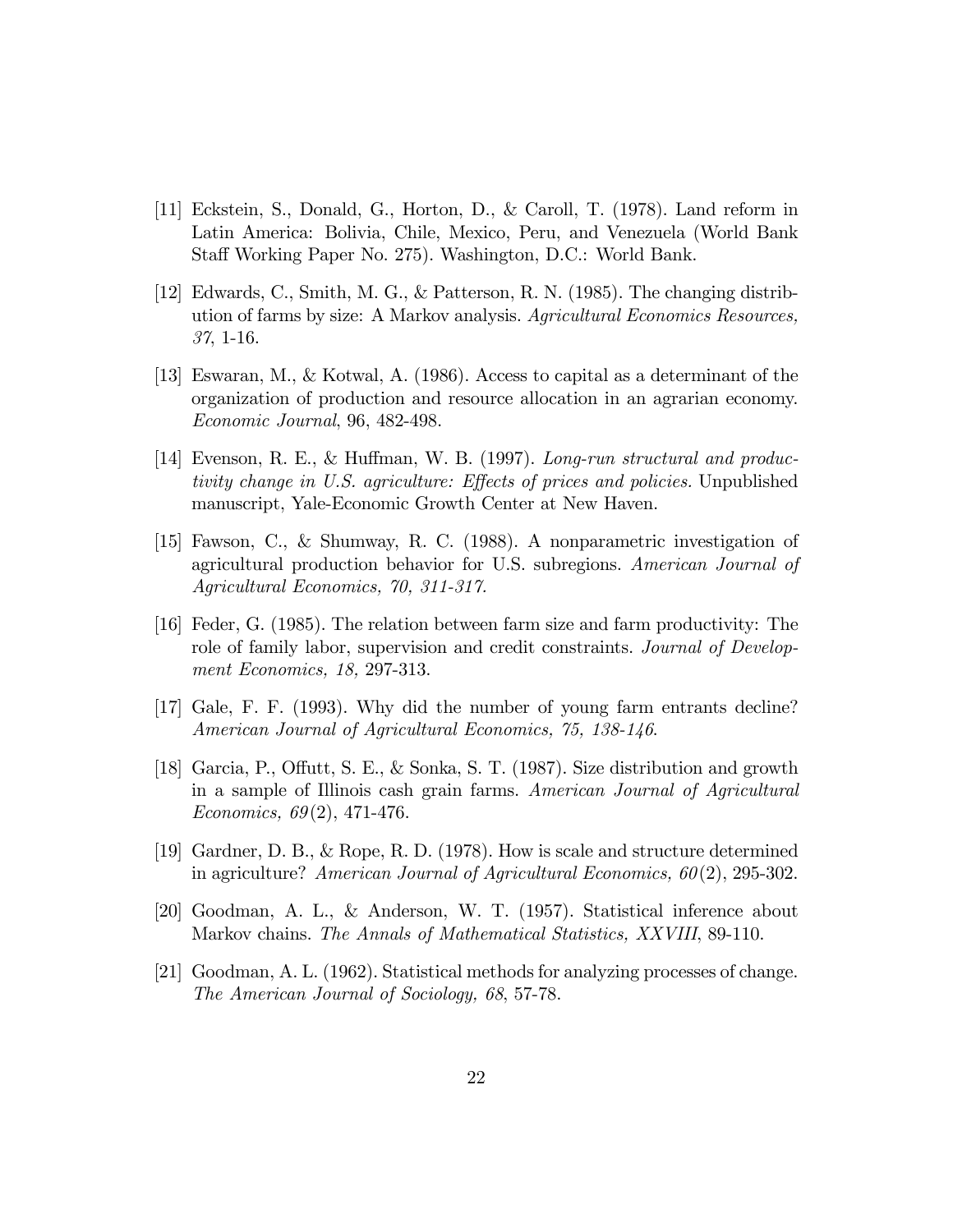[11] Eckstein, S., Donald, G., Horton, D., & Caroll, T. (1978). Land reform in Latin America: Bolivia, Chile, Mexico, Peru, and Venezuela (World Bank Staff Working Paper No. 275). Washington, D.C.: World Bank.

[12] Edwards, C., Smith, M. G., & Patterson, R. N. (1985). The changing distribution of farms by size: A Markov analysis. *Agricultural Economics Resources, 37*, 1-16.

[13] Eswaran, M., & Kotwal, A. (1986). Access to capital as a determinant of the organization of production and resource allocation in an agrarian economy. *Economic Journal*, 96, 482-498.

[14] Evenson, R. E., & Huffman, W. B. (1997). *Long-run structural and productivity change in U.S. agriculture: Effects of prices and policies.* Unpublished manuscript, Yale-Economic Growth Center at New Haven.

[15] Fawson, C., & Shumway, R. C. (1988). A nonparametric investigation of agricultural production behavior for U.S. subregions. *American Journal of Agricultural Economics, 70, 311-317.*

[16] Feder, G. (1985). The relation between farm size and farm productivity: The role of family labor, supervision and credit constraints. *Journal of Development Economics, 18,* 297-313.

[17] Gale, F. F. (1993). Why did the number of young farm entrants decline? *American Journal of Agricultural Economics, 75, 138-146*.

[18] Garcia, P., Offutt, S. E., & Sonka, S. T. (1987). Size distribution and growth in a sample of Illinois cash grain farms. *American Journal of Agricultural Economics, 69*(2), 471-476.

[19] Gardner, D. B., & Rope, R. D. (1978). How is scale and structure determined in agriculture? *American Journal of Agricultural Economics, 60*(2), 295-302.

[20] Goodman, A. L., & Anderson, W. T. (1957). Statistical inference about Markov chains. *The Annals of Mathematical Statistics, XXVIII*, 89-110.

[21] Goodman, A. L. (1962). Statistical methods for analyzing processes of change. *The American Journal of Sociology, 68*, 57-78.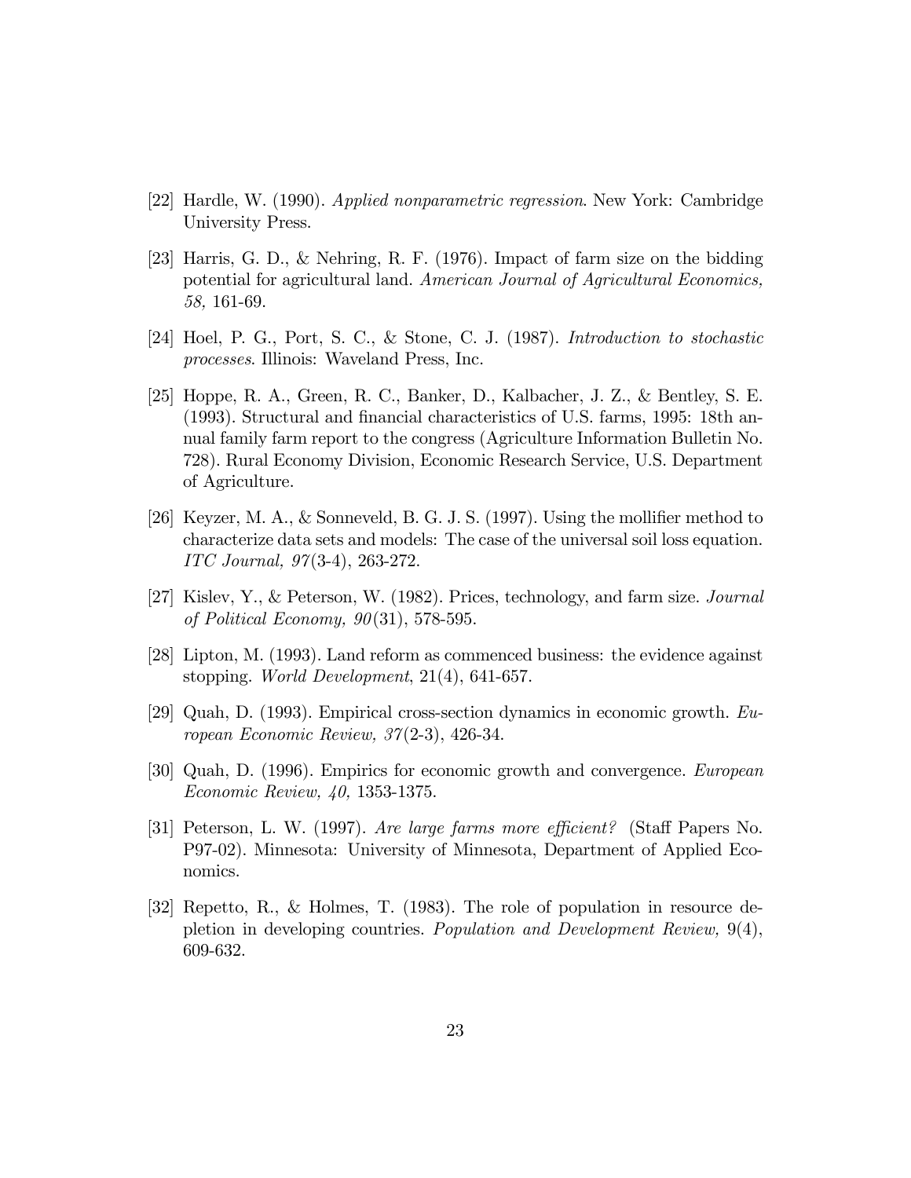[22] Hardle, W. (1990). *Applied nonparametric regression*. New York: Cambridge University Press.

[23] Harris, G. D., & Nehring, R. F. (1976). Impact of farm size on the bidding potential for agricultural land. *American Journal of Agricultural Economics, 58,* 161-69.

[24] Hoel, P. G., Port, S. C., & Stone, C. J. (1987). *Introduction to stochastic processes*. Illinois: Waveland Press, Inc.

[25] Hoppe, R. A., Green, R. C., Banker, D., Kalbacher, J. Z., & Bentley, S. E. (1993). Structural and financial characteristics of U.S. farms, 1995: 18th annual family farm report to the congress (Agriculture Information Bulletin No. 728). Rural Economy Division, Economic Research Service, U.S. Department of Agriculture.

[26] Keyzer, M. A., & Sonneveld, B. G. J. S. (1997). Using the mollifier method to characterize data sets and models: The case of the universal soil loss equation. *ITC Journal, 97*(3-4), 263-272.

[27] Kislev, Y., & Peterson, W. (1982). Prices, technology, and farm size. *Journal of Political Economy, 90*(31), 578-595.

[28] Lipton, M. (1993). Land reform as commenced business: the evidence against stopping. *World Development*, 21(4), 641-657.

[29] Quah, D. (1993). Empirical cross-section dynamics in economic growth. *European Economic Review, 37*(2-3), 426-34.

[30] Quah, D. (1996). Empirics for economic growth and convergence. *European Economic Review, 40,* 1353-1375.

[31] Peterson, L. W. (1997). *Are large farms more efficient?* (Staff Papers No. P97-02). Minnesota: University of Minnesota, Department of Applied Economics.

[32] Repetto, R., & Holmes, T. (1983). The role of population in resource depletion in developing countries. *Population and Development Review,* 9(4), 609-632.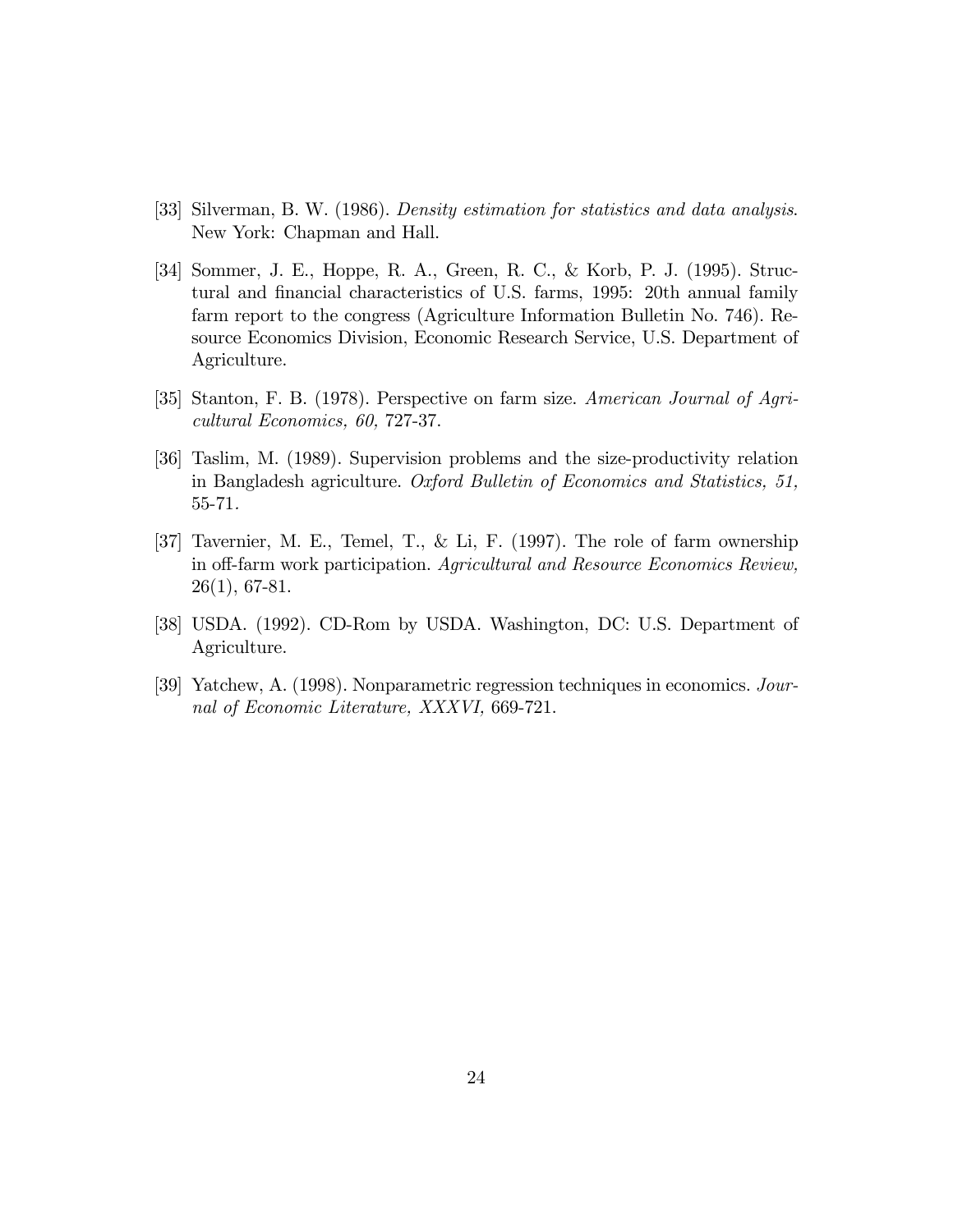[33] Silverman, B. W. (1986). *Density estimation for statistics and data analysis*. New York: Chapman and Hall.

[34] Sommer, J. E., Hoppe, R. A., Green, R. C., & Korb, P. J. (1995). Structural and financial characteristics of U.S. farms, 1995: 20th annual family farm report to the congress (Agriculture Information Bulletin No. 746). Resource Economics Division, Economic Research Service, U.S. Department of Agriculture.

[35] Stanton, F. B. (1978). Perspective on farm size. *American Journal of Agricultural Economics, 60,* 727-37.

[36] Taslim, M. (1989). Supervision problems and the size-productivity relation in Bangladesh agriculture. *Oxford Bulletin of Economics and Statistics, 51,* 55-71.

[37] Tavernier, M. E., Temel, T., & Li, F. (1997). The role of farm ownership in off-farm work participation. *Agricultural and Resource Economics Review,* 26(1), 67-81.

[38] USDA. (1992). CD-Rom by USDA. Washington, DC: U.S. Department of Agriculture.

[39] Yatchew, A. (1998). Nonparametric regression techniques in economics. *Journal of Economic Literature, XXXVI,* 669-721.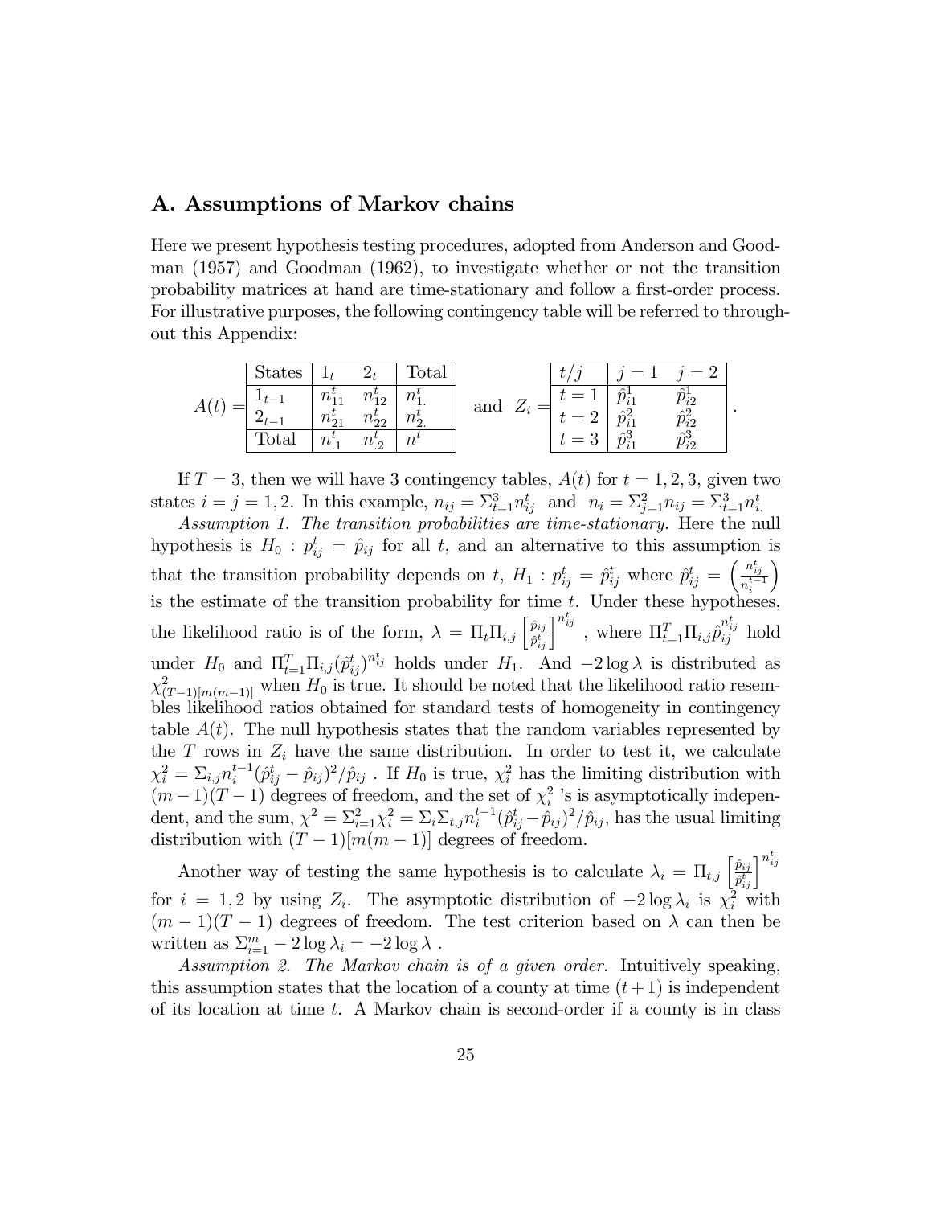## A. Assumptions of Markov chains

Here we present hypothesis testing procedures, adopted from Anderson and Goodman (1957) and Goodman (1962), to investigate whether or not the transition probability matrices at hand are time-stationary and follow a first-order process. For illustrative purposes, the following contingency table will be referred to throughout this Appendix:

$$A(t) = \begin{array}{|l|ll|l|} \hline \text{States} & 1_t & 2_t & \text{Total} \\ \hline 1_{t-1} & n_{11}^t & n_{12}^t & n_{1.}^t \\ 2_{t-1} & n_{21}^t & n_{22}^t & n_{2.}^t \\ \hline \text{Total} & n_{.1}^t & n_{.2}^t & n^t \\ \hline \end{array} \quad \text{and} \quad Z_i = \begin{array}{|l|ll|} \hline t/j & j=1 & j=2 \\ \hline t=1 & \hat{p}_{i1}^1 & \hat{p}_{i2}^1 \\ t=2 & \hat{p}_{i1}^2 & \hat{p}_{i2}^2 \\ t=3 & \hat{p}_{i1}^3 & \hat{p}_{i2}^3 \\ \hline \end{array} .$$

If $T = 3$, then we will have 3 contingency tables, $A(t)$ for $t = 1, 2, 3$, given two states $i = j = 1, 2$. In this example, $n_{ij} = \Sigma_{t=1}^3 n_{ij}^t$ and $n_i = \Sigma_{j=1}^2 n_{ij} = \Sigma_{t=1}^3 n_{i.}^t$

*Assumption 1. The transition probabilities are time-stationary.* Here the null hypothesis is $H_0 : p_{ij}^t = \hat{p}_{ij}$ for all $t$, and an alternative to this assumption is that the transition probability depends on $t$, $H_1 : p_{ij}^t = \hat{p}_{ij}^t$ where $\hat{p}_{ij}^t = \left(\frac{n_{ij}^t}{n_i^{t-1}}\right)$ is the estimate of the transition probability for time $t$. Under these hypotheses, the likelihood ratio is of the form, $\lambda = \Pi_t \Pi_{i,j} \left[\frac{\hat{p}_{ij}}{\hat{p}_{ij}^t}\right]^{n_{ij}^t}$ , where $\Pi_{t=1}^T \Pi_{i,j} \hat{p}_{ij}^{n_{ij}^t}$ hold under $H_0$ and $\Pi_{t=1}^T \Pi_{i,j} (\hat{p}_{ij}^t)^{n_{ij}^t}$ holds under $H_1$. And $-2 \log \lambda$ is distributed as $\chi^2_{(T-1)[m(m-1)]}$ when $H_0$ is true. It should be noted that the likelihood ratio resembles likelihood ratios obtained for standard tests of homogeneity in contingency table $A(t)$. The null hypothesis states that the random variables represented by the $T$ rows in $Z_i$ have the same distribution. In order to test it, we calculate $\chi_i^2 = \Sigma_{i,j} n_i^{t-1} (\hat{p}_{ij}^t - \hat{p}_{ij})^2 / \hat{p}_{ij}$ . If $H_0$ is true, $\chi_i^2$ has the limiting distribution with $(m-1)(T-1)$ degrees of freedom, and the set of $\chi_i^2$ 's is asymptotically independent, and the sum, $\chi^2 = \Sigma_{i=1}^2 \chi_i^2 = \Sigma_i \Sigma_{t,j} n_i^{t-1} (\hat{p}_{ij}^t - \hat{p}_{ij})^2 / \hat{p}_{ij}$, has the usual limiting distribution with $(T-1)[m(m-1)]$ degrees of freedom.

Another way of testing the same hypothesis is to calculate $\lambda_i = \Pi_{t,j} \left[\frac{\hat{p}_{ij}}{\hat{p}_{ij}^t}\right]^{n_{ij}^t}$ for $i = 1, 2$ by using $Z_i$. The asymptotic distribution of $-2 \log \lambda_i$ is $\chi_i^2$ with $(m-1)(T-1)$ degrees of freedom. The test criterion based on $\lambda$ can then be written as $\Sigma_{i=1}^m - 2 \log \lambda_i = -2 \log \lambda$ .

*Assumption 2. The Markov chain is of a given order.* Intuitively speaking, this assumption states that the location of a county at time $(t+1)$ is independent of its location at time $t$. A Markov chain is second-order if a county is in class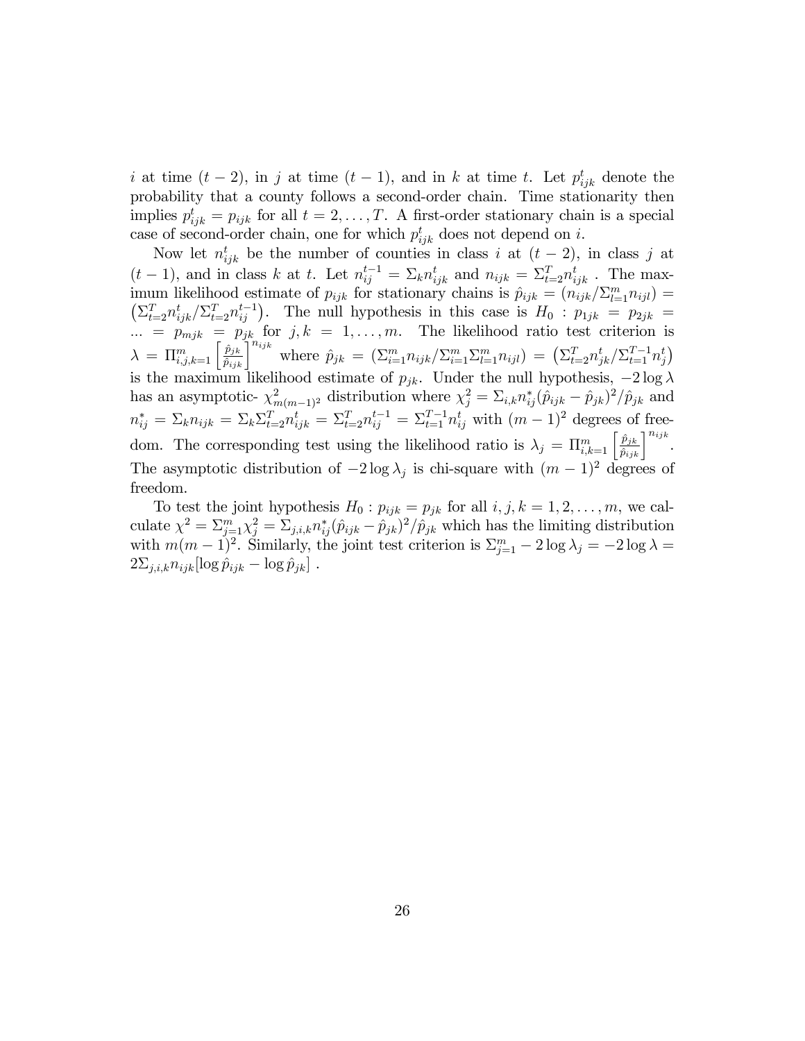$i$ at time $(t-2)$, in $j$ at time $(t-1)$, and in $k$ at time $t$. Let $p_{ijk}^t$ denote the probability that a county follows a second-order chain. Time stationarity then implies $p_{ijk}^t = p_{ijk}$ for all $t = 2, \ldots, T$. A first-order stationary chain is a special case of second-order chain, one for which $p_{ijk}^t$ does not depend on $i$.

Now let $n_{ijk}^t$ be the number of counties in class $i$ at $(t-2)$, in class $j$ at $(t-1)$, and in class $k$ at $t$. Let $n_{ij}^{t-1} = \Sigma_k n_{ijk}^t$ and $n_{ijk} = \Sigma_{t=2}^T n_{ijk}^t$ . The maximum likelihood estimate of $p_{ijk}$ for stationary chains is $\hat{p}_{ijk} = (n_{ijk}/\Sigma_{l=1}^m n_{ijl}) = \left(\Sigma_{t=2}^T n_{ijk}^t / \Sigma_{t=2}^T n_{ij}^{t-1}\right)$. The null hypothesis in this case is $H_0 : p_{1jk} = p_{2jk} = \ldots = p_{mjk} = p_{jk}$ for $j, k = 1, \ldots, m$. The likelihood ratio test criterion is $\lambda = \Pi_{i,j,k=1}^m \left[\frac{\hat{p}_{jk}}{\hat{p}_{ijk}}\right]^{n_{ijk}}$ where $\hat{p}_{jk} = (\Sigma_{i=1}^m n_{ijk} / \Sigma_{i=1}^m \Sigma_{l=1}^m n_{ijl}) = \left(\Sigma_{t=2}^T n_{jk}^t / \Sigma_{t=1}^{T-1} n_j^t\right)$ is the maximum likelihood estimate of $p_{jk}$. Under the null hypothesis, $-2\log\lambda$ has an asymptotic- $\chi^2_{m(m-1)^2}$ distribution where $\chi_j^2 = \Sigma_{i,k} n_{ij}^* (\hat{p}_{ijk} - \hat{p}_{jk})^2 / \hat{p}_{jk}$ and $n_{ij}^* = \Sigma_k n_{ijk} = \Sigma_k \Sigma_{t=2}^T n_{ijk}^t = \Sigma_{t=2}^T n_{ij}^{t-1} = \Sigma_{t=1}^{T-1} n_{ij}^t$ with $(m-1)^2$ degrees of freedom. The corresponding test using the likelihood ratio is $\lambda_j = \Pi_{i,k=1}^m \left[\frac{\hat{p}_{jk}}{\hat{p}_{ijk}}\right]^{n_{ijk}}$. The asymptotic distribution of $-2\log\lambda_j$ is chi-square with $(m-1)^2$ degrees of freedom.

To test the joint hypothesis $H_0 : p_{ijk} = p_{jk}$ for all $i, j, k = 1, 2, \ldots, m$, we calculate $\chi^2 = \Sigma_{j=1}^m \chi_j^2 = \Sigma_{j,i,k} n_{ij}^* (\hat{p}_{ijk} - \hat{p}_{jk})^2 / \hat{p}_{jk}$ which has the limiting distribution with $m(m-1)^2$. Similarly, the joint test criterion is $\Sigma_{j=1}^m - 2\log\lambda_j = -2\log\lambda = 2\Sigma_{j,i,k} n_{ijk} [\log \hat{p}_{ijk} - \log \hat{p}_{jk}]$ .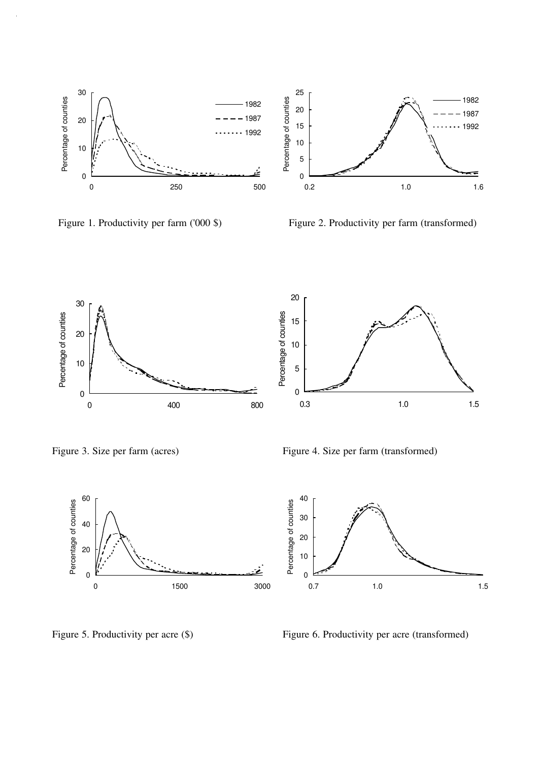Figure 1. Productivity per farm ('000 $)

Figure 2. Productivity per farm (transformed)

Figure 3. Size per farm (acres)

Figure 4. Size per farm (transformed)

Figure 5. Productivity per acre ($)

Figure 6. Productivity per acre (transformed)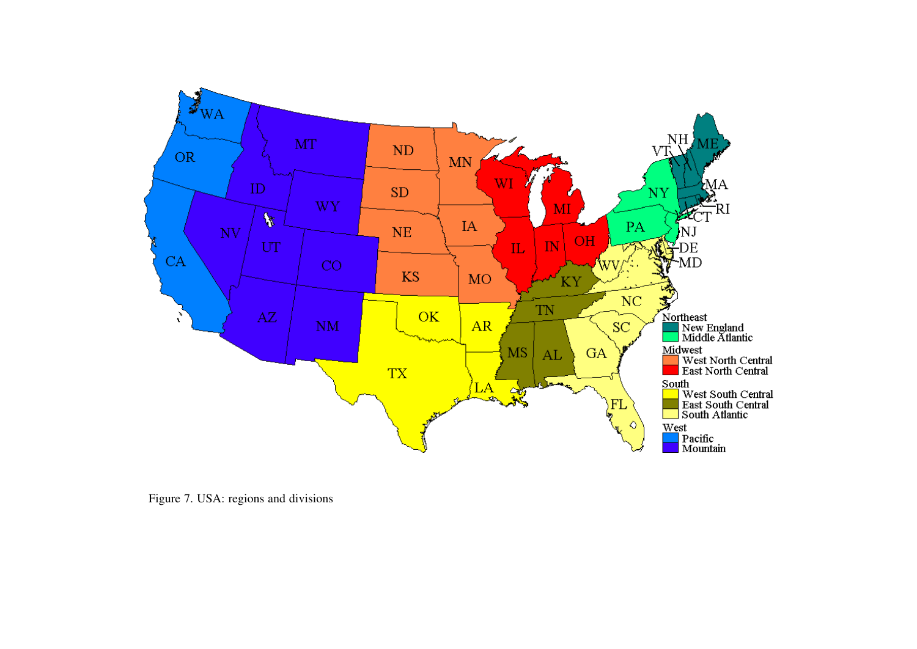Figure 7. USA: regions and divisions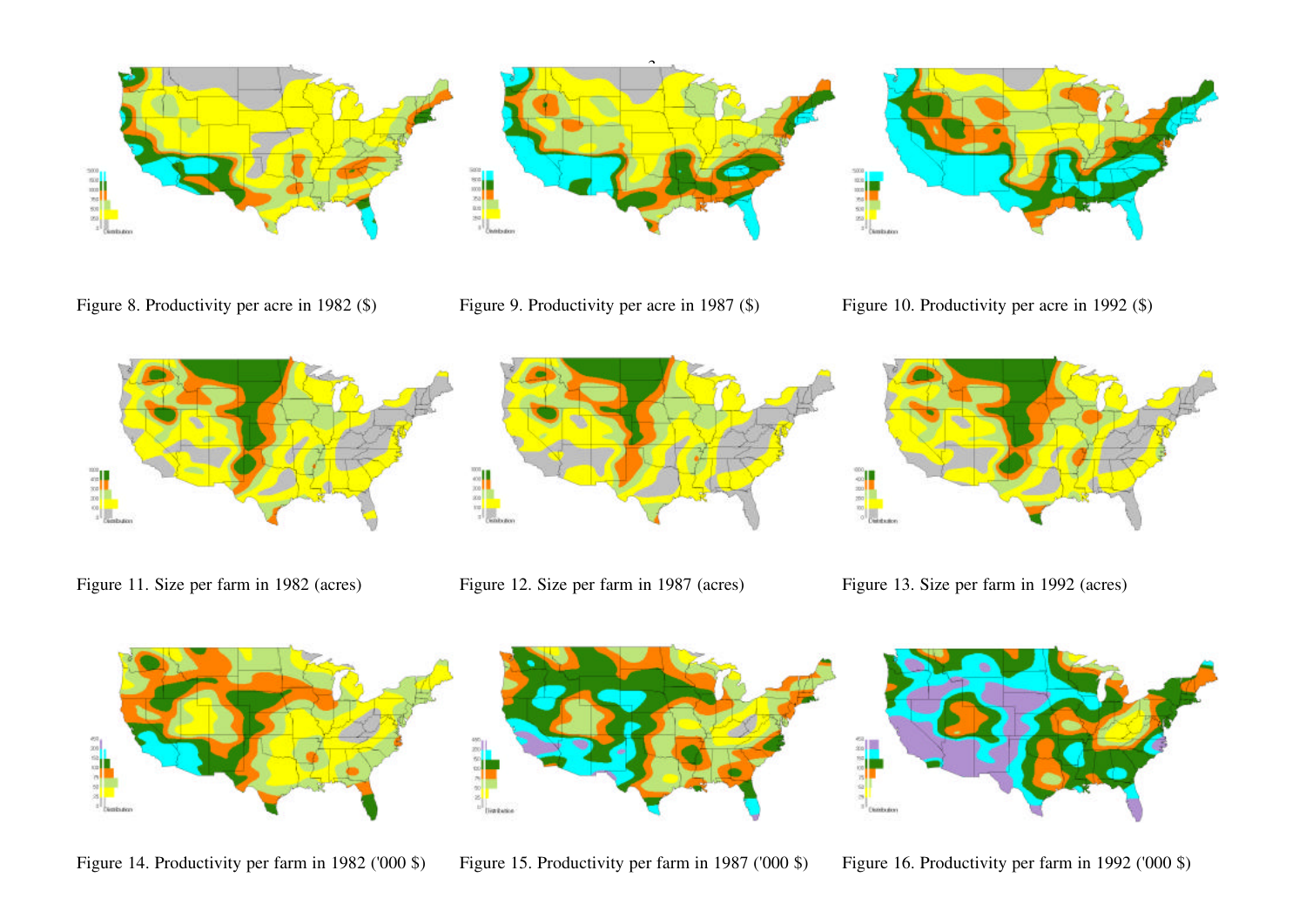Figure 8. Productivity per acre in 1982 ($)

Figure 9. Productivity per acre in 1987 ($)

Figure 10. Productivity per acre in 1992 ($)

Figure 11. Size per farm in 1982 (acres)

Figure 12. Size per farm in 1987 (acres)

Figure 13. Size per farm in 1992 (acres)

Figure 14. Productivity per farm in 1982 ('000 $)

Figure 15. Productivity per farm in 1987 ('000 $)

Figure 16. Productivity per farm in 1992 ('000 $)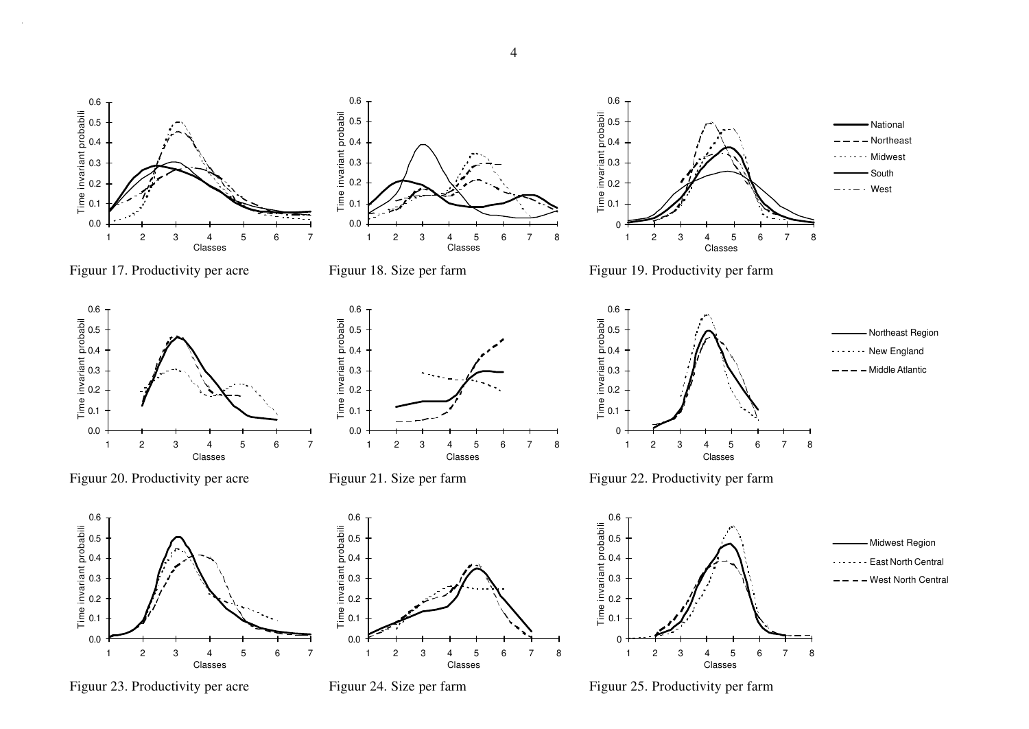Figuur 17. Productivity per acre

Figuur 18. Size per farm

Figuur 19. Productivity per farm

Figuur 20. Productivity per acre

Figuur 21. Size per farm

Figuur 22. Productivity per farm

Figuur 23. Productivity per acre

Figuur 24. Size per farm

Figuur 25. Productivity per farm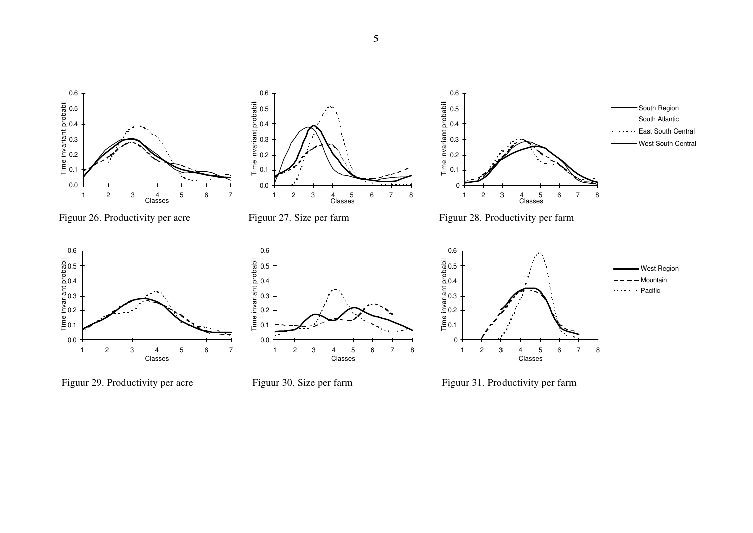Figuur 26. Productivity per acre

Figuur 27. Size per farm

Figuur 28. Productivity per farm

Figuur 29. Productivity per acre

Figuur 30. Size per farm

Figuur 31. Productivity per farm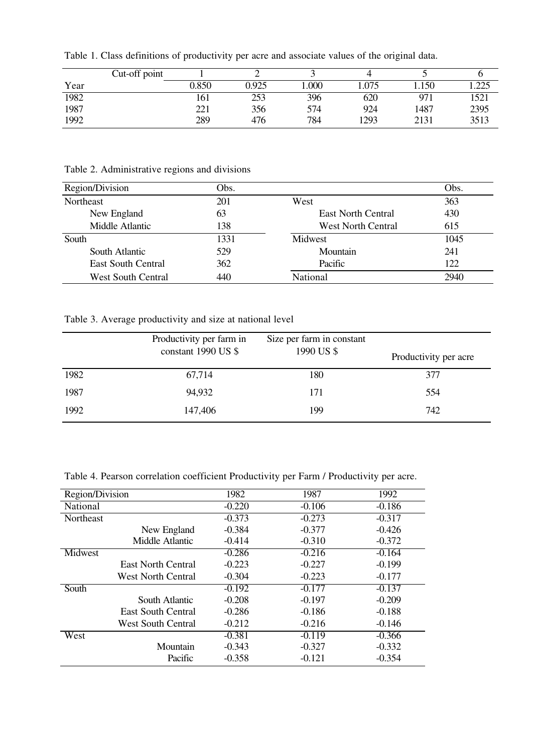Table 1. Class definitions of productivity per acre and associate values of the original data.

| Cut-off point | 1 | 2 | 3 | 4 | 5 | 6 |
|---|---|---|---|---|---|---|
| Year | 0.850 | 0.925 | 1.000 | 1.075 | 1.150 | 1.225 |
| 1982 | 161 | 253 | 396 | 620 | 971 | 1521 |
| 1987 | 221 | 356 | 574 | 924 | 1487 | 2395 |
| 1992 | 289 | 476 | 784 | 1293 | 2131 | 3513 |

Table 2. Administrative regions and divisions

| Region/Division | Obs. | | Obs. |
|---|---|---|---|
| Northeast | 201 | West | 363 |
| New England | 63 | East North Central | 430 |
| Middle Atlantic | 138 | West North Central | 615 |
| South | 1331 | Midwest | 1045 |
| South Atlantic | 529 | Mountain | 241 |
| East South Central | 362 | Pacific | 122 |
| West South Central | 440 | National | 2940 |

Table 3. Average productivity and size at national level

| | Productivity per farm in constant 1990 US $ | Size per farm in constant 1990 US $ | Productivity per acre |
|---|---|---|---|
| 1982 | 67,714 | 180 | 377 |
| 1987 | 94,932 | 171 | 554 |
| 1992 | 147,406 | 199 | 742 |

Table 4. Pearson correlation coefficient Productivity per Farm / Productivity per acre.

| Region/Division | 1982 | 1987 | 1992 |
|---|---|---|---|
| National | -0.220 | -0.106 | -0.186 |
| Northeast | -0.373 | -0.273 | -0.317 |
| New England | -0.384 | -0.377 | -0.426 |
| Middle Atlantic | -0.414 | -0.310 | -0.372 |
| Midwest | -0.286 | -0.216 | -0.164 |
| East North Central | -0.223 | -0.227 | -0.199 |
| West North Central | -0.304 | -0.223 | -0.177 |
| South | -0.192 | -0.177 | -0.137 |
| South Atlantic | -0.208 | -0.197 | -0.209 |
| East South Central | -0.286 | -0.186 | -0.188 |
| West South Central | -0.212 | -0.216 | -0.146 |
| West | -0.381 | -0.119 | -0.366 |
| Mountain | -0.343 | -0.327 | -0.332 |
| Pacific | -0.358 | -0.121 | -0.354 |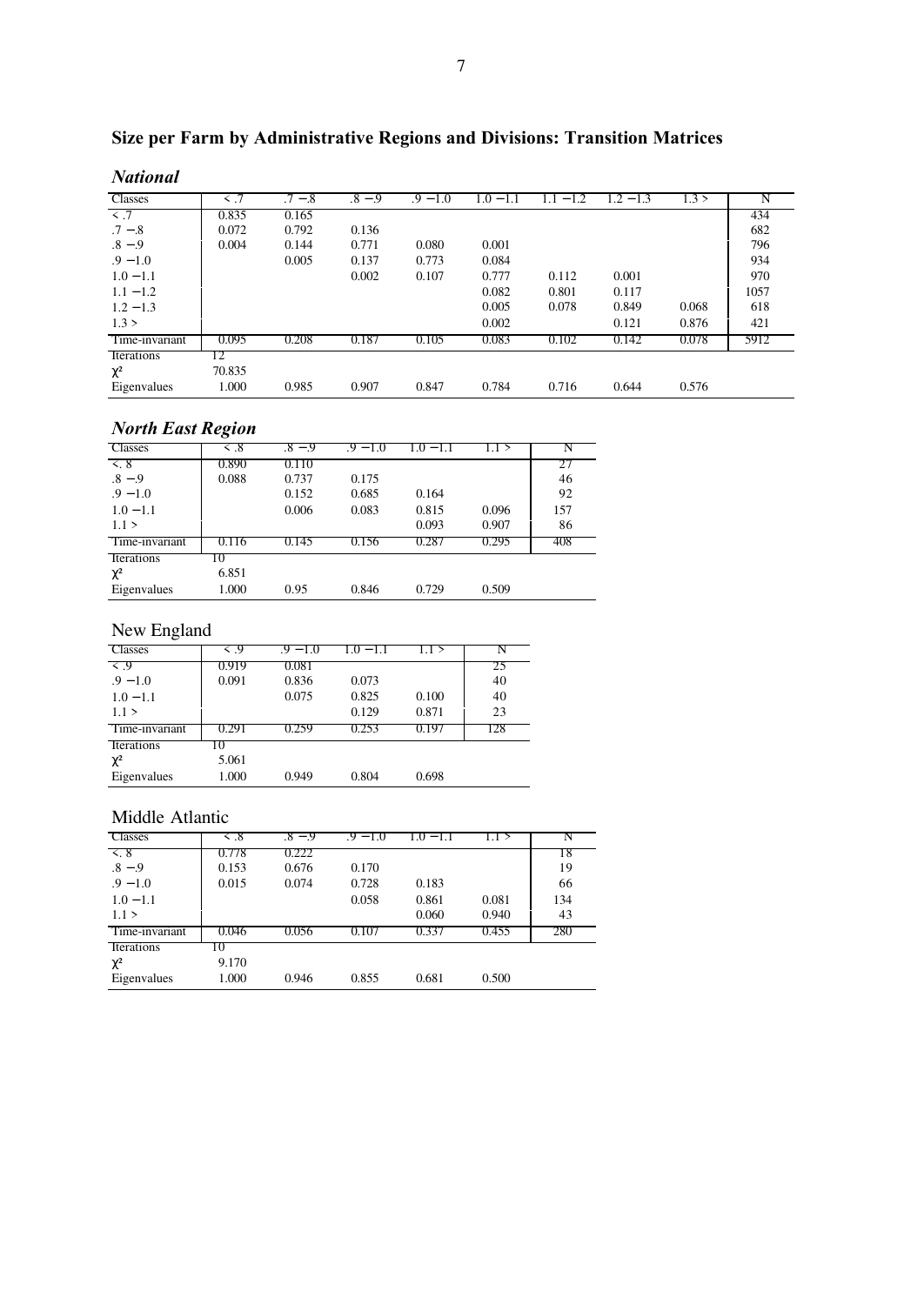## Size per Farm by Administrative Regions and Divisions: Transition Matrices

### *National*

| Classes | < .7 | .7 −.8 | .8 −.9 | .9 −1.0 | 1.0 −1.1 | 1.1 −1.2 | 1.2 −1.3 | 1.3 > | N |
|---|---|---|---|---|---|---|---|---|---|
| < .7 | 0.835 | 0.165 | | | | | | | 434 |
| .7 −.8 | 0.072 | 0.792 | 0.136 | | | | | | 682 |
| .8 −.9 | 0.004 | 0.144 | 0.771 | 0.080 | 0.001 | | | | 796 |
| .9 −1.0 | | 0.005 | 0.137 | 0.773 | 0.084 | | | | 934 |
| 1.0 −1.1 | | | 0.002 | 0.107 | 0.777 | 0.112 | 0.001 | | 970 |
| 1.1 −1.2 | | | | | 0.082 | 0.801 | 0.117 | | 1057 |
| 1.2 −1.3 | | | | | 0.005 | 0.078 | 0.849 | 0.068 | 618 |
| 1.3 > | | | | | 0.002 | | 0.121 | 0.876 | 421 |
| Time-invariant | 0.095 | 0.208 | 0.187 | 0.105 | 0.083 | 0.102 | 0.142 | 0.078 | 5912 |
| Iterations | 12 | | | | | | | | |
| $\chi^2$ | 70.835 | | | | | | | | |
| Eigenvalues | 1.000 | 0.985 | 0.907 | 0.847 | 0.784 | 0.716 | 0.644 | 0.576 | |

### *North East Region*

| Classes | <.8 | .8 −.9 | .9 −1.0 | 1.0 −1.1 | 1.1 > | N |
|---|---|---|---|---|---|---|
| <. 8 | 0.890 | 0.110 | | | | 27 |
| .8 −.9 | 0.088 | 0.737 | 0.175 | | | 46 |
| .9 −1.0 | | 0.152 | 0.685 | 0.164 | | 92 |
| 1.0 −1.1 | | 0.006 | 0.083 | 0.815 | 0.096 | 157 |
| 1.1 > | | | | 0.093 | 0.907 | 86 |
| Time-invariant | 0.116 | 0.145 | 0.156 | 0.287 | 0.295 | 408 |
| Iterations | 10 | | | | | |
| $\chi^2$ | 6.851 | | | | | |
| Eigenvalues | 1.000 | 0.95 | 0.846 | 0.729 | 0.509 | |

### New England

| Classes | < .9 | .9 −1.0 | 1.0 −1.1 | 1.1 > | N |
|---|---|---|---|---|---|
| < .9 | 0.919 | 0.081 | | | 25 |
| .9 −1.0 | 0.091 | 0.836 | 0.073 | | 40 |
| 1.0 −1.1 | | 0.075 | 0.825 | 0.100 | 40 |
| 1.1 > | | | 0.129 | 0.871 | 23 |
| Time-invariant | 0.291 | 0.259 | 0.253 | 0.197 | 128 |
| Iterations | 10 | | | | |
| $\chi^2$ | 5.061 | | | | |
| Eigenvalues | 1.000 | 0.949 | 0.804 | 0.698 | |

### Middle Atlantic

| Classes | < .8 | .8 −.9 | .9 −1.0 | 1.0 −1.1 | 1.1 > | N |
|---|---|---|---|---|---|---|
| <. 8 | 0.778 | 0.222 | | | | 18 |
| .8 −.9 | 0.153 | 0.676 | 0.170 | | | 19 |
| .9 −1.0 | 0.015 | 0.074 | 0.728 | 0.183 | | 66 |
| 1.0 −1.1 | | | 0.058 | 0.861 | 0.081 | 134 |
| 1.1 > | | | | 0.060 | 0.940 | 43 |
| Time-invariant | 0.046 | 0.056 | 0.107 | 0.337 | 0.455 | 280 |
| Iterations | 10 | | | | | |
| $\chi^2$ | 9.170 | | | | | |
| Eigenvalues | 1.000 | 0.946 | 0.855 | 0.681 | 0.500 | |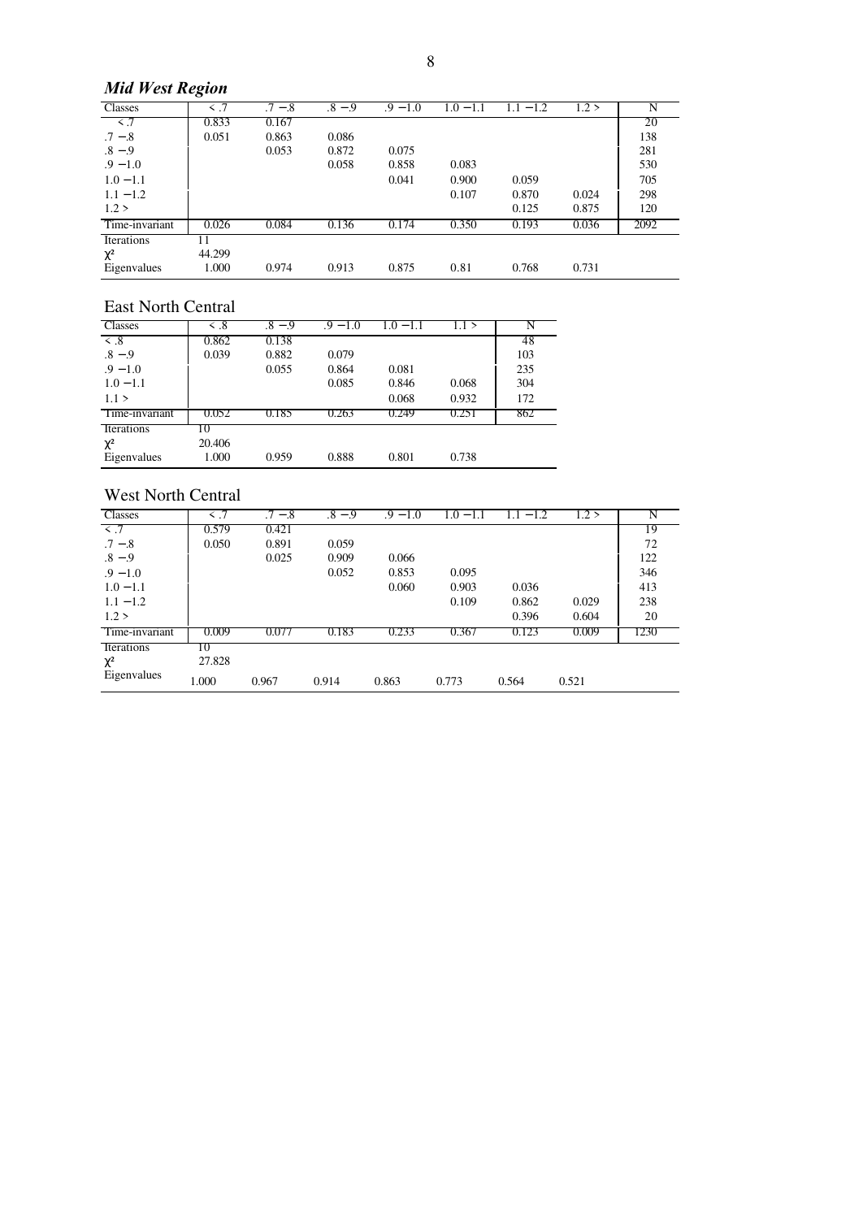### *Mid West Region*

| Classes | < .7 | .7 − .8 | .8 − .9 | .9 − 1.0 | 1.0 − 1.1 | 1.1 − 1.2 | 1.2 > | N |
|---|---|---|---|---|---|---|---|---|
| < .7 | 0.833 | 0.167 | | | | | | 20 |
| .7 − .8 | 0.051 | 0.863 | 0.086 | | | | | 138 |
| .8 − .9 | | 0.053 | 0.872 | 0.075 | | | | 281 |
| .9 − 1.0 | | | 0.058 | 0.858 | 0.083 | | | 530 |
| 1.0 − 1.1 | | | | 0.041 | 0.900 | 0.059 | | 705 |
| 1.1 − 1.2 | | | | | 0.107 | 0.870 | 0.024 | 298 |
| 1.2 > | | | | | | 0.125 | 0.875 | 120 |
| Time-invariant | 0.026 | 0.084 | 0.136 | 0.174 | 0.350 | 0.193 | 0.036 | 2092 |
| Iterations | 11 | | | | | | | |
| $\chi^2$ | 44.299 | | | | | | | |
| Eigenvalues | 1.000 | 0.974 | 0.913 | 0.875 | 0.81 | 0.768 | 0.731 | |

### East North Central

| Classes | < .8 | .8 − .9 | .9 − 1.0 | 1.0 − 1.1 | 1.1 > | N |
|---|---|---|---|---|---|---|
| < .8 | 0.862 | 0.138 | | | | 48 |
| .8 − .9 | 0.039 | 0.882 | 0.079 | | | 103 |
| .9 − 1.0 | | 0.055 | 0.864 | 0.081 | | 235 |
| 1.0 − 1.1 | | | 0.085 | 0.846 | 0.068 | 304 |
| 1.1 > | | | | 0.068 | 0.932 | 172 |
| Time-invariant | 0.052 | 0.185 | 0.263 | 0.249 | 0.251 | 862 |
| Iterations | 10 | | | | | |
| $\chi^2$ | 20.406 | | | | | |
| Eigenvalues | 1.000 | 0.959 | 0.888 | 0.801 | 0.738 | |

### West North Central

| Classes | < .7 | .7 − .8 | .8 − .9 | .9 − 1.0 | 1.0 − 1.1 | 1.1 − 1.2 | 1.2 > | N |
|---|---|---|---|---|---|---|---|---|
| < .7 | 0.579 | 0.421 | | | | | | 19 |
| .7 − .8 | 0.050 | 0.891 | 0.059 | | | | | 72 |
| .8 − .9 | | 0.025 | 0.909 | 0.066 | | | | 122 |
| .9 − 1.0 | | | 0.052 | 0.853 | 0.095 | | | 346 |
| 1.0 − 1.1 | | | | 0.060 | 0.903 | 0.036 | | 413 |
| 1.1 − 1.2 | | | | | 0.109 | 0.862 | 0.029 | 238 |
| 1.2 > | | | | | | 0.396 | 0.604 | 20 |
| Time-invariant | 0.009 | 0.077 | 0.183 | 0.233 | 0.367 | 0.123 | 0.009 | 1230 |
| Iterations | 10 | | | | | | | |
| $\chi^2$ | 27.828 | | | | | | | |
| Eigenvalues | 1.000 | 0.967 | 0.914 | 0.863 | 0.773 | 0.564 | 0.521 | |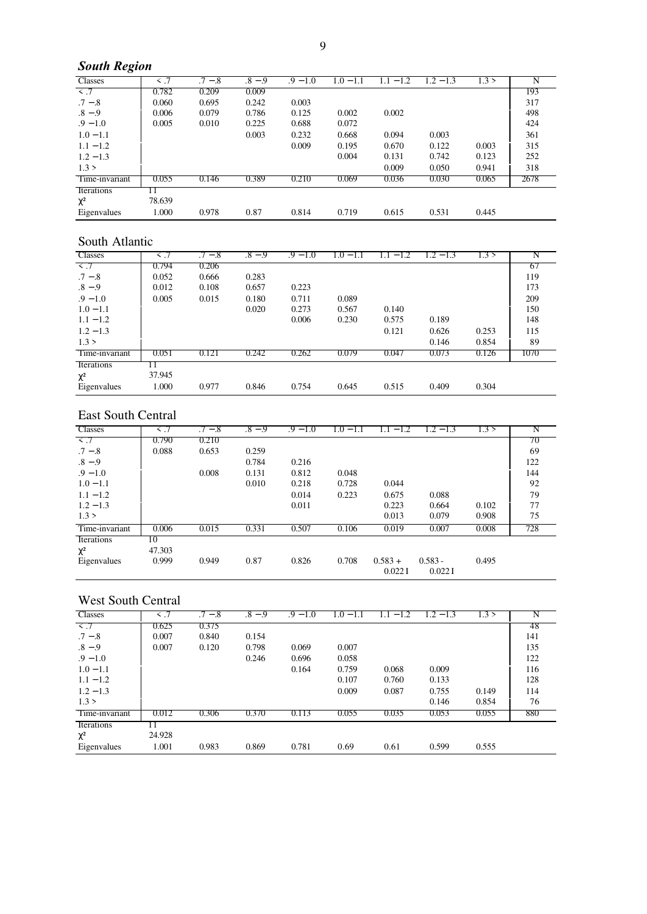## *South Region*

| Classes | < .7 | .7 −.8 | .8 −.9 | .9 −1.0 | 1.0 −1.1 | 1.1 −1.2 | 1.2 −1.3 | 1.3 > | N |
|---|---|---|---|---|---|---|---|---|---|
| < .7 | 0.782 | 0.209 | 0.009 | | | | | | 193 |
| .7 −.8 | 0.060 | 0.695 | 0.242 | 0.003 | | | | | 317 |
| .8 −.9 | 0.006 | 0.079 | 0.786 | 0.125 | 0.002 | 0.002 | | | 498 |
| .9 −1.0 | 0.005 | 0.010 | 0.225 | 0.688 | 0.072 | | | | 424 |
| 1.0 −1.1 | | | 0.003 | 0.232 | 0.668 | 0.094 | 0.003 | | 361 |
| 1.1 −1.2 | | | | 0.009 | 0.195 | 0.670 | 0.122 | 0.003 | 315 |
| 1.2 −1.3 | | | | | 0.004 | 0.131 | 0.742 | 0.123 | 252 |
| 1.3 > | | | | | | 0.009 | 0.050 | 0.941 | 318 |
| Time-invariant | 0.055 | 0.146 | 0.389 | 0.210 | 0.069 | 0.036 | 0.030 | 0.065 | 2678 |
| Iterations | 11 | | | | | | | | |
| $\chi^2$ | 78.639 | | | | | | | | |
| Eigenvalues | 1.000 | 0.978 | 0.87 | 0.814 | 0.719 | 0.615 | 0.531 | 0.445 | |

## South Atlantic

| Classes | < .7 | .7 −.8 | .8 −.9 | .9 −1.0 | 1.0 −1.1 | 1.1 −1.2 | 1.2 −1.3 | 1.3 > | N |
|---|---|---|---|---|---|---|---|---|---|
| < .7 | 0.794 | 0.206 | | | | | | | 67 |
| .7 −.8 | 0.052 | 0.666 | 0.283 | | | | | | 119 |
| .8 −.9 | 0.012 | 0.108 | 0.657 | 0.223 | | | | | 173 |
| .9 −1.0 | 0.005 | 0.015 | 0.180 | 0.711 | 0.089 | | | | 209 |
| 1.0 −1.1 | | | 0.020 | 0.273 | 0.567 | 0.140 | | | 150 |
| 1.1 −1.2 | | | | 0.006 | 0.230 | 0.575 | 0.189 | | 148 |
| 1.2 −1.3 | | | | | | 0.121 | 0.626 | 0.253 | 115 |
| 1.3 > | | | | | | | 0.146 | 0.854 | 89 |
| Time-invariant | 0.051 | 0.121 | 0.242 | 0.262 | 0.079 | 0.047 | 0.073 | 0.126 | 1070 |
| Iterations | 11 | | | | | | | | |
| $\chi^2$ | 37.945 | | | | | | | | |
| Eigenvalues | 1.000 | 0.977 | 0.846 | 0.754 | 0.645 | 0.515 | 0.409 | 0.304 | |

## East South Central

| Classes | < .7 | .7 −.8 | .8 −.9 | .9 −1.0 | 1.0 −1.1 | 1.1 −1.2 | 1.2 −1.3 | 1.3 > | N |
|---|---|---|---|---|---|---|---|---|---|
| < .7 | 0.790 | 0.210 | | | | | | | 70 |
| .7 −.8 | 0.088 | 0.653 | 0.259 | | | | | | 69 |
| .8 −.9 | | | 0.784 | 0.216 | | | | | 122 |
| .9 −1.0 | | 0.008 | 0.131 | 0.812 | 0.048 | | | | 144 |
| 1.0 −1.1 | | | 0.010 | 0.218 | 0.728 | 0.044 | | | 92 |
| 1.1 −1.2 | | | | 0.014 | 0.223 | 0.675 | 0.088 | | 79 |
| 1.2 −1.3 | | | | 0.011 | | 0.223 | 0.664 | 0.102 | 77 |
| 1.3 > | | | | | | 0.013 | 0.079 | 0.908 | 75 |
| Time-invariant | 0.006 | 0.015 | 0.331 | 0.507 | 0.106 | 0.019 | 0.007 | 0.008 | 728 |
| Iterations | 10 | | | | | | | | |
| $\chi^2$ | 47.303 | | | | | | | | |
| Eigenvalues | 0.999 | 0.949 | 0.87 | 0.826 | 0.708 | 0.583 + 0.022 I | 0.583 - 0.022 I | 0.495 | |

## West South Central

| Classes | < .7 | .7 −.8 | .8 −.9 | .9 −1.0 | 1.0 −1.1 | 1.1 −1.2 | 1.2 −1.3 | 1.3 > | N |
|---|---|---|---|---|---|---|---|---|---|
| < .7 | 0.625 | 0.375 | | | | | | | 48 |
| .7 −.8 | 0.007 | 0.840 | 0.154 | | | | | | 141 |
| .8 −.9 | 0.007 | 0.120 | 0.798 | 0.069 | 0.007 | | | | 135 |
| .9 −1.0 | | | 0.246 | 0.696 | 0.058 | | | | 122 |
| 1.0 −1.1 | | | | 0.164 | 0.759 | 0.068 | 0.009 | | 116 |
| 1.1 −1.2 | | | | | 0.107 | 0.760 | 0.133 | | 128 |
| 1.2 −1.3 | | | | | 0.009 | 0.087 | 0.755 | 0.149 | 114 |
| 1.3 > | | | | | | | 0.146 | 0.854 | 76 |
| Time-invariant | 0.012 | 0.306 | 0.370 | 0.113 | 0.055 | 0.035 | 0.053 | 0.055 | 880 |
| Iterations | 11 | | | | | | | | |
| $\chi^2$ | 24.928 | | | | | | | | |
| Eigenvalues | 1.001 | 0.983 | 0.869 | 0.781 | 0.69 | 0.61 | 0.599 | 0.555 | |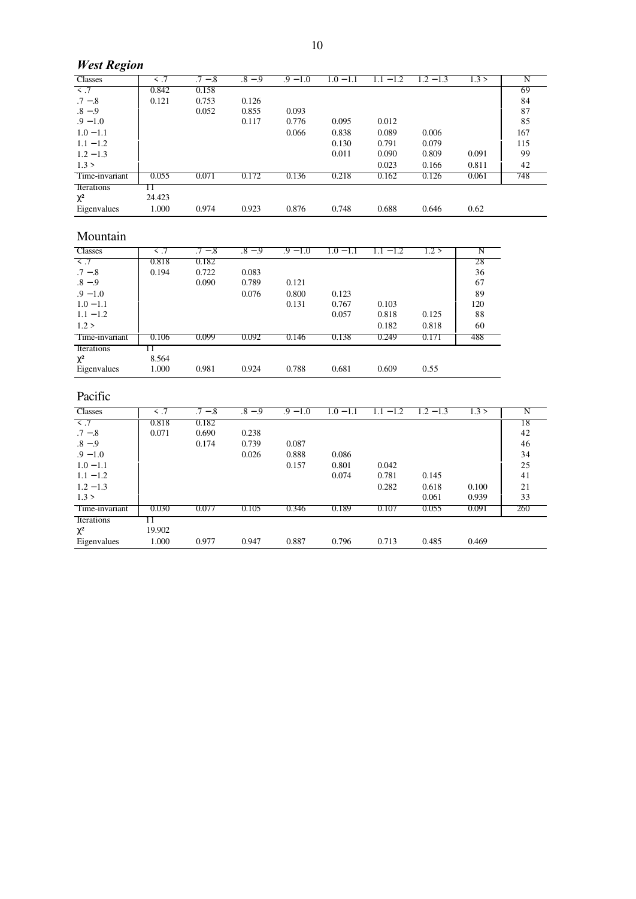## *West Region*

| Classes | < .7 | .7 −.8 | .8 −.9 | .9 −1.0 | 1.0 −1.1 | 1.1 −1.2 | 1.2 −1.3 | 1.3 > | N |
|---|---|---|---|---|---|---|---|---|---|
| < .7 | 0.842 | 0.158 | | | | | | | 69 |
| .7 −.8 | 0.121 | 0.753 | 0.126 | | | | | | 84 |
| .8 −.9 | | 0.052 | 0.855 | 0.093 | | | | | 87 |
| .9 −1.0 | | | 0.117 | 0.776 | 0.095 | 0.012 | | | 85 |
| 1.0 −1.1 | | | | 0.066 | 0.838 | 0.089 | 0.006 | | 167 |
| 1.1 −1.2 | | | | | 0.130 | 0.791 | 0.079 | | 115 |
| 1.2 −1.3 | | | | | 0.011 | 0.090 | 0.809 | 0.091 | 99 |
| 1.3 > | | | | | | 0.023 | 0.166 | 0.811 | 42 |
| Time-invariant | 0.055 | 0.071 | 0.172 | 0.136 | 0.218 | 0.162 | 0.126 | 0.061 | 748 |
| Iterations | 11 | | | | | | | | |
| $\chi^2$ | 24.423 | | | | | | | | |
| Eigenvalues | 1.000 | 0.974 | 0.923 | 0.876 | 0.748 | 0.688 | 0.646 | 0.62 | |

## Mountain

| Classes | < .7 | .7 −.8 | .8 −.9 | .9 −1.0 | 1.0 −1.1 | 1.1 −1.2 | 1.2 > | N |
|---|---|---|---|---|---|---|---|---|
| < .7 | 0.818 | 0.182 | | | | | | 28 |
| .7 −.8 | 0.194 | 0.722 | 0.083 | | | | | 36 |
| .8 −.9 | | 0.090 | 0.789 | 0.121 | | | | 67 |
| .9 −1.0 | | | 0.076 | 0.800 | 0.123 | | | 89 |
| 1.0 −1.1 | | | | 0.131 | 0.767 | 0.103 | | 120 |
| 1.1 −1.2 | | | | | 0.057 | 0.818 | 0.125 | 88 |
| 1.2 > | | | | | | 0.182 | 0.818 | 60 |
| Time-invariant | 0.106 | 0.099 | 0.092 | 0.146 | 0.138 | 0.249 | 0.171 | 488 |
| Iterations | 11 | | | | | | | |
| $\chi^2$ | 8.564 | | | | | | | |
| Eigenvalues | 1.000 | 0.981 | 0.924 | 0.788 | 0.681 | 0.609 | 0.55 | |

## Pacific

| Classes | < .7 | .7 −.8 | .8 −.9 | .9 −1.0 | 1.0 −1.1 | 1.1 −1.2 | 1.2 −1.3 | 1.3 > | N |
|---|---|---|---|---|---|---|---|---|---|
| < .7 | 0.818 | 0.182 | | | | | | | 18 |
| .7 −.8 | 0.071 | 0.690 | 0.238 | | | | | | 42 |
| .8 −.9 | | 0.174 | 0.739 | 0.087 | | | | | 46 |
| .9 −1.0 | | | 0.026 | 0.888 | 0.086 | | | | 34 |
| 1.0 −1.1 | | | | 0.157 | 0.801 | 0.042 | | | 25 |
| 1.1 −1.2 | | | | | 0.074 | 0.781 | 0.145 | | 41 |
| 1.2 −1.3 | | | | | | 0.282 | 0.618 | 0.100 | 21 |
| 1.3 > | | | | | | | 0.061 | 0.939 | 33 |
| Time-invariant | 0.030 | 0.077 | 0.105 | 0.346 | 0.189 | 0.107 | 0.055 | 0.091 | 260 |
| Iterations | 11 | | | | | | | | |
| $\chi^2$ | 19.902 | | | | | | | | |
| Eigenvalues | 1.000 | 0.977 | 0.947 | 0.887 | 0.796 | 0.713 | 0.485 | 0.469 | |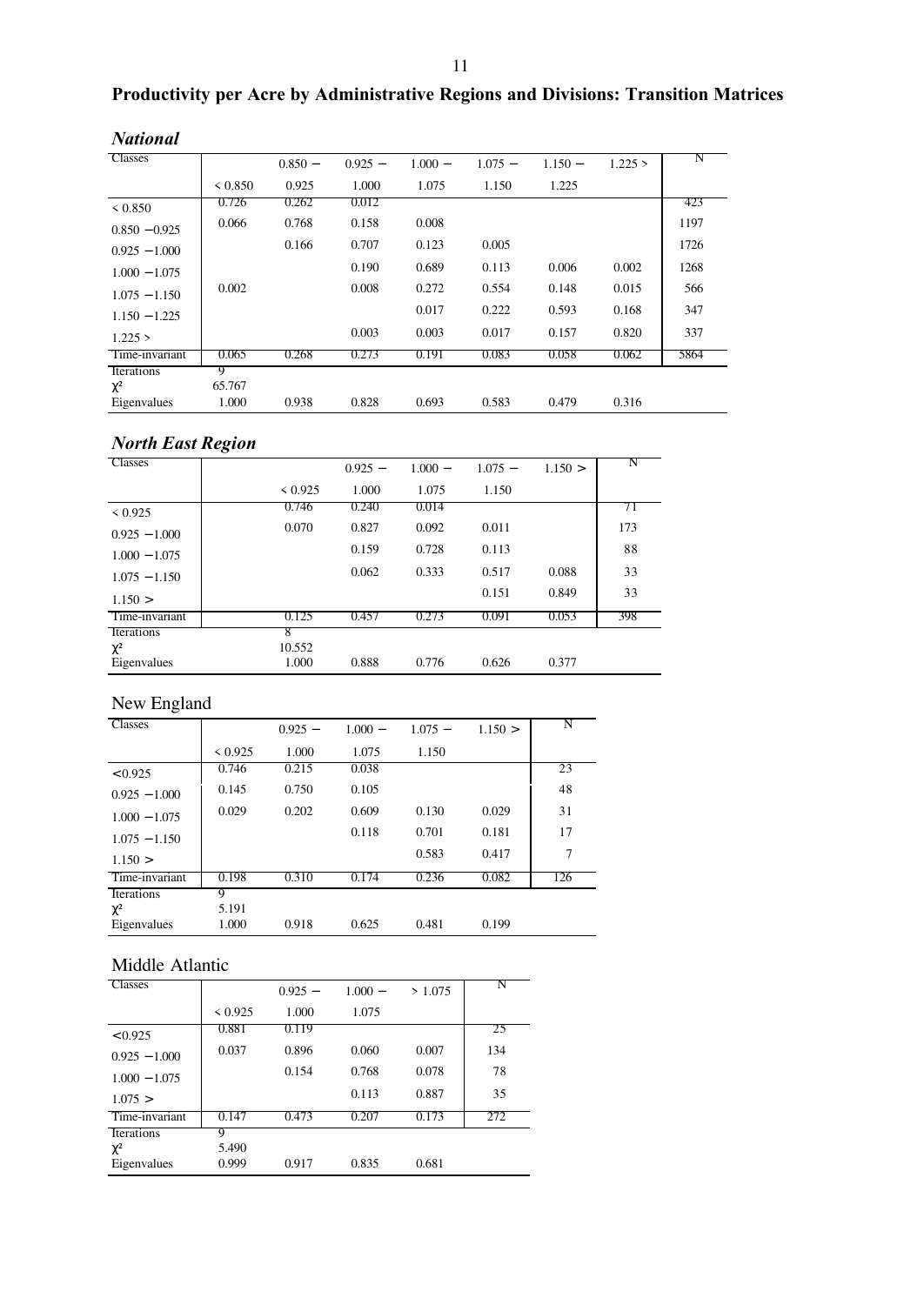# Productivity per Acre by Administrative Regions and Divisions: Transition Matrices

## *National*

| Classes | < 0.850 | 0.850 − 0.925 | 0.925 − 1.000 | 1.000 − 1.075 | 1.075 − 1.150 | 1.150 − 1.225 | 1.225 > | N |
|---|---|---|---|---|---|---|---|---|
| < 0.850 | 0.726 | 0.262 | 0.012 | | | | | 423 |
| 0.850 − 0.925 | 0.066 | 0.768 | 0.158 | 0.008 | | | | 1197 |
| 0.925 − 1.000 | | 0.166 | 0.707 | 0.123 | 0.005 | | | 1726 |
| 1.000 − 1.075 | | | 0.190 | 0.689 | 0.113 | 0.006 | 0.002 | 1268 |
| 1.075 − 1.150 | 0.002 | | 0.008 | 0.272 | 0.554 | 0.148 | 0.015 | 566 |
| 1.150 − 1.225 | | | | 0.017 | 0.222 | 0.593 | 0.168 | 347 |
| 1.225 > | | | 0.003 | 0.003 | 0.017 | 0.157 | 0.820 | 337 |
| Time-invariant | 0.065 | 0.268 | 0.273 | 0.191 | 0.083 | 0.058 | 0.062 | 5864 |
| Iterations | 9 | | | | | | | |
| $\chi^2$ | 65.767 | | | | | | | |
| Eigenvalues | 1.000 | 0.938 | 0.828 | 0.693 | 0.583 | 0.479 | 0.316 | |

## *North East Region*

| Classes | < 0.925 | 0.925 − 1.000 | 1.000 − 1.075 | 1.075 − 1.150 | 1.150 > | N |
|---|---|---|---|---|---|---|
| < 0.925 | 0.746 | 0.240 | 0.014 | | | 71 |
| 0.925 − 1.000 | 0.070 | 0.827 | 0.092 | 0.011 | | 173 |
| 1.000 − 1.075 | | 0.159 | 0.728 | 0.113 | | 88 |
| 1.075 − 1.150 | | 0.062 | 0.333 | 0.517 | 0.088 | 33 |
| 1.150 > | | | | 0.151 | 0.849 | 33 |
| Time-invariant | 0.125 | 0.457 | 0.273 | 0.091 | 0.053 | 398 |
| Iterations | 8 | | | | | |
| $\chi^2$ | 10.552 | | | | | |
| Eigenvalues | 1.000 | 0.888 | 0.776 | 0.626 | 0.377 | |

## New England

| Classes | < 0.925 | 0.925 − 1.000 | 1.000 − 1.075 | 1.075 − 1.150 | 1.150 > | N |
|---|---|---|---|---|---|---|
| <0.925 | 0.746 | 0.215 | 0.038 | | | 23 |
| 0.925 − 1.000 | 0.145 | 0.750 | 0.105 | | | 48 |
| 1.000 − 1.075 | 0.029 | 0.202 | 0.609 | 0.130 | 0.029 | 31 |
| 1.075 − 1.150 | | | 0.118 | 0.701 | 0.181 | 17 |
| 1.150 > | | | | 0.583 | 0.417 | 7 |
| Time-invariant | 0.198 | 0.310 | 0.174 | 0.236 | 0.082 | 126 |
| Iterations | 9 | | | | | |
| $\chi^2$ | 5.191 | | | | | |
| Eigenvalues | 1.000 | 0.918 | 0.625 | 0.481 | 0.199 | |

## Middle Atlantic

| Classes | < 0.925 | 0.925 − 1.000 | 1.000 − 1.075 | > 1.075 | N |
|---|---|---|---|---|---|
| <0.925 | 0.881 | 0.119 | | | 25 |
| 0.925 − 1.000 | 0.037 | 0.896 | 0.060 | 0.007 | 134 |
| 1.000 − 1.075 | | 0.154 | 0.768 | 0.078 | 78 |
| 1.075 > | | | 0.113 | 0.887 | 35 |
| Time-invariant | 0.147 | 0.473 | 0.207 | 0.173 | 272 |
| Iterations | 9 | | | | |
| $\chi^2$ | 5.490 | | | | |
| Eigenvalues | 0.999 | 0.917 | 0.835 | 0.681 | |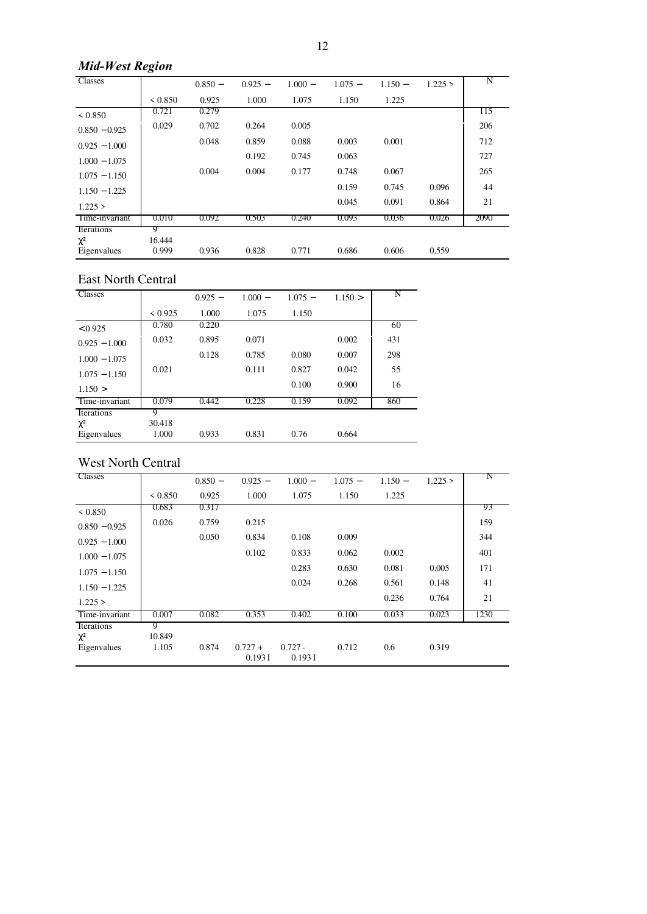## *Mid-West Region*

| Classes | < 0.850 | 0.850 − 0.925 | 0.925 − 1.000 | 1.000 − 1.075 | 1.075 − 1.150 | 1.150 − 1.225 | 1.225 > | N |
|---|---|---|---|---|---|---|---|---|
| < 0.850 | 0.721 | 0.279 | | | | | | 115 |
| 0.850 − 0.925 | 0.029 | 0.702 | 0.264 | 0.005 | | | | 206 |
| 0.925 − 1.000 | | 0.048 | 0.859 | 0.088 | 0.003 | 0.001 | | 712 |
| 1.000 − 1.075 | | | 0.192 | 0.745 | 0.063 | | | 727 |
| 1.075 − 1.150 | | 0.004 | 0.004 | 0.177 | 0.748 | 0.067 | | 265 |
| 1.150 − 1.225 | | | | | 0.159 | 0.745 | 0.096 | 44 |
| 1.225 > | | | | | 0.045 | 0.091 | 0.864 | 21 |
| Time-invariant | 0.010 | 0.092 | 0.503 | 0.240 | 0.093 | 0.036 | 0.026 | 2090 |
| Iterations | 9 | | | | | | | |
| $\chi^2$ | 16.444 | | | | | | | |
| Eigenvalues | 0.999 | 0.936 | 0.828 | 0.771 | 0.686 | 0.606 | 0.559 | |

## East North Central

| Classes | < 0.925 | 0.925 − 1.000 | 1.000 − 1.075 | 1.075 − 1.150 | 1.150 > | N |
|---|---|---|---|---|---|---|
| <0.925 | 0.780 | 0.220 | | | | 60 |
| 0.925 − 1.000 | 0.032 | 0.895 | 0.071 | | 0.002 | 431 |
| 1.000 − 1.075 | | 0.128 | 0.785 | 0.080 | 0.007 | 298 |
| 1.075 − 1.150 | 0.021 | | 0.111 | 0.827 | 0.042 | 55 |
| 1.150 > | | | | 0.100 | 0.900 | 16 |
| Time-invariant | 0.079 | 0.442 | 0.228 | 0.159 | 0.092 | 860 |
| Iterations | 9 | | | | | |
| $\chi^2$ | 30.418 | | | | | |
| Eigenvalues | 1.000 | 0.933 | 0.831 | 0.76 | 0.664 | |

## West North Central

| Classes | < 0.850 | 0.850 − 0.925 | 0.925 − 1.000 | 1.000 − 1.075 | 1.075 − 1.150 | 1.150 − 1.225 | 1.225 > | N |
|---|---|---|---|---|---|---|---|---|
| < 0.850 | 0.683 | 0.317 | | | | | | 93 |
| 0.850 − 0.925 | 0.026 | 0.759 | 0.215 | | | | | 159 |
| 0.925 − 1.000 | | 0.050 | 0.834 | 0.108 | 0.009 | | | 344 |
| 1.000 − 1.075 | | | 0.102 | 0.833 | 0.062 | 0.002 | | 401 |
| 1.075 − 1.150 | | | | 0.283 | 0.630 | 0.081 | 0.005 | 171 |
| 1.150 − 1.225 | | | | 0.024 | 0.268 | 0.561 | 0.148 | 41 |
| 1.225 > | | | | | | 0.236 | 0.764 | 21 |
| Time-invariant | 0.007 | 0.082 | 0.353 | 0.402 | 0.100 | 0.033 | 0.023 | 1230 |
| Iterations | 9 | | | | | | | |
| $\chi^2$ | 10.849 | | | | | | | |
| Eigenvalues | 1.105 | 0.874 | 0.727 + 0.193 I | 0.727 - 0.193 I | 0.712 | 0.6 | 0.319 | |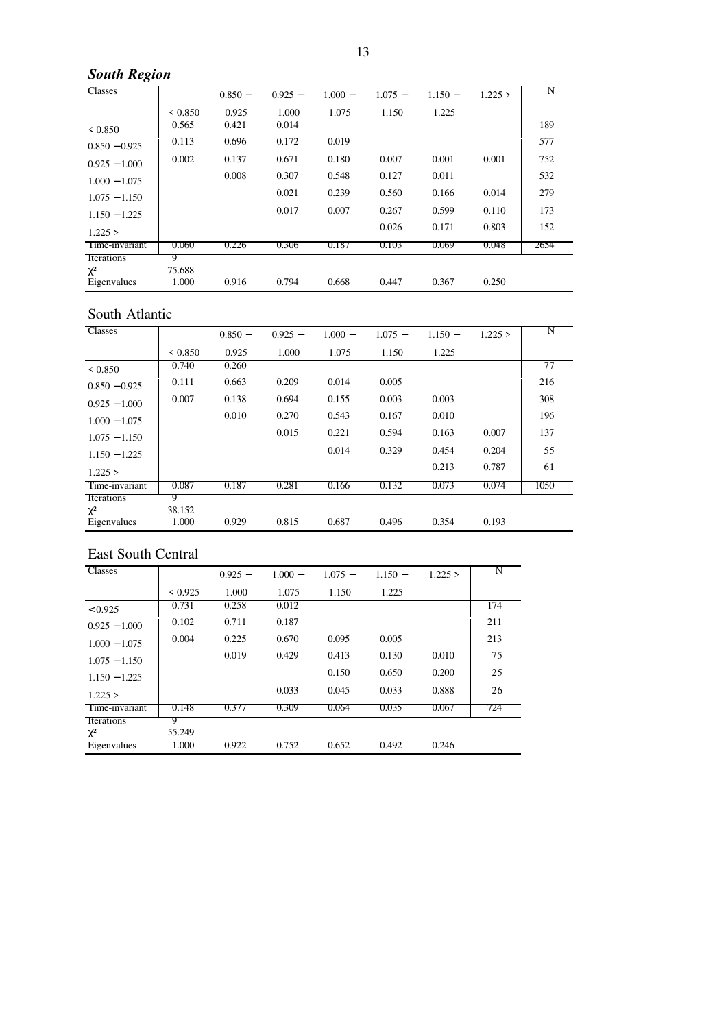## ***South Region***

| Classes | < 0.850 | 0.850 − 0.925 | 0.925 − 1.000 | 1.000 − 1.075 | 1.075 − 1.150 | 1.150 − 1.225 | 1.225 > | N |
|---|---|---|---|---|---|---|---|---|
| < 0.850 | 0.565 | 0.421 | 0.014 | | | | | 189 |
| 0.850 − 0.925 | 0.113 | 0.696 | 0.172 | 0.019 | | | | 577 |
| 0.925 − 1.000 | 0.002 | 0.137 | 0.671 | 0.180 | 0.007 | 0.001 | 0.001 | 752 |
| 1.000 − 1.075 | | 0.008 | 0.307 | 0.548 | 0.127 | 0.011 | | 532 |
| 1.075 − 1.150 | | | 0.021 | 0.239 | 0.560 | 0.166 | 0.014 | 279 |
| 1.150 − 1.225 | | | 0.017 | 0.007 | 0.267 | 0.599 | 0.110 | 173 |
| 1.225 > | | | | | 0.026 | 0.171 | 0.803 | 152 |
| Time-invariant | 0.060 | 0.226 | 0.306 | 0.187 | 0.103 | 0.069 | 0.048 | 2654 |
| Iterations | 9 | | | | | | | |
| $\chi^2$ | 75.688 | | | | | | | |
| Eigenvalues | 1.000 | 0.916 | 0.794 | 0.668 | 0.447 | 0.367 | 0.250 | |

## South Atlantic

| Classes | < 0.850 | 0.850 − 0.925 | 0.925 − 1.000 | 1.000 − 1.075 | 1.075 − 1.150 | 1.150 − 1.225 | 1.225 > | N |
|---|---|---|---|---|---|---|---|---|
| < 0.850 | 0.740 | 0.260 | | | | | | 77 |
| 0.850 − 0.925 | 0.111 | 0.663 | 0.209 | 0.014 | 0.005 | | | 216 |
| 0.925 − 1.000 | 0.007 | 0.138 | 0.694 | 0.155 | 0.003 | 0.003 | | 308 |
| 1.000 − 1.075 | | 0.010 | 0.270 | 0.543 | 0.167 | 0.010 | | 196 |
| 1.075 − 1.150 | | | 0.015 | 0.221 | 0.594 | 0.163 | 0.007 | 137 |
| 1.150 − 1.225 | | | | 0.014 | 0.329 | 0.454 | 0.204 | 55 |
| 1.225 > | | | | | | 0.213 | 0.787 | 61 |
| Time-invariant | 0.087 | 0.187 | 0.281 | 0.166 | 0.132 | 0.073 | 0.074 | 1050 |
| Iterations | 9 | | | | | | | |
| $\chi^2$ | 38.152 | | | | | | | |
| Eigenvalues | 1.000 | 0.929 | 0.815 | 0.687 | 0.496 | 0.354 | 0.193 | |

## East South Central

| Classes | < 0.925 | 0.925 − 1.000 | 1.000 − 1.075 | 1.075 − 1.150 | 1.150 − 1.225 | 1.225 > | N |
|---|---|---|---|---|---|---|---|
| <0.925 | 0.731 | 0.258 | 0.012 | | | | 174 |
| 0.925 − 1.000 | 0.102 | 0.711 | 0.187 | | | | 211 |
| 1.000 − 1.075 | 0.004 | 0.225 | 0.670 | 0.095 | 0.005 | | 213 |
| 1.075 − 1.150 | | 0.019 | 0.429 | 0.413 | 0.130 | 0.010 | 75 |
| 1.150 − 1.225 | | | | 0.150 | 0.650 | 0.200 | 25 |
| 1.225 > | | | 0.033 | 0.045 | 0.033 | 0.888 | 26 |
| Time-invariant | 0.148 | 0.377 | 0.309 | 0.064 | 0.035 | 0.067 | 724 |
| Iterations | 9 | | | | | | |
| $\chi^2$ | 55.249 | | | | | | |
| Eigenvalues | 1.000 | 0.922 | 0.752 | 0.652 | 0.492 | 0.246 | |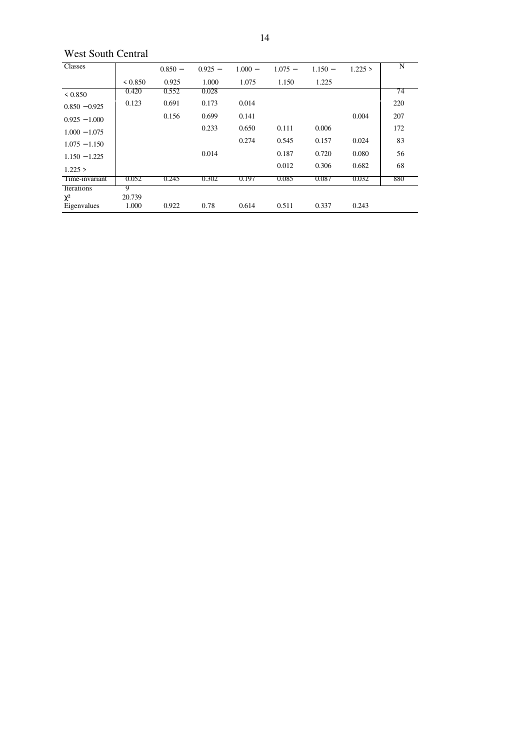West South Central

| Classes | < 0.850 | 0.850 – 0.925 | 0.925 – 1.000 | 1.000 – 1.075 | 1.075 – 1.150 | 1.150 – 1.225 | 1.225 > | N |
|---|---|---|---|---|---|---|---|---|
| < 0.850 | 0.420 | 0.552 | 0.028 | | | | | 74 |
| 0.850 – 0.925 | 0.123 | 0.691 | 0.173 | 0.014 | | | | 220 |
| 0.925 – 1.000 | | 0.156 | 0.699 | 0.141 | | | 0.004 | 207 |
| 1.000 – 1.075 | | | 0.233 | 0.650 | 0.111 | 0.006 | | 172 |
| 1.075 – 1.150 | | | | 0.274 | 0.545 | 0.157 | 0.024 | 83 |
| 1.150 – 1.225 | | | 0.014 | | 0.187 | 0.720 | 0.080 | 56 |
| 1.225 > | | | | | 0.012 | 0.306 | 0.682 | 68 |
| Time-invariant | 0.052 | 0.245 | 0.302 | 0.197 | 0.085 | 0.087 | 0.032 | 880 |
| Iterations | 9 | | | | | | | |
| $\chi^2$ | 20.739 | | | | | | | |
| Eigenvalues | 1.000 | 0.922 | 0.78 | 0.614 | 0.511 | 0.337 | 0.243 | |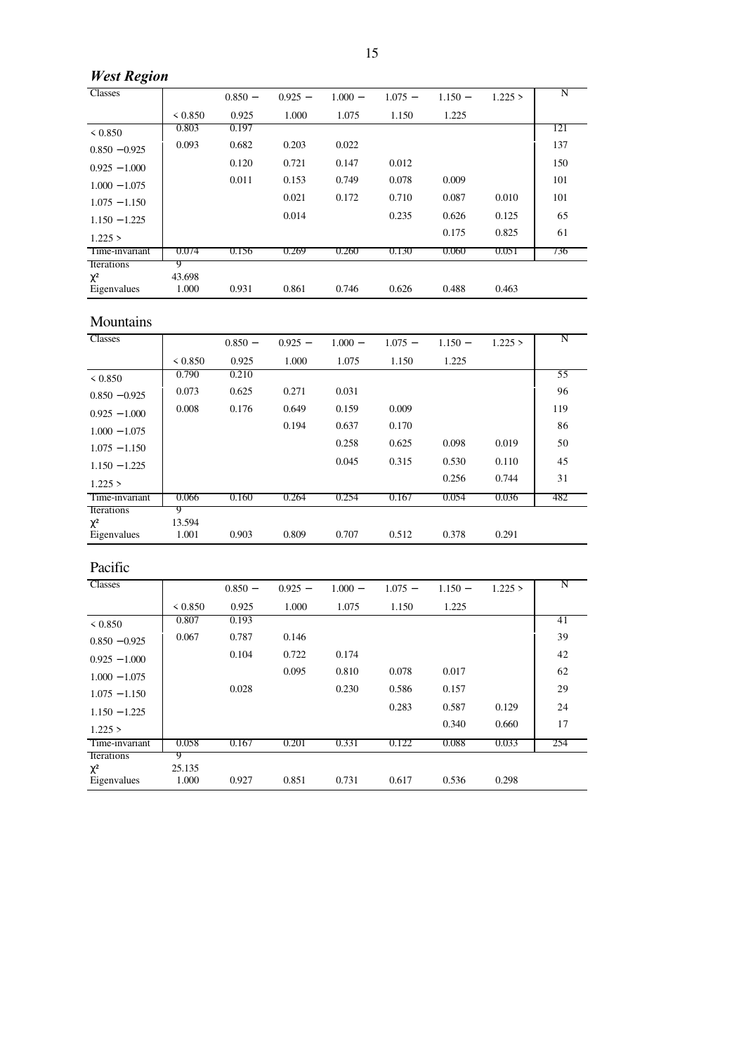## *West Region*

| Classes | | 0.850 − | 0.925 − | 1.000 − | 1.075 − | 1.150 − | 1.225 > | N |
|---|---|---|---|---|---|---|---|---|
| | < 0.850 | 0.925 | 1.000 | 1.075 | 1.150 | 1.225 | | |
| < 0.850 | 0.803 | 0.197 | | | | | | 121 |
| 0.850 −0.925 | 0.093 | 0.682 | 0.203 | 0.022 | | | | 137 |
| 0.925 −1.000 | | 0.120 | 0.721 | 0.147 | 0.012 | | | 150 |
| 1.000 −1.075 | | 0.011 | 0.153 | 0.749 | 0.078 | 0.009 | | 101 |
| 1.075 −1.150 | | | 0.021 | 0.172 | 0.710 | 0.087 | 0.010 | 101 |
| 1.150 −1.225 | | | 0.014 | | 0.235 | 0.626 | 0.125 | 65 |
| 1.225 > | | | | | | 0.175 | 0.825 | 61 |
| Time-invariant | 0.074 | 0.156 | 0.269 | 0.260 | 0.130 | 0.060 | 0.051 | 736 |
| Iterations | 9 | | | | | | | |
| $\chi^2$ | 43.698 | | | | | | | |
| Eigenvalues | 1.000 | 0.931 | 0.861 | 0.746 | 0.626 | 0.488 | 0.463 | |

## Mountains

| Classes | | 0.850 − | 0.925 − | 1.000 − | 1.075 − | 1.150 − | 1.225 > | N |
|---|---|---|---|---|---|---|---|---|
| | < 0.850 | 0.925 | 1.000 | 1.075 | 1.150 | 1.225 | | |
| < 0.850 | 0.790 | 0.210 | | | | | | 55 |
| 0.850 −0.925 | 0.073 | 0.625 | 0.271 | 0.031 | | | | 96 |
| 0.925 −1.000 | 0.008 | 0.176 | 0.649 | 0.159 | 0.009 | | | 119 |
| 1.000 −1.075 | | | 0.194 | 0.637 | 0.170 | | | 86 |
| 1.075 −1.150 | | | | 0.258 | 0.625 | 0.098 | 0.019 | 50 |
| 1.150 −1.225 | | | | 0.045 | 0.315 | 0.530 | 0.110 | 45 |
| 1.225 > | | | | | | 0.256 | 0.744 | 31 |
| Time-invariant | 0.066 | 0.160 | 0.264 | 0.254 | 0.167 | 0.054 | 0.036 | 482 |
| Iterations | 9 | | | | | | | |
| $\chi^2$ | 13.594 | | | | | | | |
| Eigenvalues | 1.001 | 0.903 | 0.809 | 0.707 | 0.512 | 0.378 | 0.291 | |

## Pacific

| Classes | | 0.850 − | 0.925 − | 1.000 − | 1.075 − | 1.150 − | 1.225 > | N |
|---|---|---|---|---|---|---|---|---|
| | < 0.850 | 0.925 | 1.000 | 1.075 | 1.150 | 1.225 | | |
| < 0.850 | 0.807 | 0.193 | | | | | | 41 |
| 0.850 −0.925 | 0.067 | 0.787 | 0.146 | | | | | 39 |
| 0.925 −1.000 | | 0.104 | 0.722 | 0.174 | | | | 42 |
| 1.000 −1.075 | | | 0.095 | 0.810 | 0.078 | 0.017 | | 62 |
| 1.075 −1.150 | | 0.028 | | 0.230 | 0.586 | 0.157 | | 29 |
| 1.150 −1.225 | | | | | 0.283 | 0.587 | 0.129 | 24 |
| 1.225 > | | | | | | 0.340 | 0.660 | 17 |
| Time-invariant | 0.058 | 0.167 | 0.201 | 0.331 | 0.122 | 0.088 | 0.033 | 254 |
| Iterations | 9 | | | | | | | |
| $\chi^2$ | 25.135 | | | | | | | |
| Eigenvalues | 1.000 | 0.927 | 0.851 | 0.731 | 0.617 | 0.536 | 0.298 | |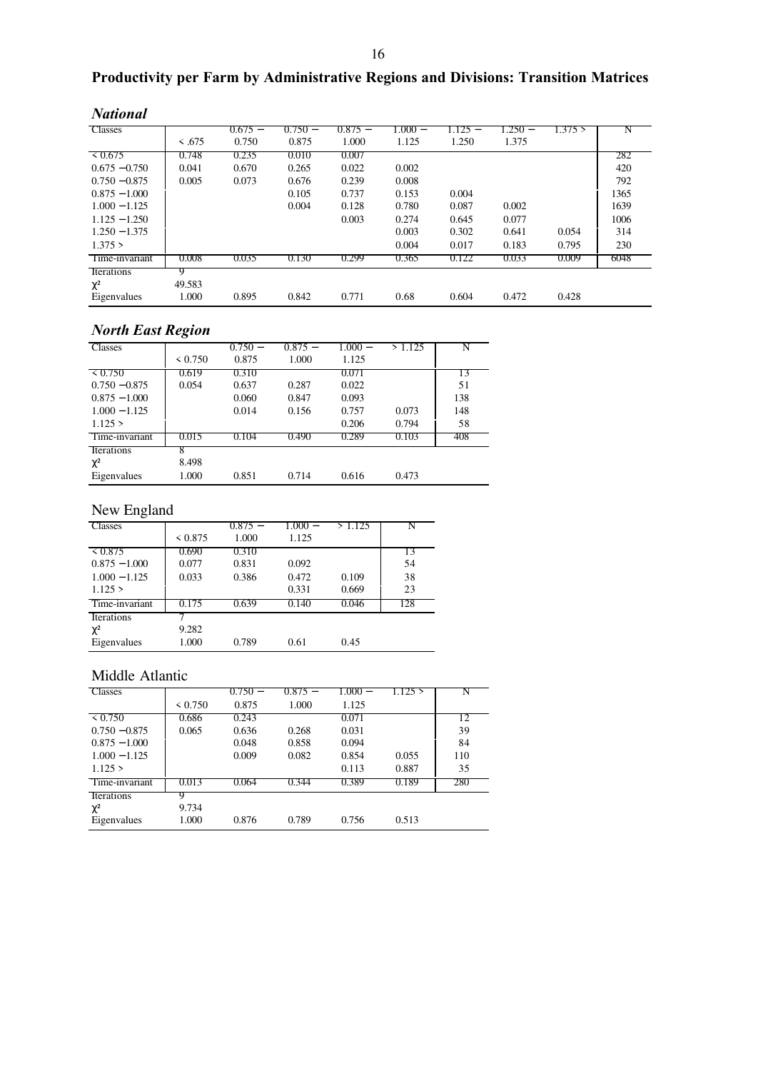## Productivity per Farm by Administrative Regions and Divisions: Transition Matrices

### *National*

| Classes | < .675 | 0.675 − 0.750 | 0.750 − 0.875 | 0.875 − 1.000 | 1.000 − 1.125 | 1.125 − 1.250 | 1.250 − 1.375 | 1.375 > | N |
|---|---|---|---|---|---|---|---|---|---|
| < 0.675 | 0.748 | 0.235 | 0.010 | 0.007 | | | | | 282 |
| 0.675 −0.750 | 0.041 | 0.670 | 0.265 | 0.022 | 0.002 | | | | 420 |
| 0.750 −0.875 | 0.005 | 0.073 | 0.676 | 0.239 | 0.008 | | | | 792 |
| 0.875 −1.000 | | | 0.105 | 0.737 | 0.153 | 0.004 | | | 1365 |
| 1.000 −1.125 | | | 0.004 | 0.128 | 0.780 | 0.087 | 0.002 | | 1639 |
| 1.125 −1.250 | | | | 0.003 | 0.274 | 0.645 | 0.077 | | 1006 |
| 1.250 −1.375 | | | | | 0.003 | 0.302 | 0.641 | 0.054 | 314 |
| 1.375 > | | | | | 0.004 | 0.017 | 0.183 | 0.795 | 230 |
| Time-invariant | 0.008 | 0.035 | 0.130 | 0.299 | 0.365 | 0.122 | 0.033 | 0.009 | 6048 |
| Iterations | 9 | | | | | | | | |
| $\chi^2$ | 49.583 | | | | | | | | |
| Eigenvalues | 1.000 | 0.895 | 0.842 | 0.771 | 0.68 | 0.604 | 0.472 | 0.428 | |

### *North East Region*

| Classes | < 0.750 | 0.750 − 0.875 | 0.875 − 1.000 | 1.000 − 1.125 | > 1.125 | N |
|---|---|---|---|---|---|---|
| < 0.750 | 0.619 | 0.310 | | 0.071 | | 13 |
| 0.750 −0.875 | 0.054 | 0.637 | 0.287 | 0.022 | | 51 |
| 0.875 −1.000 | | 0.060 | 0.847 | 0.093 | | 138 |
| 1.000 −1.125 | | 0.014 | 0.156 | 0.757 | 0.073 | 148 |
| 1.125 > | | | | 0.206 | 0.794 | 58 |
| Time-invariant | 0.015 | 0.104 | 0.490 | 0.289 | 0.103 | 408 |
| Iterations | 8 | | | | | |
| $\chi^2$ | 8.498 | | | | | |
| Eigenvalues | 1.000 | 0.851 | 0.714 | 0.616 | 0.473 | |

### New England

| Classes | < 0.875 | 0.875 − 1.000 | 1.000 − 1.125 | > 1.125 | N |
|---|---|---|---|---|---|
| < 0.875 | 0.690 | 0.310 | | | 13 |
| 0.875 −1.000 | 0.077 | 0.831 | 0.092 | | 54 |
| 1.000 −1.125 | 0.033 | 0.386 | 0.472 | 0.109 | 38 |
| 1.125 > | | | 0.331 | 0.669 | 23 |
| Time-invariant | 0.175 | 0.639 | 0.140 | 0.046 | 128 |
| Iterations | 7 | | | | |
| $\chi^2$ | 9.282 | | | | |
| Eigenvalues | 1.000 | 0.789 | 0.61 | 0.45 | |

### Middle Atlantic

| Classes | < 0.750 | 0.750 − 0.875 | 0.875 − 1.000 | 1.000 − 1.125 | 1.125 > | N |
|---|---|---|---|---|---|---|
| < 0.750 | 0.686 | 0.243 | | 0.071 | | 12 |
| 0.750 −0.875 | 0.065 | 0.636 | 0.268 | 0.031 | | 39 |
| 0.875 −1.000 | | 0.048 | 0.858 | 0.094 | | 84 |
| 1.000 −1.125 | | 0.009 | 0.082 | 0.854 | 0.055 | 110 |
| 1.125 > | | | | 0.113 | 0.887 | 35 |
| Time-invariant | 0.013 | 0.064 | 0.344 | 0.389 | 0.189 | 280 |
| Iterations | 9 | | | | | |
| $\chi^2$ | 9.734 | | | | | |
| Eigenvalues | 1.000 | 0.876 | 0.789 | 0.756 | 0.513 | |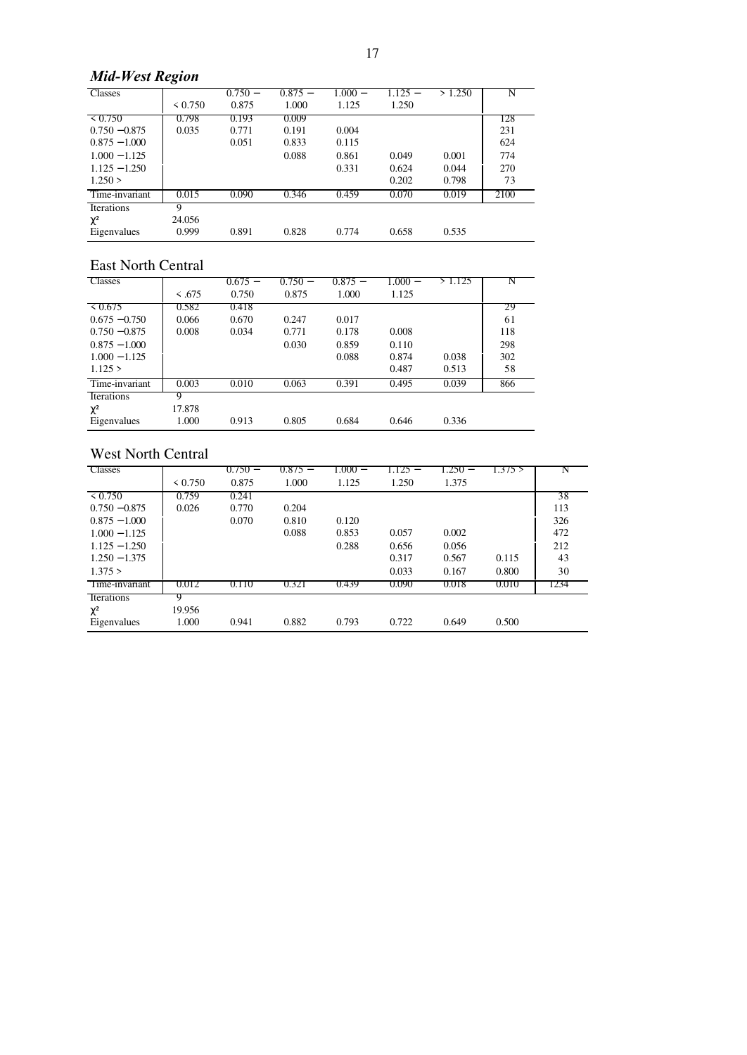## *Mid-West Region*

| Classes | < 0.750 | 0.750 − 0.875 | 0.875 − 1.000 | 1.000 − 1.125 | 1.125 − 1.250 | > 1.250 | N |
|---|---|---|---|---|---|---|---|
| < 0.750 | 0.798 | 0.193 | 0.009 | | | | 128 |
| 0.750 −0.875 | 0.035 | 0.771 | 0.191 | 0.004 | | | 231 |
| 0.875 −1.000 | | 0.051 | 0.833 | 0.115 | | | 624 |
| 1.000 −1.125 | | | 0.088 | 0.861 | 0.049 | 0.001 | 774 |
| 1.125 −1.250 | | | | 0.331 | 0.624 | 0.044 | 270 |
| 1.250 > | | | | | 0.202 | 0.798 | 73 |
| Time-invariant | 0.015 | 0.090 | 0.346 | 0.459 | 0.070 | 0.019 | 2100 |
| Iterations | 9 | | | | | | |
| $\chi^2$ | 24.056 | | | | | | |
| Eigenvalues | 0.999 | 0.891 | 0.828 | 0.774 | 0.658 | 0.535 | |

## East North Central

| Classes | < .675 | 0.675 − 0.750 | 0.750 − 0.875 | 0.875 − 1.000 | 1.000 − 1.125 | > 1.125 | N |
|---|---|---|---|---|---|---|---|
| < 0.675 | 0.582 | 0.418 | | | | | 29 |
| 0.675 −0.750 | 0.066 | 0.670 | 0.247 | 0.017 | | | 61 |
| 0.750 −0.875 | 0.008 | 0.034 | 0.771 | 0.178 | 0.008 | | 118 |
| 0.875 −1.000 | | | 0.030 | 0.859 | 0.110 | | 298 |
| 1.000 −1.125 | | | | 0.088 | 0.874 | 0.038 | 302 |
| 1.125 > | | | | | 0.487 | 0.513 | 58 |
| Time-invariant | 0.003 | 0.010 | 0.063 | 0.391 | 0.495 | 0.039 | 866 |
| Iterations | 9 | | | | | | |
| $\chi^2$ | 17.878 | | | | | | |
| Eigenvalues | 1.000 | 0.913 | 0.805 | 0.684 | 0.646 | 0.336 | |

## West North Central

| Classes | < 0.750 | 0.750 − 0.875 | 0.875 − 1.000 | 1.000 − 1.125 | 1.125 − 1.250 | 1.250 − 1.375 | 1.375 > | N |
|---|---|---|---|---|---|---|---|---|
| < 0.750 | 0.759 | 0.241 | | | | | | 38 |
| 0.750 −0.875 | 0.026 | 0.770 | 0.204 | | | | | 113 |
| 0.875 −1.000 | | 0.070 | 0.810 | 0.120 | | | | 326 |
| 1.000 −1.125 | | | 0.088 | 0.853 | 0.057 | 0.002 | | 472 |
| 1.125 −1.250 | | | | 0.288 | 0.656 | 0.056 | | 212 |
| 1.250 −1.375 | | | | | 0.317 | 0.567 | 0.115 | 43 |
| 1.375 > | | | | | 0.033 | 0.167 | 0.800 | 30 |
| Time-invariant | 0.012 | 0.110 | 0.321 | 0.439 | 0.090 | 0.018 | 0.010 | 1234 |
| Iterations | 9 | | | | | | | |
| $\chi^2$ | 19.956 | | | | | | | |
| Eigenvalues | 1.000 | 0.941 | 0.882 | 0.793 | 0.722 | 0.649 | 0.500 | |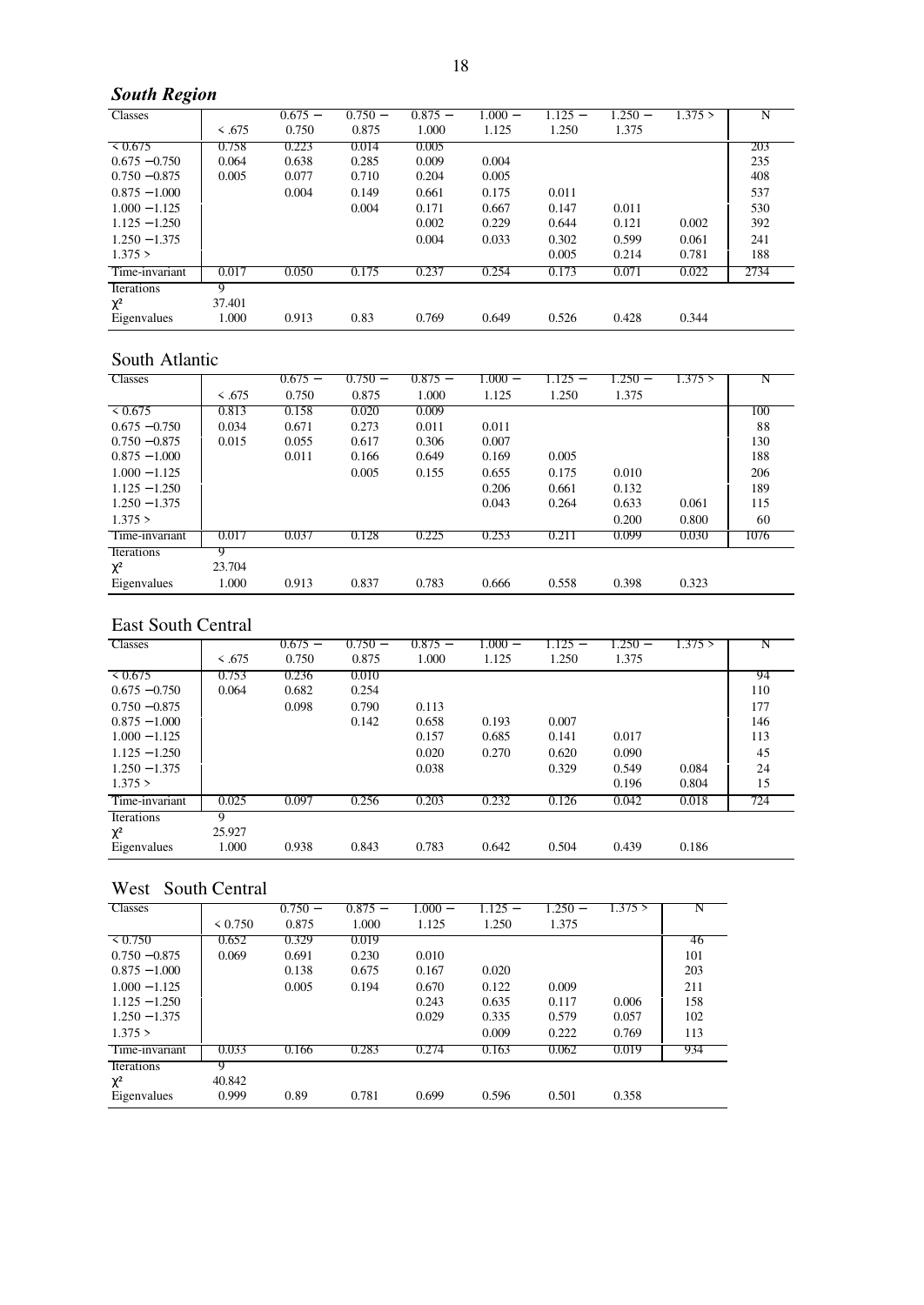## *South Region*

| Classes | < .675 | 0.675 – 0.750 | 0.750 – 0.875 | 0.875 – 1.000 | 1.000 – 1.125 | 1.125 – 1.250 | 1.250 – 1.375 | 1.375 > | N |
|---|---|---|---|---|---|---|---|---|---|
| < 0.675 | 0.758 | 0.223 | 0.014 | 0.005 | | | | | 203 |
| 0.675 – 0.750 | 0.064 | 0.638 | 0.285 | 0.009 | 0.004 | | | | 235 |
| 0.750 – 0.875 | 0.005 | 0.077 | 0.710 | 0.204 | 0.005 | | | | 408 |
| 0.875 – 1.000 | | 0.004 | 0.149 | 0.661 | 0.175 | 0.011 | | | 537 |
| 1.000 – 1.125 | | | 0.004 | 0.171 | 0.667 | 0.147 | 0.011 | | 530 |
| 1.125 – 1.250 | | | | 0.002 | 0.229 | 0.644 | 0.121 | 0.002 | 392 |
| 1.250 – 1.375 | | | | 0.004 | 0.033 | 0.302 | 0.599 | 0.061 | 241 |
| 1.375 > | | | | | | 0.005 | 0.214 | 0.781 | 188 |
| Time-invariant | 0.017 | 0.050 | 0.175 | 0.237 | 0.254 | 0.173 | 0.071 | 0.022 | 2734 |
| Iterations | 9 | | | | | | | | |
| $\chi^2$ | 37.401 | | | | | | | | |
| Eigenvalues | 1.000 | 0.913 | 0.83 | 0.769 | 0.649 | 0.526 | 0.428 | 0.344 | |

## South Atlantic

| Classes | < .675 | 0.675 – 0.750 | 0.750 – 0.875 | 0.875 – 1.000 | 1.000 – 1.125 | 1.125 – 1.250 | 1.250 – 1.375 | 1.375 > | N |
|---|---|---|---|---|---|---|---|---|---|
| < 0.675 | 0.813 | 0.158 | 0.020 | 0.009 | | | | | 100 |
| 0.675 – 0.750 | 0.034 | 0.671 | 0.273 | 0.011 | 0.011 | | | | 88 |
| 0.750 – 0.875 | 0.015 | 0.055 | 0.617 | 0.306 | 0.007 | | | | 130 |
| 0.875 – 1.000 | | 0.011 | 0.166 | 0.649 | 0.169 | 0.005 | | | 188 |
| 1.000 – 1.125 | | | 0.005 | 0.155 | 0.655 | 0.175 | 0.010 | | 206 |
| 1.125 – 1.250 | | | | | 0.206 | 0.661 | 0.132 | | 189 |
| 1.250 – 1.375 | | | | | 0.043 | 0.264 | 0.633 | 0.061 | 115 |
| 1.375 > | | | | | | | 0.200 | 0.800 | 60 |
| Time-invariant | 0.017 | 0.037 | 0.128 | 0.225 | 0.253 | 0.211 | 0.099 | 0.030 | 1076 |
| Iterations | 9 | | | | | | | | |
| $\chi^2$ | 23.704 | | | | | | | | |
| Eigenvalues | 1.000 | 0.913 | 0.837 | 0.783 | 0.666 | 0.558 | 0.398 | 0.323 | |

## East South Central

| Classes | < .675 | 0.675 – 0.750 | 0.750 – 0.875 | 0.875 – 1.000 | 1.000 – 1.125 | 1.125 – 1.250 | 1.250 – 1.375 | 1.375 > | N |
|---|---|---|---|---|---|---|---|---|---|
| < 0.675 | 0.753 | 0.236 | 0.010 | | | | | | 94 |
| 0.675 – 0.750 | 0.064 | 0.682 | 0.254 | | | | | | 110 |
| 0.750 – 0.875 | | 0.098 | 0.790 | 0.113 | | | | | 177 |
| 0.875 – 1.000 | | | 0.142 | 0.658 | 0.193 | 0.007 | | | 146 |
| 1.000 – 1.125 | | | | 0.157 | 0.685 | 0.141 | 0.017 | | 113 |
| 1.125 – 1.250 | | | | 0.020 | 0.270 | 0.620 | 0.090 | | 45 |
| 1.250 – 1.375 | | | | 0.038 | | 0.329 | 0.549 | 0.084 | 24 |
| 1.375 > | | | | | | | 0.196 | 0.804 | 15 |
| Time-invariant | 0.025 | 0.097 | 0.256 | 0.203 | 0.232 | 0.126 | 0.042 | 0.018 | 724 |
| Iterations | 9 | | | | | | | | |
| $\chi^2$ | 25.927 | | | | | | | | |
| Eigenvalues | 1.000 | 0.938 | 0.843 | 0.783 | 0.642 | 0.504 | 0.439 | 0.186 | |

## West South Central

| Classes | < 0.750 | 0.750 – 0.875 | 0.875 – 1.000 | 1.000 – 1.125 | 1.125 – 1.250 | 1.250 – 1.375 | 1.375 > | N |
|---|---|---|---|---|---|---|---|---|
| < 0.750 | 0.652 | 0.329 | 0.019 | | | | | 46 |
| 0.750 – 0.875 | 0.069 | 0.691 | 0.230 | 0.010 | | | | 101 |
| 0.875 – 1.000 | | 0.138 | 0.675 | 0.167 | 0.020 | | | 203 |
| 1.000 – 1.125 | | 0.005 | 0.194 | 0.670 | 0.122 | 0.009 | | 211 |
| 1.125 – 1.250 | | | | 0.243 | 0.635 | 0.117 | 0.006 | 158 |
| 1.250 – 1.375 | | | | 0.029 | 0.335 | 0.579 | 0.057 | 102 |
| 1.375 > | | | | | 0.009 | 0.222 | 0.769 | 113 |
| Time-invariant | 0.033 | 0.166 | 0.283 | 0.274 | 0.163 | 0.062 | 0.019 | 934 |
| Iterations | 9 | | | | | | | |
| $\chi^2$ | 40.842 | | | | | | | |
| Eigenvalues | 0.999 | 0.89 | 0.781 | 0.699 | 0.596 | 0.501 | 0.358 | |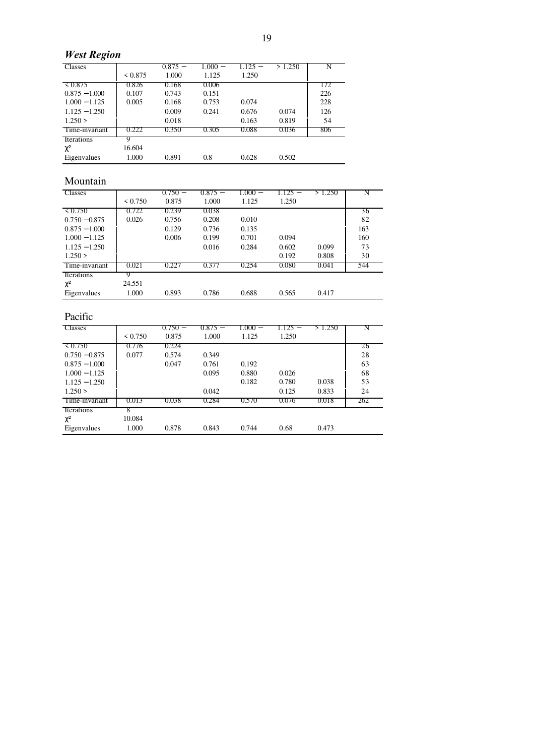## *West Region*

| Classes | < 0.875 | 0.875 – 1.000 | 1.000 – 1.125 | 1.125 – 1.250 | > 1.250 | N |
|---|---|---|---|---|---|---|
| < 0.875 | 0.826 | 0.168 | 0.006 | | | 172 |
| 0.875 – 1.000 | 0.107 | 0.743 | 0.151 | | | 226 |
| 1.000 – 1.125 | 0.005 | 0.168 | 0.753 | 0.074 | | 228 |
| 1.125 – 1.250 | | 0.009 | 0.241 | 0.676 | 0.074 | 126 |
| 1.250 > | | 0.018 | | 0.163 | 0.819 | 54 |
| Time-invariant | 0.222 | 0.350 | 0.305 | 0.088 | 0.036 | 806 |
| Iterations | 9 | | | | | |
| $\chi^2$ | 16.604 | | | | | |
| Eigenvalues | 1.000 | 0.891 | 0.8 | 0.628 | 0.502 | |

## Mountain

| Classes | < 0.750 | 0.750 – 0.875 | 0.875 – 1.000 | 1.000 – 1.125 | 1.125 – 1.250 | > 1.250 | N |
|---|---|---|---|---|---|---|---|
| < 0.750 | 0.722 | 0.239 | 0.038 | | | | 36 |
| 0.750 – 0.875 | 0.026 | 0.756 | 0.208 | 0.010 | | | 82 |
| 0.875 – 1.000 | | 0.129 | 0.736 | 0.135 | | | 163 |
| 1.000 – 1.125 | | 0.006 | 0.199 | 0.701 | 0.094 | | 160 |
| 1.125 – 1.250 | | | 0.016 | 0.284 | 0.602 | 0.099 | 73 |
| 1.250 > | | | | | 0.192 | 0.808 | 30 |
| Time-invariant | 0.021 | 0.227 | 0.377 | 0.254 | 0.080 | 0.041 | 544 |
| Iterations | 9 | | | | | | |
| $\chi^2$ | 24.551 | | | | | | |
| Eigenvalues | 1.000 | 0.893 | 0.786 | 0.688 | 0.565 | 0.417 | |

## Pacific

| Classes | < 0.750 | 0.750 – 0.875 | 0.875 – 1.000 | 1.000 – 1.125 | 1.125 – 1.250 | > 1.250 | N |
|---|---|---|---|---|---|---|---|
| < 0.750 | 0.776 | 0.224 | | | | | 26 |
| 0.750 – 0.875 | 0.077 | 0.574 | 0.349 | | | | 28 |
| 0.875 – 1.000 | | 0.047 | 0.761 | 0.192 | | | 63 |
| 1.000 – 1.125 | | | 0.095 | 0.880 | 0.026 | | 68 |
| 1.125 – 1.250 | | | | 0.182 | 0.780 | 0.038 | 53 |
| 1.250 > | | | 0.042 | | 0.125 | 0.833 | 24 |
| Time-invariant | 0.013 | 0.038 | 0.284 | 0.570 | 0.076 | 0.018 | 262 |
| Iterations | 8 | | | | | | |
| $\chi^2$ | 10.084 | | | | | | |
| Eigenvalues | 1.000 | 0.878 | 0.843 | 0.744 | 0.68 | 0.473 | |